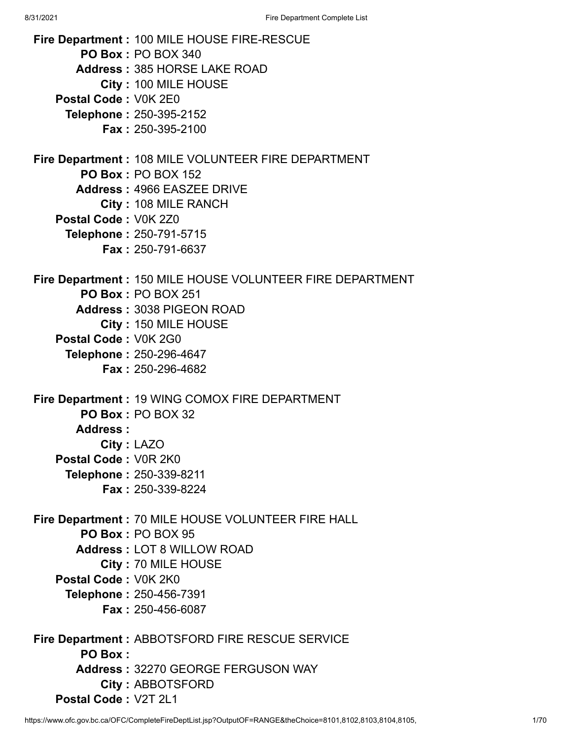**Fire Department :** 100 MILE HOUSE FIRE-RESCUE
**PO Box :** PO BOX 340
**Address :** 385 HORSE LAKE ROAD
**City :** 100 MILE HOUSE
**Postal Code :** V0K 2E0
**Telephone :** 250-395-2152
**Fax :** 250-395-2100

**Fire Department :** 108 MILE VOLUNTEER FIRE DEPARTMENT
**PO Box :** PO BOX 152
**Address :** 4966 EASZEE DRIVE
**City :** 108 MILE RANCH
**Postal Code :** V0K 2Z0
**Telephone :** 250-791-5715
**Fax :** 250-791-6637

**Fire Department :** 150 MILE HOUSE VOLUNTEER FIRE DEPARTMENT
**PO Box :** PO BOX 251
**Address :** 3038 PIGEON ROAD
**City :** 150 MILE HOUSE
**Postal Code :** V0K 2G0
**Telephone :** 250-296-4647
**Fax :** 250-296-4682

**Fire Department :** 19 WING COMOX FIRE DEPARTMENT
**PO Box :** PO BOX 32
**Address :**
**City :** LAZO
**Postal Code :** V0R 2K0
**Telephone :** 250-339-8211
**Fax :** 250-339-8224

**Fire Department :** 70 MILE HOUSE VOLUNTEER FIRE HALL
**PO Box :** PO BOX 95
**Address :** LOT 8 WILLOW ROAD
**City :** 70 MILE HOUSE
**Postal Code :** V0K 2K0
**Telephone :** 250-456-7391
**Fax :** 250-456-6087

**Fire Department :** ABBOTSFORD FIRE RESCUE SERVICE
**PO Box :**
**Address :** 32270 GEORGE FERGUSON WAY
**City :** ABBOTSFORD
**Postal Code :** V2T 2L1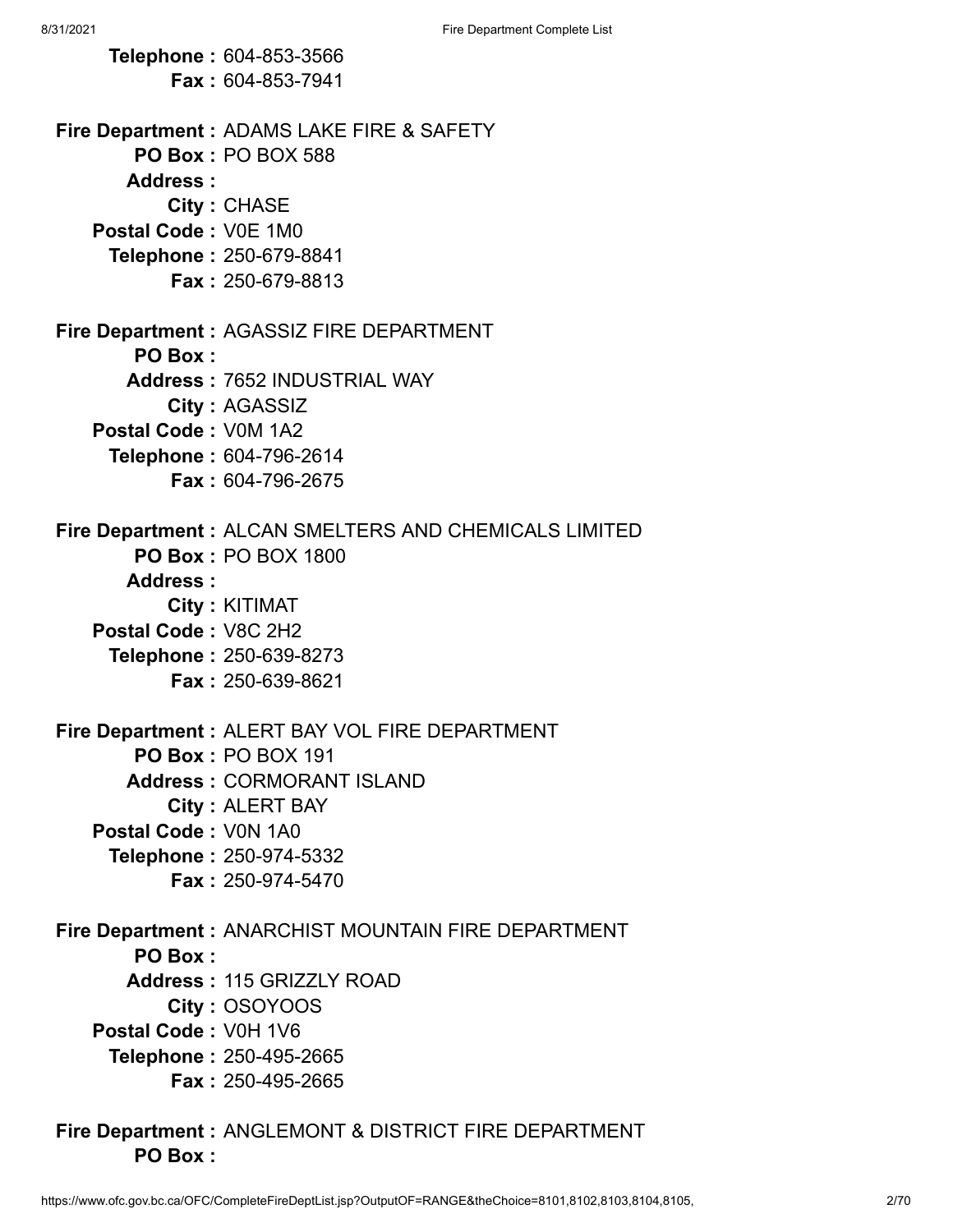**Telephone :** 604-853-3566
**Fax :** 604-853-7941

**Fire Department :** ADAMS LAKE FIRE & SAFETY
**PO Box :** PO BOX 588
**Address :**
**City :** CHASE
**Postal Code :** V0E 1M0
**Telephone :** 250-679-8841
**Fax :** 250-679-8813

**Fire Department :** AGASSIZ FIRE DEPARTMENT
**PO Box :**
**Address :** 7652 INDUSTRIAL WAY
**City :** AGASSIZ
**Postal Code :** V0M 1A2
**Telephone :** 604-796-2614
**Fax :** 604-796-2675

**Fire Department :** ALCAN SMELTERS AND CHEMICALS LIMITED
**PO Box :** PO BOX 1800
**Address :**
**City :** KITIMAT
**Postal Code :** V8C 2H2
**Telephone :** 250-639-8273
**Fax :** 250-639-8621

**Fire Department :** ALERT BAY VOL FIRE DEPARTMENT
**PO Box :** PO BOX 191
**Address :** CORMORANT ISLAND
**City :** ALERT BAY
**Postal Code :** V0N 1A0
**Telephone :** 250-974-5332
**Fax :** 250-974-5470

**Fire Department :** ANARCHIST MOUNTAIN FIRE DEPARTMENT
**PO Box :**
**Address :** 115 GRIZZLY ROAD
**City :** OSOYOOS
**Postal Code :** V0H 1V6
**Telephone :** 250-495-2665
**Fax :** 250-495-2665

**Fire Department :** ANGLEMONT & DISTRICT FIRE DEPARTMENT
**PO Box :**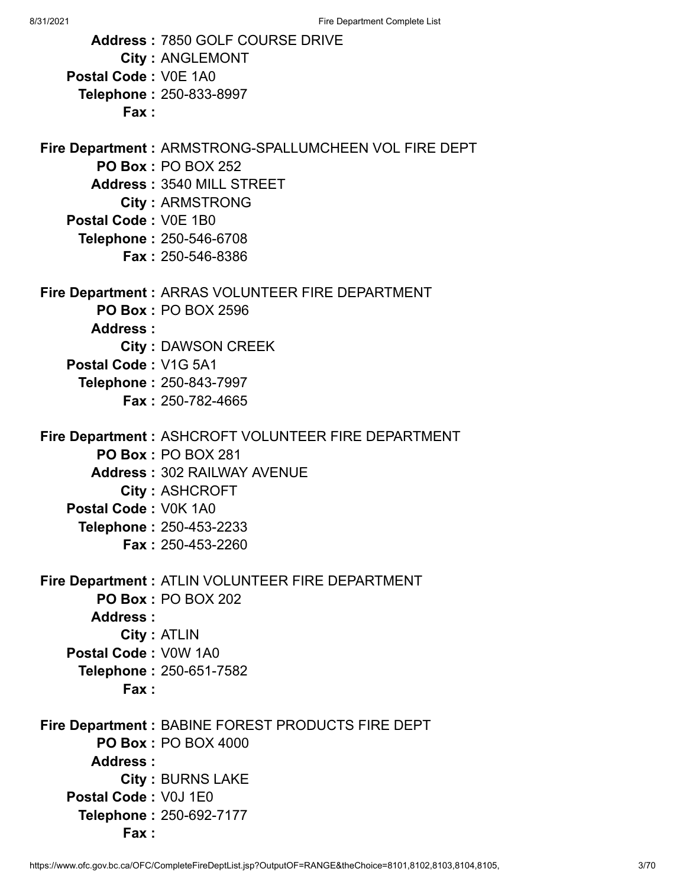**Address :** 7850 GOLF COURSE DRIVE
**City :** ANGLEMONT
**Postal Code :** V0E 1A0
**Telephone :** 250-833-8997
**Fax :**

**Fire Department :** ARMSTRONG-SPALLUMCHEEN VOL FIRE DEPT
**PO Box :** PO BOX 252
**Address :** 3540 MILL STREET
**City :** ARMSTRONG
**Postal Code :** V0E 1B0
**Telephone :** 250-546-6708
**Fax :** 250-546-8386

**Fire Department :** ARRAS VOLUNTEER FIRE DEPARTMENT
**PO Box :** PO BOX 2596
**Address :**
**City :** DAWSON CREEK
**Postal Code :** V1G 5A1
**Telephone :** 250-843-7997
**Fax :** 250-782-4665

**Fire Department :** ASHCROFT VOLUNTEER FIRE DEPARTMENT
**PO Box :** PO BOX 281
**Address :** 302 RAILWAY AVENUE
**City :** ASHCROFT
**Postal Code :** V0K 1A0
**Telephone :** 250-453-2233
**Fax :** 250-453-2260

**Fire Department :** ATLIN VOLUNTEER FIRE DEPARTMENT
**PO Box :** PO BOX 202
**Address :**
**City :** ATLIN
**Postal Code :** V0W 1A0
**Telephone :** 250-651-7582
**Fax :**

**Fire Department :** BABINE FOREST PRODUCTS FIRE DEPT
**PO Box :** PO BOX 4000
**Address :**
**City :** BURNS LAKE
**Postal Code :** V0J 1E0
**Telephone :** 250-692-7177
**Fax :**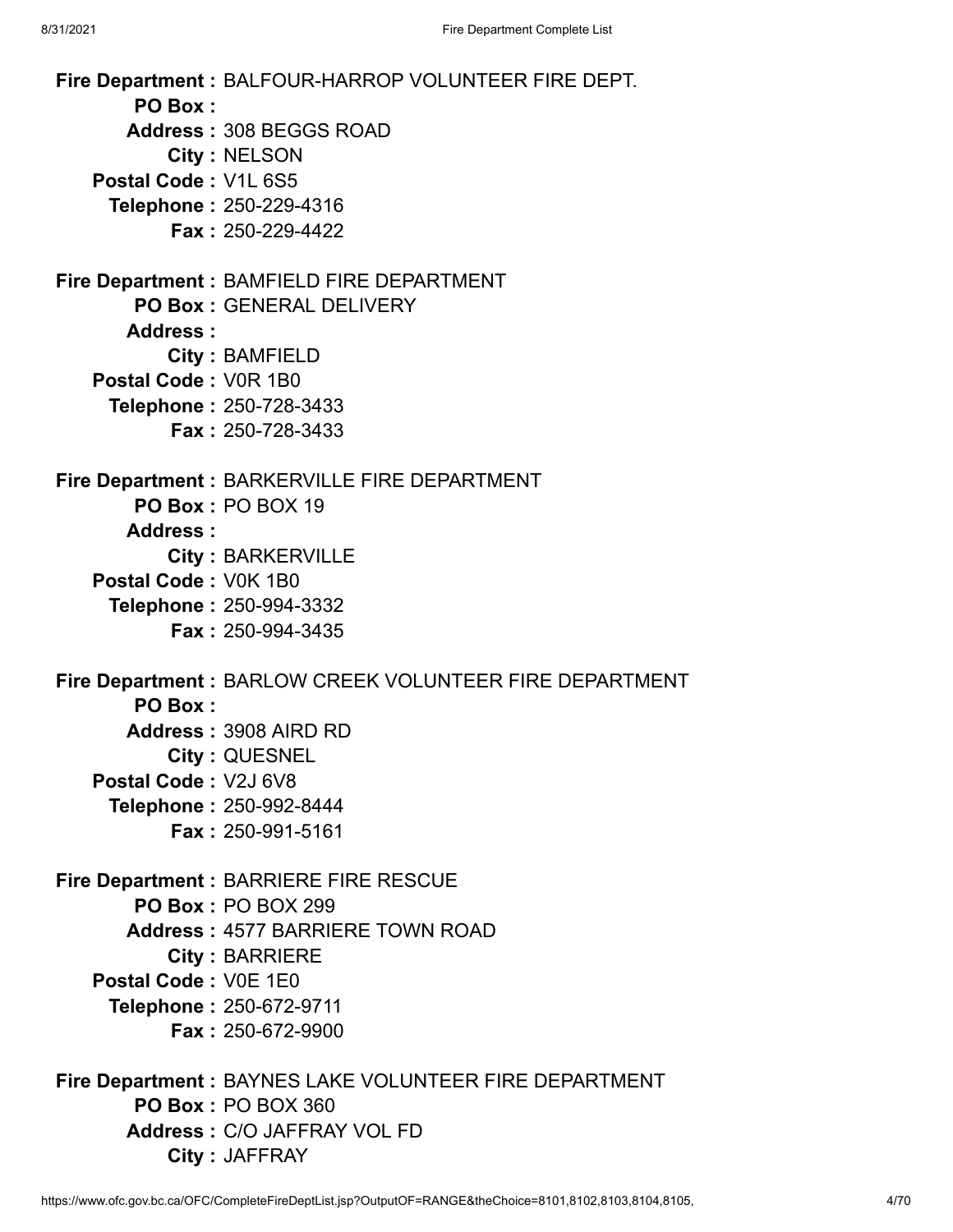**Fire Department :** BALFOUR-HARROP VOLUNTEER FIRE DEPT.
**PO Box :**
**Address :** 308 BEGGS ROAD
**City :** NELSON
**Postal Code :** V1L 6S5
**Telephone :** 250-229-4316
**Fax :** 250-229-4422

**Fire Department :** BAMFIELD FIRE DEPARTMENT
**PO Box :** GENERAL DELIVERY
**Address :**
**City :** BAMFIELD
**Postal Code :** V0R 1B0
**Telephone :** 250-728-3433
**Fax :** 250-728-3433

**Fire Department :** BARKERVILLE FIRE DEPARTMENT
**PO Box :** PO BOX 19
**Address :**
**City :** BARKERVILLE
**Postal Code :** V0K 1B0
**Telephone :** 250-994-3332
**Fax :** 250-994-3435

**Fire Department :** BARLOW CREEK VOLUNTEER FIRE DEPARTMENT
**PO Box :**
**Address :** 3908 AIRD RD
**City :** QUESNEL
**Postal Code :** V2J 6V8
**Telephone :** 250-992-8444
**Fax :** 250-991-5161

**Fire Department :** BARRIERE FIRE RESCUE
**PO Box :** PO BOX 299
**Address :** 4577 BARRIERE TOWN ROAD
**City :** BARRIERE
**Postal Code :** V0E 1E0
**Telephone :** 250-672-9711
**Fax :** 250-672-9900

**Fire Department :** BAYNES LAKE VOLUNTEER FIRE DEPARTMENT
**PO Box :** PO BOX 360
**Address :** C/O JAFFRAY VOL FD
**City :** JAFFRAY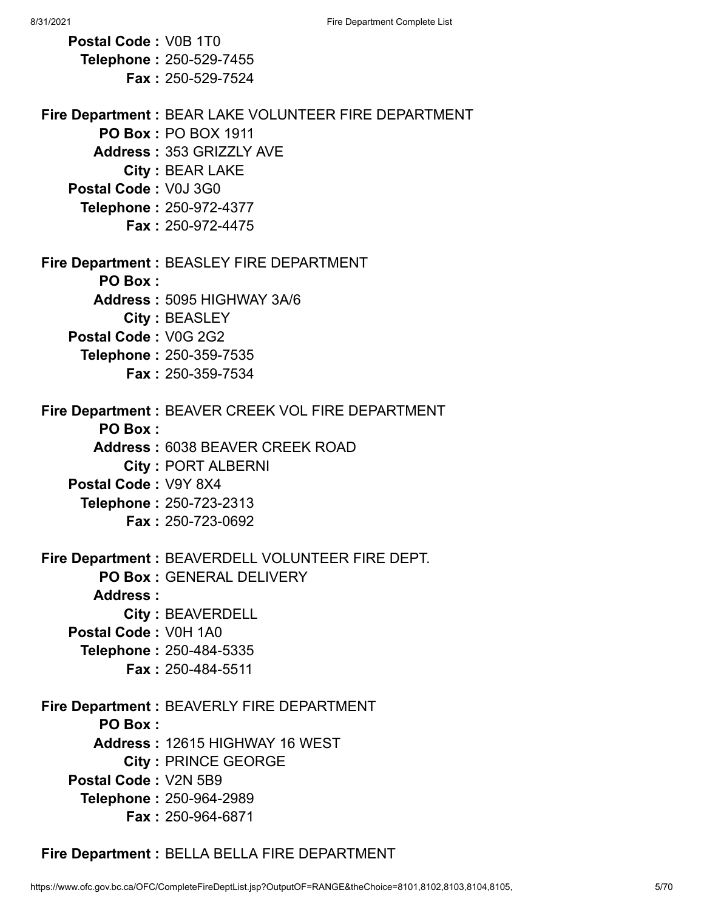**Postal Code :** V0B 1T0
**Telephone :** 250-529-7455
**Fax :** 250-529-7524

**Fire Department :** BEAR LAKE VOLUNTEER FIRE DEPARTMENT
**PO Box :** PO BOX 1911
**Address :** 353 GRIZZLY AVE
**City :** BEAR LAKE
**Postal Code :** V0J 3G0
**Telephone :** 250-972-4377
**Fax :** 250-972-4475

**Fire Department :** BEASLEY FIRE DEPARTMENT
**PO Box :**
**Address :** 5095 HIGHWAY 3A/6
**City :** BEASLEY
**Postal Code :** V0G 2G2
**Telephone :** 250-359-7535
**Fax :** 250-359-7534

**Fire Department :** BEAVER CREEK VOL FIRE DEPARTMENT
**PO Box :**
**Address :** 6038 BEAVER CREEK ROAD
**City :** PORT ALBERNI
**Postal Code :** V9Y 8X4
**Telephone :** 250-723-2313
**Fax :** 250-723-0692

**Fire Department :** BEAVERDELL VOLUNTEER FIRE DEPT.
**PO Box :** GENERAL DELIVERY
**Address :**
**City :** BEAVERDELL
**Postal Code :** V0H 1A0
**Telephone :** 250-484-5335
**Fax :** 250-484-5511

**Fire Department :** BEAVERLY FIRE DEPARTMENT
**PO Box :**
**Address :** 12615 HIGHWAY 16 WEST
**City :** PRINCE GEORGE
**Postal Code :** V2N 5B9
**Telephone :** 250-964-2989
**Fax :** 250-964-6871

**Fire Department :** BELLA BELLA FIRE DEPARTMENT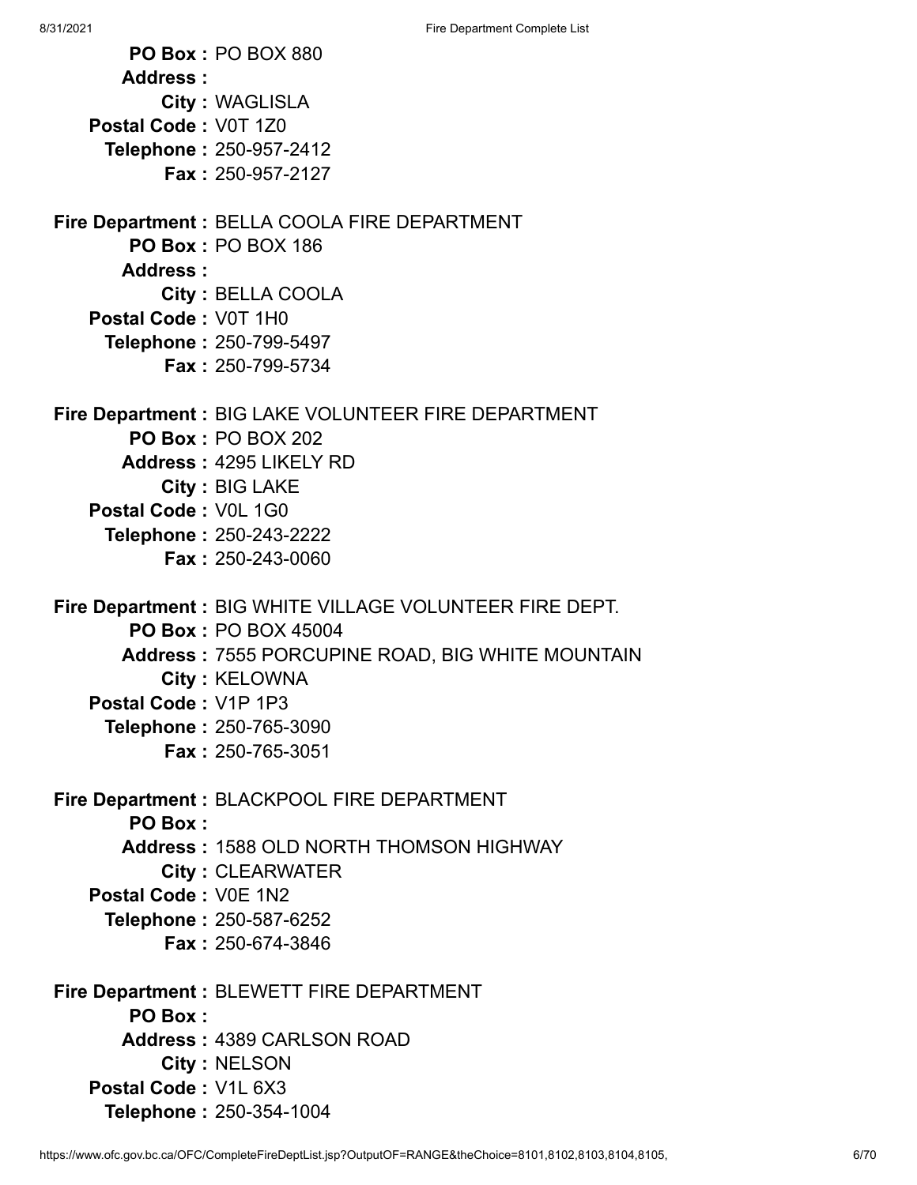**PO Box :** PO BOX 880
**Address :**
**City :** WAGLISLA
**Postal Code :** V0T 1Z0
**Telephone :** 250-957-2412
**Fax :** 250-957-2127

**Fire Department :** BELLA COOLA FIRE DEPARTMENT
**PO Box :** PO BOX 186
**Address :**
**City :** BELLA COOLA
**Postal Code :** V0T 1H0
**Telephone :** 250-799-5497
**Fax :** 250-799-5734

**Fire Department :** BIG LAKE VOLUNTEER FIRE DEPARTMENT
**PO Box :** PO BOX 202
**Address :** 4295 LIKELY RD
**City :** BIG LAKE
**Postal Code :** V0L 1G0
**Telephone :** 250-243-2222
**Fax :** 250-243-0060

**Fire Department :** BIG WHITE VILLAGE VOLUNTEER FIRE DEPT.
**PO Box :** PO BOX 45004
**Address :** 7555 PORCUPINE ROAD, BIG WHITE MOUNTAIN
**City :** KELOWNA
**Postal Code :** V1P 1P3
**Telephone :** 250-765-3090
**Fax :** 250-765-3051

**Fire Department :** BLACKPOOL FIRE DEPARTMENT
**PO Box :**
**Address :** 1588 OLD NORTH THOMSON HIGHWAY
**City :** CLEARWATER
**Postal Code :** V0E 1N2
**Telephone :** 250-587-6252
**Fax :** 250-674-3846

**Fire Department :** BLEWETT FIRE DEPARTMENT
**PO Box :**
**Address :** 4389 CARLSON ROAD
**City :** NELSON
**Postal Code :** V1L 6X3
**Telephone :** 250-354-1004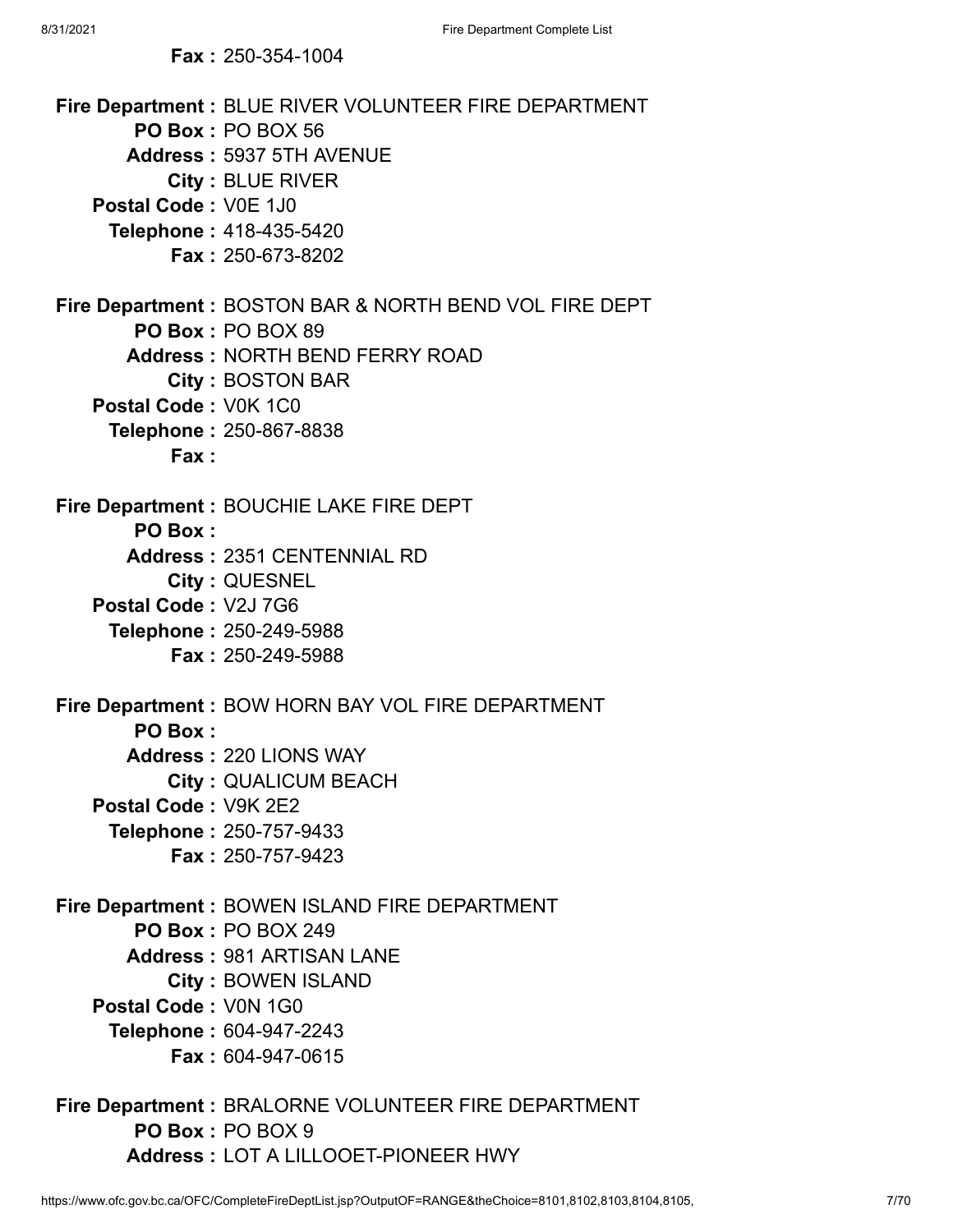**Fax :** 250-354-1004

**Fire Department :** BLUE RIVER VOLUNTEER FIRE DEPARTMENT
**PO Box :** PO BOX 56
**Address :** 5937 5TH AVENUE
**City :** BLUE RIVER
**Postal Code :** V0E 1J0
**Telephone :** 418-435-5420
**Fax :** 250-673-8202

**Fire Department :** BOSTON BAR & NORTH BEND VOL FIRE DEPT
**PO Box :** PO BOX 89
**Address :** NORTH BEND FERRY ROAD
**City :** BOSTON BAR
**Postal Code :** V0K 1C0
**Telephone :** 250-867-8838
**Fax :**

**Fire Department :** BOUCHIE LAKE FIRE DEPT
**PO Box :**
**Address :** 2351 CENTENNIAL RD
**City :** QUESNEL
**Postal Code :** V2J 7G6
**Telephone :** 250-249-5988
**Fax :** 250-249-5988

**Fire Department :** BOW HORN BAY VOL FIRE DEPARTMENT
**PO Box :**
**Address :** 220 LIONS WAY
**City :** QUALICUM BEACH
**Postal Code :** V9K 2E2
**Telephone :** 250-757-9433
**Fax :** 250-757-9423

**Fire Department :** BOWEN ISLAND FIRE DEPARTMENT
**PO Box :** PO BOX 249
**Address :** 981 ARTISAN LANE
**City :** BOWEN ISLAND
**Postal Code :** V0N 1G0
**Telephone :** 604-947-2243
**Fax :** 604-947-0615

**Fire Department :** BRALORNE VOLUNTEER FIRE DEPARTMENT
**PO Box :** PO BOX 9
**Address :** LOT A LILLOOET-PIONEER HWY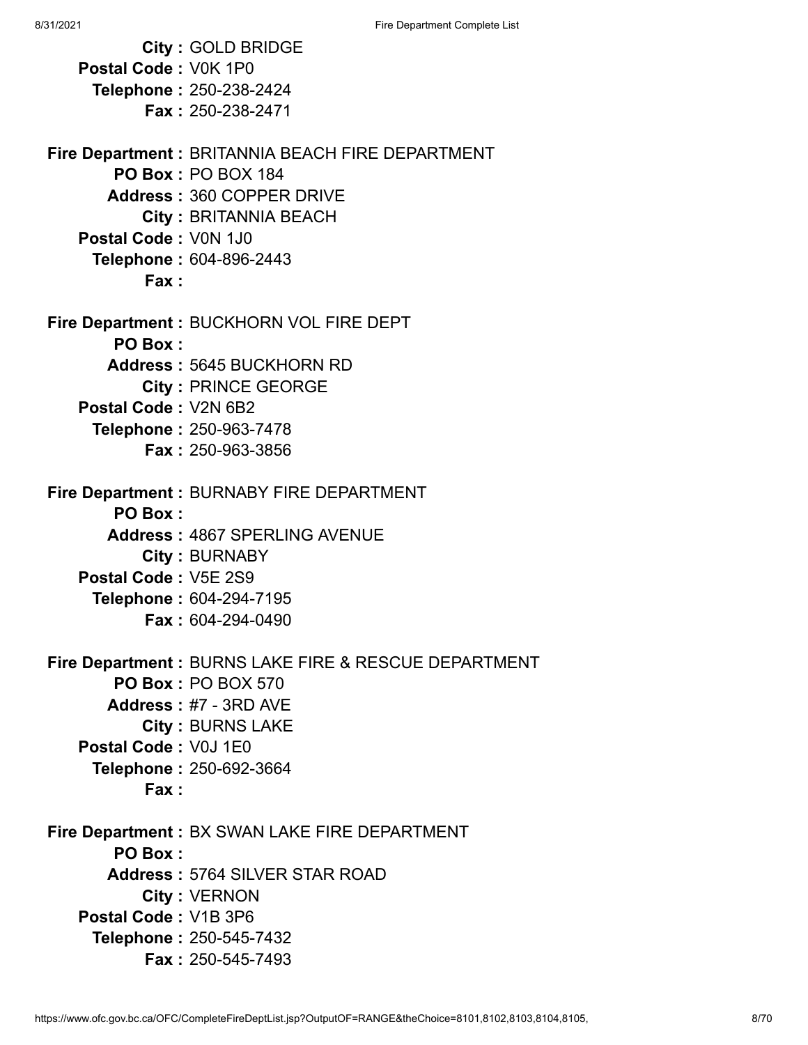**City :** GOLD BRIDGE
**Postal Code :** V0K 1P0
**Telephone :** 250-238-2424
**Fax :** 250-238-2471

**Fire Department :** BRITANNIA BEACH FIRE DEPARTMENT
**PO Box :** PO BOX 184
**Address :** 360 COPPER DRIVE
**City :** BRITANNIA BEACH
**Postal Code :** V0N 1J0
**Telephone :** 604-896-2443
**Fax :**

**Fire Department :** BUCKHORN VOL FIRE DEPT
**PO Box :**
**Address :** 5645 BUCKHORN RD
**City :** PRINCE GEORGE
**Postal Code :** V2N 6B2
**Telephone :** 250-963-7478
**Fax :** 250-963-3856

**Fire Department :** BURNABY FIRE DEPARTMENT
**PO Box :**
**Address :** 4867 SPERLING AVENUE
**City :** BURNABY
**Postal Code :** V5E 2S9
**Telephone :** 604-294-7195
**Fax :** 604-294-0490

**Fire Department :** BURNS LAKE FIRE & RESCUE DEPARTMENT
**PO Box :** PO BOX 570
**Address :** #7 - 3RD AVE
**City :** BURNS LAKE
**Postal Code :** V0J 1E0
**Telephone :** 250-692-3664
**Fax :**

**Fire Department :** BX SWAN LAKE FIRE DEPARTMENT
**PO Box :**
**Address :** 5764 SILVER STAR ROAD
**City :** VERNON
**Postal Code :** V1B 3P6
**Telephone :** 250-545-7432
**Fax :** 250-545-7493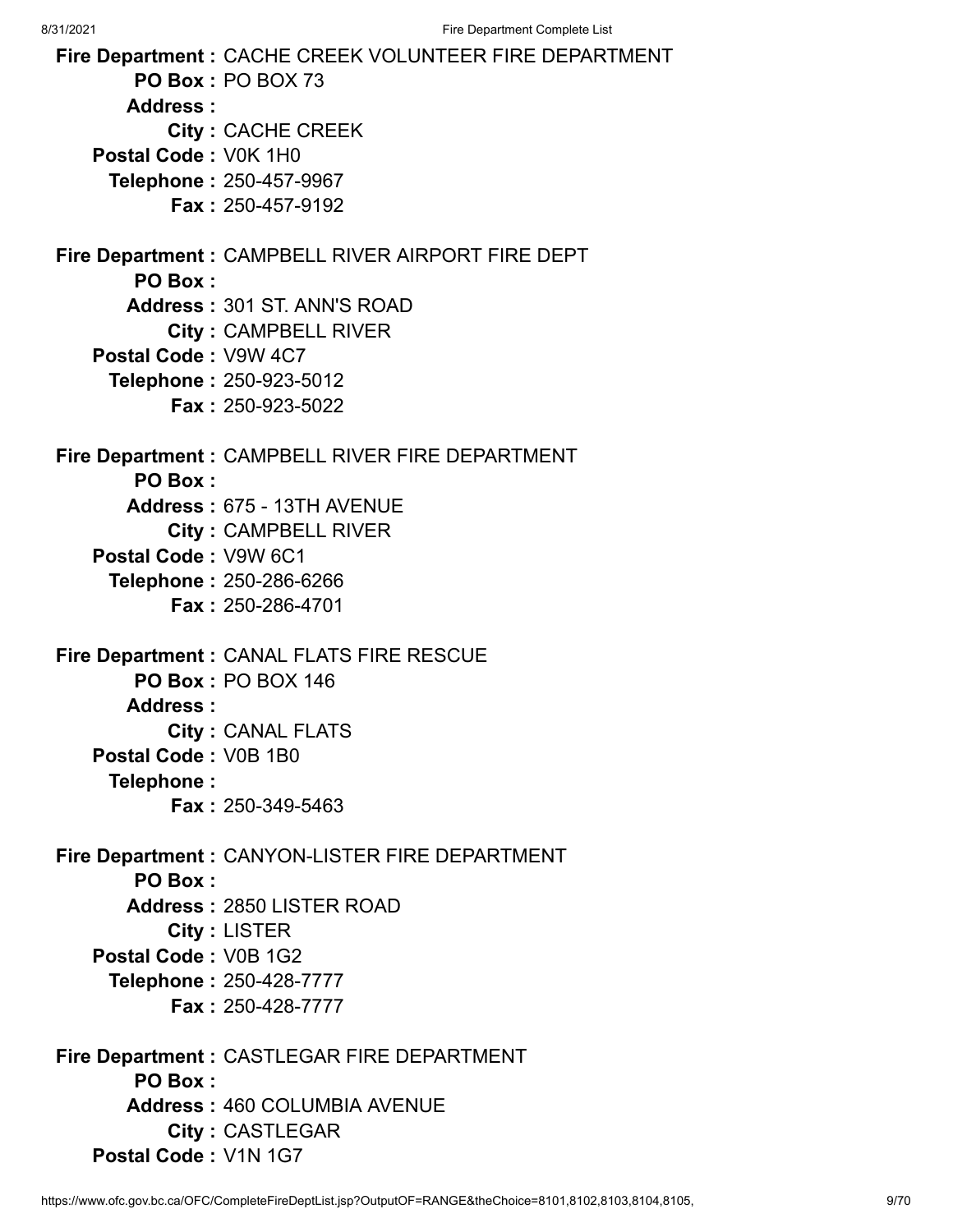**Fire Department :** CACHE CREEK VOLUNTEER FIRE DEPARTMENT
**PO Box :** PO BOX 73
**Address :**
**City :** CACHE CREEK
**Postal Code :** V0K 1H0
**Telephone :** 250-457-9967
**Fax :** 250-457-9192

**Fire Department :** CAMPBELL RIVER AIRPORT FIRE DEPT
**PO Box :**
**Address :** 301 ST. ANN'S ROAD
**City :** CAMPBELL RIVER
**Postal Code :** V9W 4C7
**Telephone :** 250-923-5012
**Fax :** 250-923-5022

**Fire Department :** CAMPBELL RIVER FIRE DEPARTMENT
**PO Box :**
**Address :** 675 - 13TH AVENUE
**City :** CAMPBELL RIVER
**Postal Code :** V9W 6C1
**Telephone :** 250-286-6266
**Fax :** 250-286-4701

**Fire Department :** CANAL FLATS FIRE RESCUE
**PO Box :** PO BOX 146
**Address :**
**City :** CANAL FLATS
**Postal Code :** V0B 1B0
**Telephone :**
**Fax :** 250-349-5463

**Fire Department :** CANYON-LISTER FIRE DEPARTMENT
**PO Box :**
**Address :** 2850 LISTER ROAD
**City :** LISTER
**Postal Code :** V0B 1G2
**Telephone :** 250-428-7777
**Fax :** 250-428-7777

**Fire Department :** CASTLEGAR FIRE DEPARTMENT
**PO Box :**
**Address :** 460 COLUMBIA AVENUE
**City :** CASTLEGAR
**Postal Code :** V1N 1G7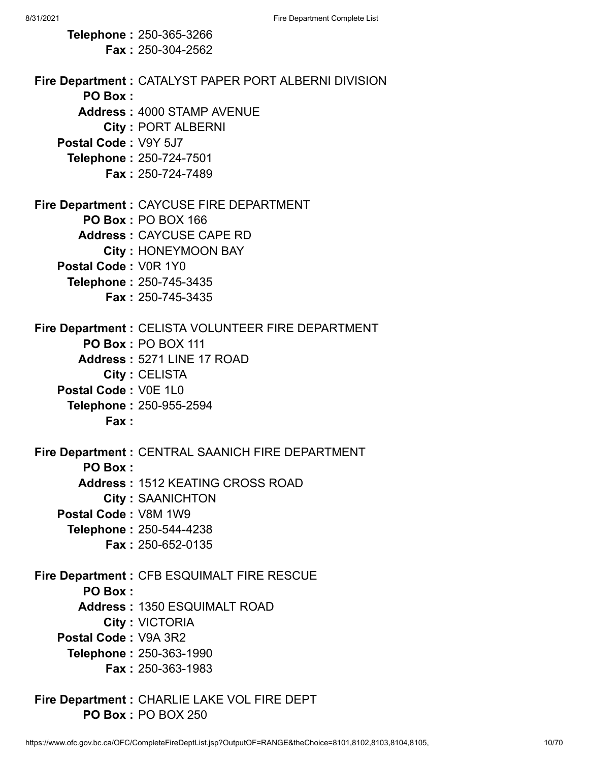**Telephone :** 250-365-3266
**Fax :** 250-304-2562

**Fire Department :** CATALYST PAPER PORT ALBERNI DIVISION
**PO Box :**
**Address :** 4000 STAMP AVENUE
**City :** PORT ALBERNI
**Postal Code :** V9Y 5J7
**Telephone :** 250-724-7501
**Fax :** 250-724-7489

**Fire Department :** CAYCUSE FIRE DEPARTMENT
**PO Box :** PO BOX 166
**Address :** CAYCUSE CAPE RD
**City :** HONEYMOON BAY
**Postal Code :** V0R 1Y0
**Telephone :** 250-745-3435
**Fax :** 250-745-3435

**Fire Department :** CELISTA VOLUNTEER FIRE DEPARTMENT
**PO Box :** PO BOX 111
**Address :** 5271 LINE 17 ROAD
**City :** CELISTA
**Postal Code :** V0E 1L0
**Telephone :** 250-955-2594
**Fax :**

**Fire Department :** CENTRAL SAANICH FIRE DEPARTMENT
**PO Box :**
**Address :** 1512 KEATING CROSS ROAD
**City :** SAANICHTON
**Postal Code :** V8M 1W9
**Telephone :** 250-544-4238
**Fax :** 250-652-0135

**Fire Department :** CFB ESQUIMALT FIRE RESCUE
**PO Box :**
**Address :** 1350 ESQUIMALT ROAD
**City :** VICTORIA
**Postal Code :** V9A 3R2
**Telephone :** 250-363-1990
**Fax :** 250-363-1983

**Fire Department :** CHARLIE LAKE VOL FIRE DEPT
**PO Box :** PO BOX 250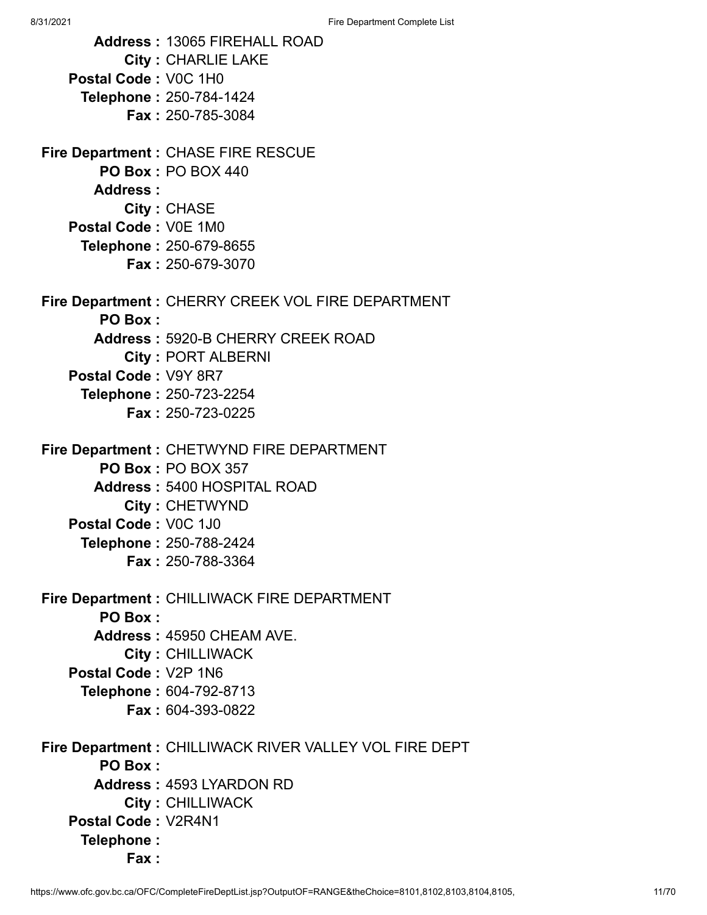**Address :** 13065 FIREHALL ROAD
**City :** CHARLIE LAKE
**Postal Code :** V0C 1H0
**Telephone :** 250-784-1424
**Fax :** 250-785-3084

**Fire Department :** CHASE FIRE RESCUE
**PO Box :** PO BOX 440
**Address :**
**City :** CHASE
**Postal Code :** V0E 1M0
**Telephone :** 250-679-8655
**Fax :** 250-679-3070

**Fire Department :** CHERRY CREEK VOL FIRE DEPARTMENT
**PO Box :**
**Address :** 5920-B CHERRY CREEK ROAD
**City :** PORT ALBERNI
**Postal Code :** V9Y 8R7
**Telephone :** 250-723-2254
**Fax :** 250-723-0225

**Fire Department :** CHETWYND FIRE DEPARTMENT
**PO Box :** PO BOX 357
**Address :** 5400 HOSPITAL ROAD
**City :** CHETWYND
**Postal Code :** V0C 1J0
**Telephone :** 250-788-2424
**Fax :** 250-788-3364

**Fire Department :** CHILLIWACK FIRE DEPARTMENT
**PO Box :**
**Address :** 45950 CHEAM AVE.
**City :** CHILLIWACK
**Postal Code :** V2P 1N6
**Telephone :** 604-792-8713
**Fax :** 604-393-0822

**Fire Department :** CHILLIWACK RIVER VALLEY VOL FIRE DEPT
**PO Box :**
**Address :** 4593 LYARDON RD
**City :** CHILLIWACK
**Postal Code :** V2R4N1
**Telephone :**
**Fax :**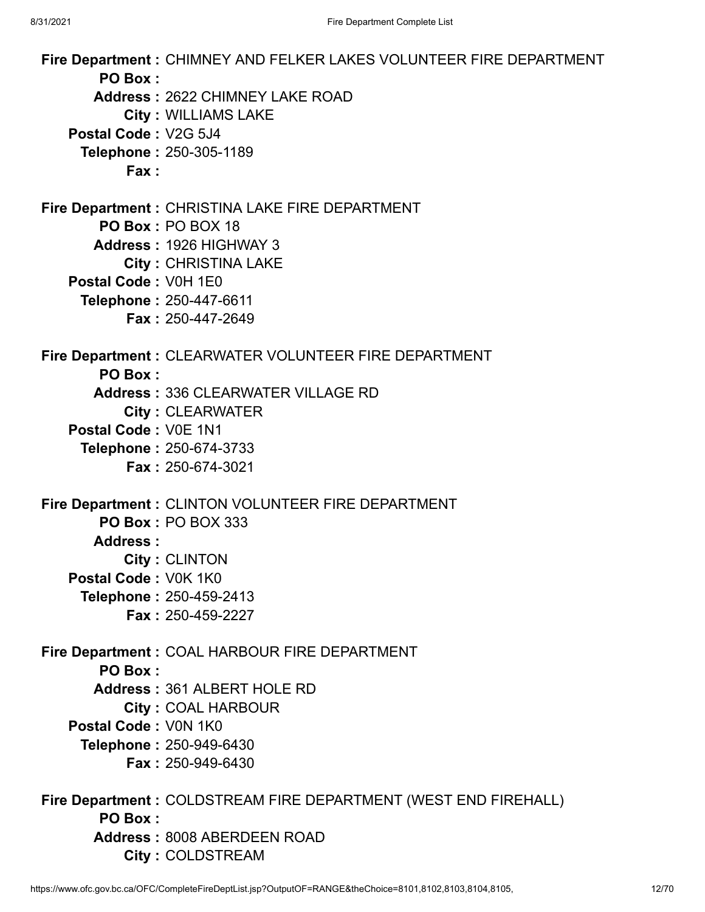**Fire Department :** CHIMNEY AND FELKER LAKES VOLUNTEER FIRE DEPARTMENT
**PO Box :**
**Address :** 2622 CHIMNEY LAKE ROAD
**City :** WILLIAMS LAKE
**Postal Code :** V2G 5J4
**Telephone :** 250-305-1189
**Fax :**

**Fire Department :** CHRISTINA LAKE FIRE DEPARTMENT
**PO Box :** PO BOX 18
**Address :** 1926 HIGHWAY 3
**City :** CHRISTINA LAKE
**Postal Code :** V0H 1E0
**Telephone :** 250-447-6611
**Fax :** 250-447-2649

**Fire Department :** CLEARWATER VOLUNTEER FIRE DEPARTMENT
**PO Box :**
**Address :** 336 CLEARWATER VILLAGE RD
**City :** CLEARWATER
**Postal Code :** V0E 1N1
**Telephone :** 250-674-3733
**Fax :** 250-674-3021

**Fire Department :** CLINTON VOLUNTEER FIRE DEPARTMENT
**PO Box :** PO BOX 333
**Address :**
**City :** CLINTON
**Postal Code :** V0K 1K0
**Telephone :** 250-459-2413
**Fax :** 250-459-2227

**Fire Department :** COAL HARBOUR FIRE DEPARTMENT
**PO Box :**
**Address :** 361 ALBERT HOLE RD
**City :** COAL HARBOUR
**Postal Code :** V0N 1K0
**Telephone :** 250-949-6430
**Fax :** 250-949-6430

**Fire Department :** COLDSTREAM FIRE DEPARTMENT (WEST END FIREHALL)
**PO Box :**
**Address :** 8008 ABERDEEN ROAD
**City :** COLDSTREAM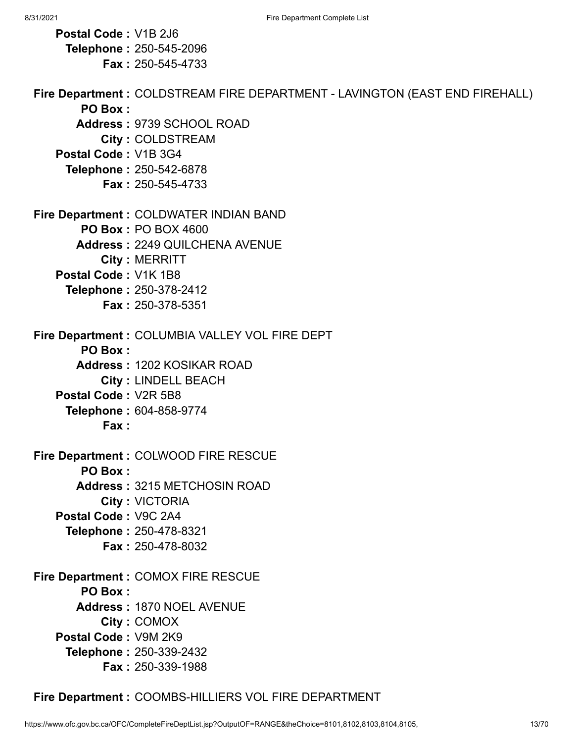**Postal Code :** V1B 2J6
**Telephone :** 250-545-2096
**Fax :** 250-545-4733

**Fire Department :** COLDSTREAM FIRE DEPARTMENT - LAVINGTON (EAST END FIREHALL)
**PO Box :**
**Address :** 9739 SCHOOL ROAD
**City :** COLDSTREAM
**Postal Code :** V1B 3G4
**Telephone :** 250-542-6878
**Fax :** 250-545-4733

**Fire Department :** COLDWATER INDIAN BAND
**PO Box :** PO BOX 4600
**Address :** 2249 QUILCHENA AVENUE
**City :** MERRITT
**Postal Code :** V1K 1B8
**Telephone :** 250-378-2412
**Fax :** 250-378-5351

**Fire Department :** COLUMBIA VALLEY VOL FIRE DEPT
**PO Box :**
**Address :** 1202 KOSIKAR ROAD
**City :** LINDELL BEACH
**Postal Code :** V2R 5B8
**Telephone :** 604-858-9774
**Fax :**

**Fire Department :** COLWOOD FIRE RESCUE
**PO Box :**
**Address :** 3215 METCHOSIN ROAD
**City :** VICTORIA
**Postal Code :** V9C 2A4
**Telephone :** 250-478-8321
**Fax :** 250-478-8032

**Fire Department :** COMOX FIRE RESCUE
**PO Box :**
**Address :** 1870 NOEL AVENUE
**City :** COMOX
**Postal Code :** V9M 2K9
**Telephone :** 250-339-2432
**Fax :** 250-339-1988

**Fire Department :** COOMBS-HILLIERS VOL FIRE DEPARTMENT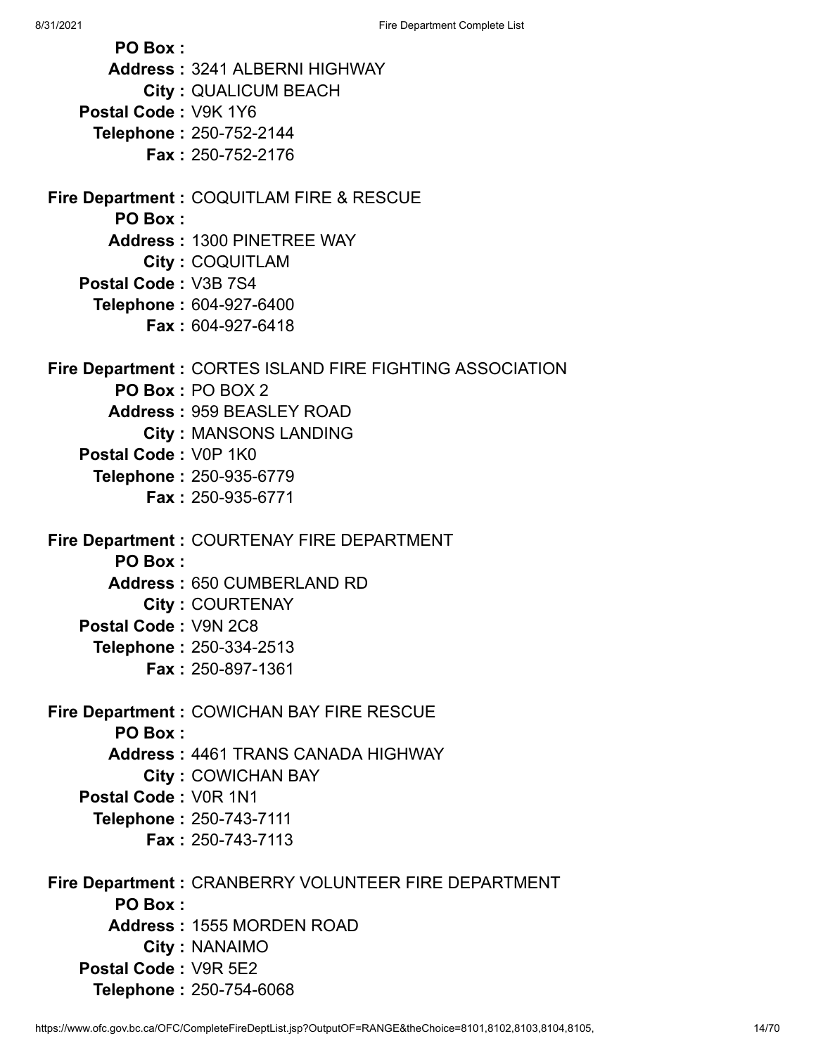**PO Box :**
**Address :** 3241 ALBERNI HIGHWAY
**City :** QUALICUM BEACH
**Postal Code :** V9K 1Y6
**Telephone :** 250-752-2144
**Fax :** 250-752-2176

**Fire Department :** COQUITLAM FIRE & RESCUE
**PO Box :**
**Address :** 1300 PINETREE WAY
**City :** COQUITLAM
**Postal Code :** V3B 7S4
**Telephone :** 604-927-6400
**Fax :** 604-927-6418

**Fire Department :** CORTES ISLAND FIRE FIGHTING ASSOCIATION
**PO Box :** PO BOX 2
**Address :** 959 BEASLEY ROAD
**City :** MANSONS LANDING
**Postal Code :** V0P 1K0
**Telephone :** 250-935-6779
**Fax :** 250-935-6771

**Fire Department :** COURTENAY FIRE DEPARTMENT
**PO Box :**
**Address :** 650 CUMBERLAND RD
**City :** COURTENAY
**Postal Code :** V9N 2C8
**Telephone :** 250-334-2513
**Fax :** 250-897-1361

**Fire Department :** COWICHAN BAY FIRE RESCUE
**PO Box :**
**Address :** 4461 TRANS CANADA HIGHWAY
**City :** COWICHAN BAY
**Postal Code :** V0R 1N1
**Telephone :** 250-743-7111
**Fax :** 250-743-7113

**Fire Department :** CRANBERRY VOLUNTEER FIRE DEPARTMENT
**PO Box :**
**Address :** 1555 MORDEN ROAD
**City :** NANAIMO
**Postal Code :** V9R 5E2
**Telephone :** 250-754-6068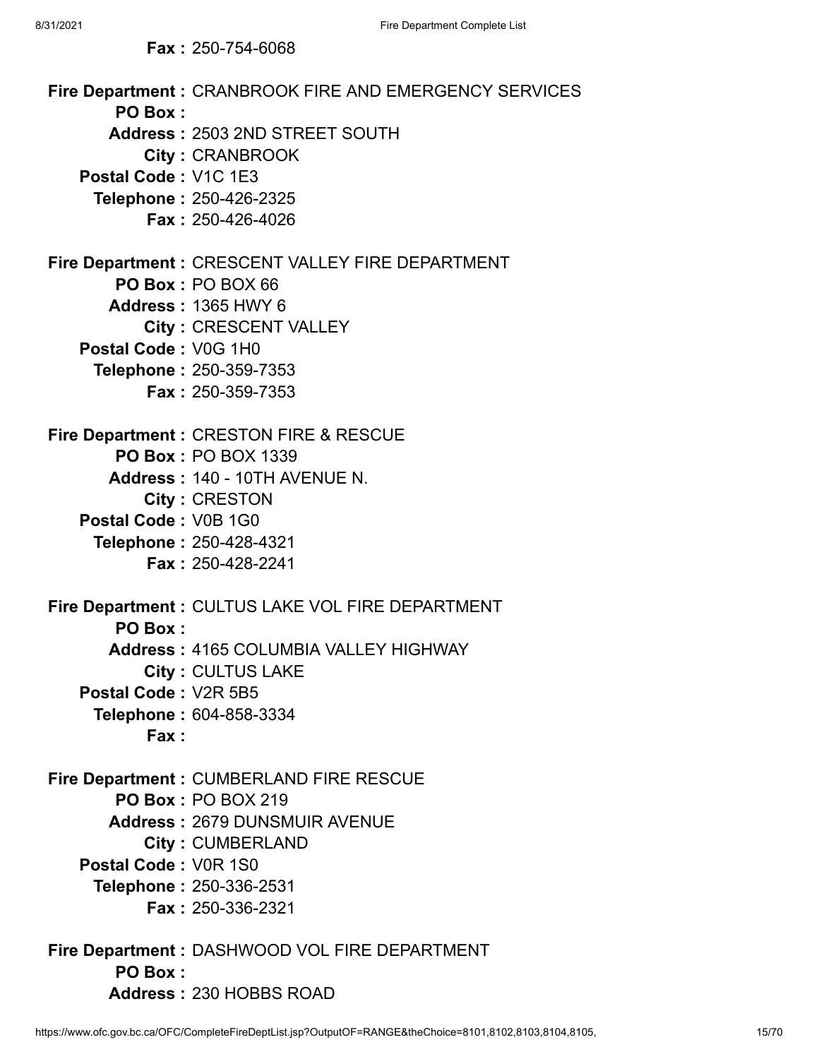**Fax :** 250-754-6068

**Fire Department :** CRANBROOK FIRE AND EMERGENCY SERVICES
**PO Box :**
**Address :** 2503 2ND STREET SOUTH
**City :** CRANBROOK
**Postal Code :** V1C 1E3
**Telephone :** 250-426-2325
**Fax :** 250-426-4026

**Fire Department :** CRESCENT VALLEY FIRE DEPARTMENT
**PO Box :** PO BOX 66
**Address :** 1365 HWY 6
**City :** CRESCENT VALLEY
**Postal Code :** V0G 1H0
**Telephone :** 250-359-7353
**Fax :** 250-359-7353

**Fire Department :** CRESTON FIRE & RESCUE
**PO Box :** PO BOX 1339
**Address :** 140 - 10TH AVENUE N.
**City :** CRESTON
**Postal Code :** V0B 1G0
**Telephone :** 250-428-4321
**Fax :** 250-428-2241

**Fire Department :** CULTUS LAKE VOL FIRE DEPARTMENT
**PO Box :**
**Address :** 4165 COLUMBIA VALLEY HIGHWAY
**City :** CULTUS LAKE
**Postal Code :** V2R 5B5
**Telephone :** 604-858-3334
**Fax :**

**Fire Department :** CUMBERLAND FIRE RESCUE
**PO Box :** PO BOX 219
**Address :** 2679 DUNSMUIR AVENUE
**City :** CUMBERLAND
**Postal Code :** V0R 1S0
**Telephone :** 250-336-2531
**Fax :** 250-336-2321

**Fire Department :** DASHWOOD VOL FIRE DEPARTMENT
**PO Box :**
**Address :** 230 HOBBS ROAD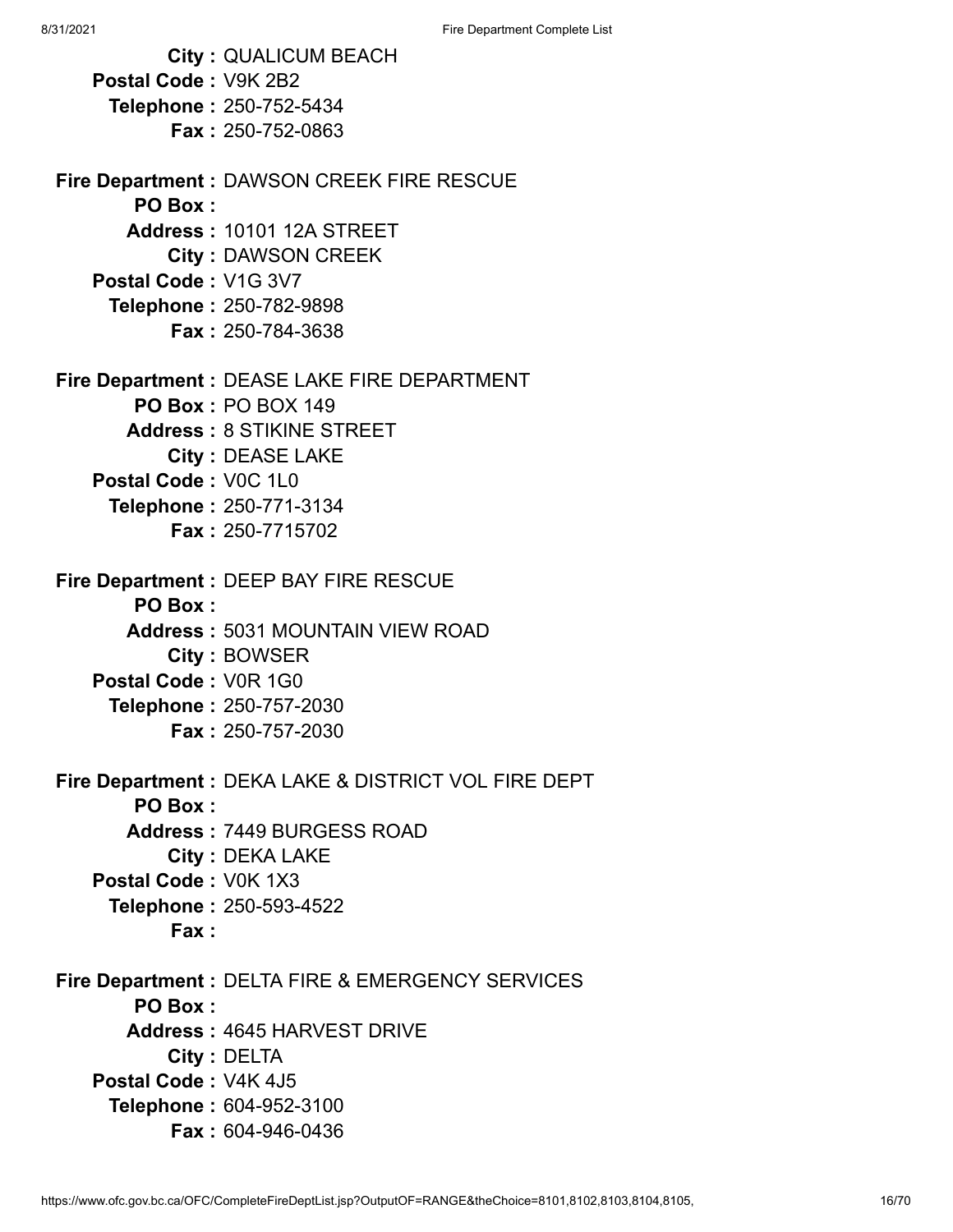**City :** QUALICUM BEACH
**Postal Code :** V9K 2B2
**Telephone :** 250-752-5434
**Fax :** 250-752-0863

**Fire Department :** DAWSON CREEK FIRE RESCUE
**PO Box :**
**Address :** 10101 12A STREET
**City :** DAWSON CREEK
**Postal Code :** V1G 3V7
**Telephone :** 250-782-9898
**Fax :** 250-784-3638

**Fire Department :** DEASE LAKE FIRE DEPARTMENT
**PO Box :** PO BOX 149
**Address :** 8 STIKINE STREET
**City :** DEASE LAKE
**Postal Code :** V0C 1L0
**Telephone :** 250-771-3134
**Fax :** 250-7715702

**Fire Department :** DEEP BAY FIRE RESCUE
**PO Box :**
**Address :** 5031 MOUNTAIN VIEW ROAD
**City :** BOWSER
**Postal Code :** V0R 1G0
**Telephone :** 250-757-2030
**Fax :** 250-757-2030

**Fire Department :** DEKA LAKE & DISTRICT VOL FIRE DEPT
**PO Box :**
**Address :** 7449 BURGESS ROAD
**City :** DEKA LAKE
**Postal Code :** V0K 1X3
**Telephone :** 250-593-4522
**Fax :**

**Fire Department :** DELTA FIRE & EMERGENCY SERVICES
**PO Box :**
**Address :** 4645 HARVEST DRIVE
**City :** DELTA
**Postal Code :** V4K 4J5
**Telephone :** 604-952-3100
**Fax :** 604-946-0436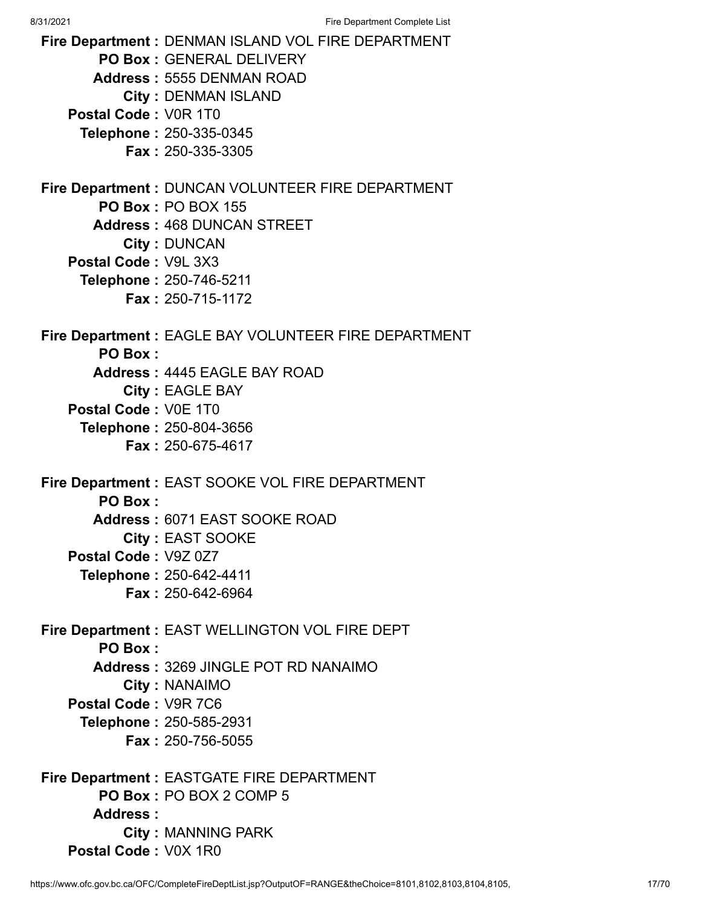**Fire Department :** DENMAN ISLAND VOL FIRE DEPARTMENT
**PO Box :** GENERAL DELIVERY
**Address :** 5555 DENMAN ROAD
**City :** DENMAN ISLAND
**Postal Code :** V0R 1T0
**Telephone :** 250-335-0345
**Fax :** 250-335-3305

**Fire Department :** DUNCAN VOLUNTEER FIRE DEPARTMENT
**PO Box :** PO BOX 155
**Address :** 468 DUNCAN STREET
**City :** DUNCAN
**Postal Code :** V9L 3X3
**Telephone :** 250-746-5211
**Fax :** 250-715-1172

**Fire Department :** EAGLE BAY VOLUNTEER FIRE DEPARTMENT
**PO Box :**
**Address :** 4445 EAGLE BAY ROAD
**City :** EAGLE BAY
**Postal Code :** V0E 1T0
**Telephone :** 250-804-3656
**Fax :** 250-675-4617

**Fire Department :** EAST SOOKE VOL FIRE DEPARTMENT
**PO Box :**
**Address :** 6071 EAST SOOKE ROAD
**City :** EAST SOOKE
**Postal Code :** V9Z 0Z7
**Telephone :** 250-642-4411
**Fax :** 250-642-6964

**Fire Department :** EAST WELLINGTON VOL FIRE DEPT
**PO Box :**
**Address :** 3269 JINGLE POT RD NANAIMO
**City :** NANAIMO
**Postal Code :** V9R 7C6
**Telephone :** 250-585-2931
**Fax :** 250-756-5055

**Fire Department :** EASTGATE FIRE DEPARTMENT
**PO Box :** PO BOX 2 COMP 5
**Address :**
**City :** MANNING PARK
**Postal Code :** V0X 1R0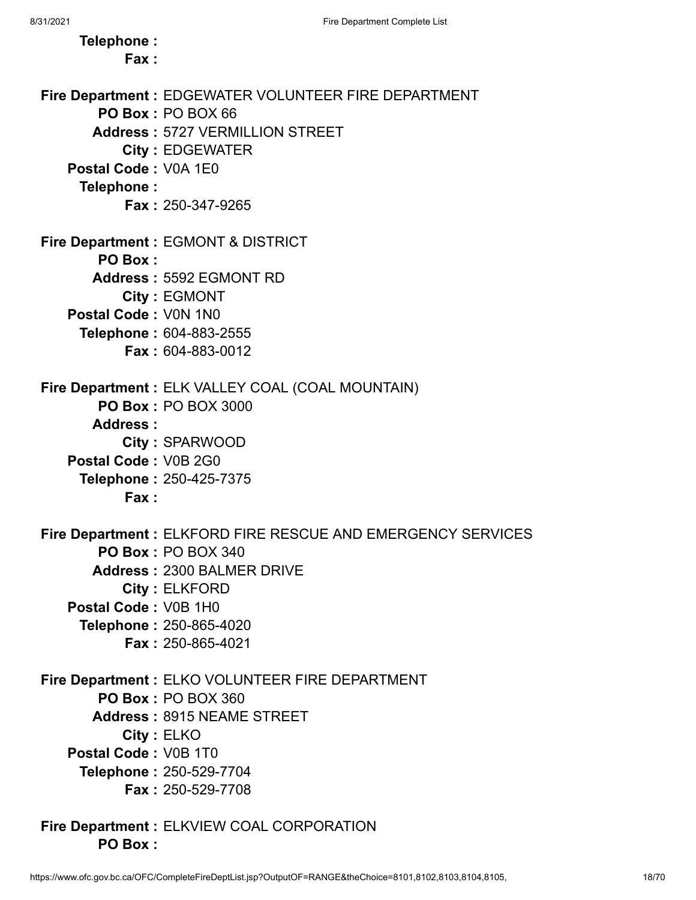**Telephone :**
**Fax :**

**Fire Department :** EDGEWATER VOLUNTEER FIRE DEPARTMENT
**PO Box :** PO BOX 66
**Address :** 5727 VERMILLION STREET
**City :** EDGEWATER
**Postal Code :** V0A 1E0
**Telephone :**
**Fax :** 250-347-9265

**Fire Department :** EGMONT & DISTRICT
**PO Box :**
**Address :** 5592 EGMONT RD
**City :** EGMONT
**Postal Code :** V0N 1N0
**Telephone :** 604-883-2555
**Fax :** 604-883-0012

**Fire Department :** ELK VALLEY COAL (COAL MOUNTAIN)
**PO Box :** PO BOX 3000
**Address :**
**City :** SPARWOOD
**Postal Code :** V0B 2G0
**Telephone :** 250-425-7375
**Fax :**

**Fire Department :** ELKFORD FIRE RESCUE AND EMERGENCY SERVICES
**PO Box :** PO BOX 340
**Address :** 2300 BALMER DRIVE
**City :** ELKFORD
**Postal Code :** V0B 1H0
**Telephone :** 250-865-4020
**Fax :** 250-865-4021

**Fire Department :** ELKO VOLUNTEER FIRE DEPARTMENT
**PO Box :** PO BOX 360
**Address :** 8915 NEAME STREET
**City :** ELKO
**Postal Code :** V0B 1T0
**Telephone :** 250-529-7704
**Fax :** 250-529-7708

**Fire Department :** ELKVIEW COAL CORPORATION
**PO Box :**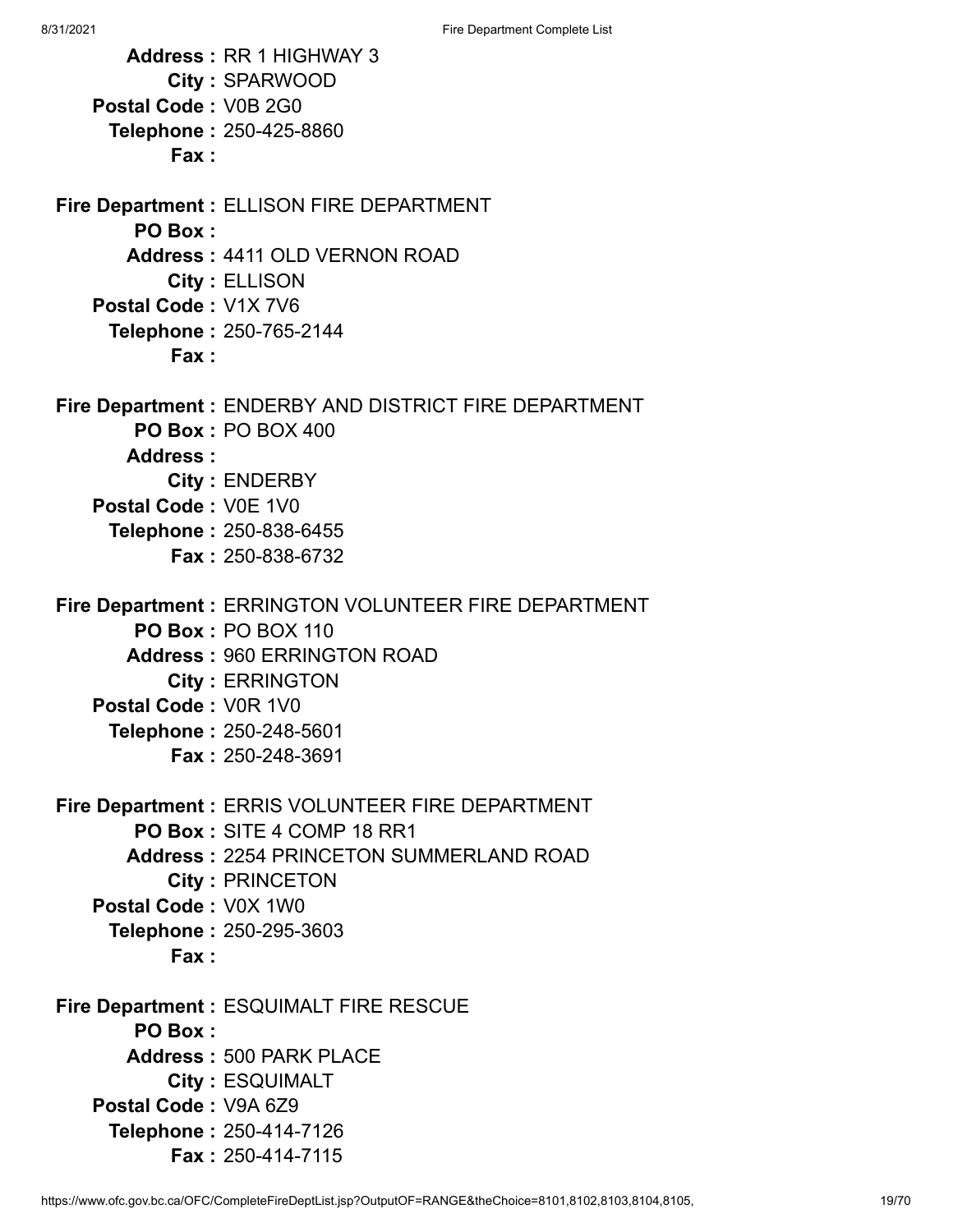**Address :** RR 1 HIGHWAY 3
**City :** SPARWOOD
**Postal Code :** V0B 2G0
**Telephone :** 250-425-8860
**Fax :**

**Fire Department :** ELLISON FIRE DEPARTMENT
**PO Box :**
**Address :** 4411 OLD VERNON ROAD
**City :** ELLISON
**Postal Code :** V1X 7V6
**Telephone :** 250-765-2144
**Fax :**

**Fire Department :** ENDERBY AND DISTRICT FIRE DEPARTMENT
**PO Box :** PO BOX 400
**Address :**
**City :** ENDERBY
**Postal Code :** V0E 1V0
**Telephone :** 250-838-6455
**Fax :** 250-838-6732

**Fire Department :** ERRINGTON VOLUNTEER FIRE DEPARTMENT
**PO Box :** PO BOX 110
**Address :** 960 ERRINGTON ROAD
**City :** ERRINGTON
**Postal Code :** V0R 1V0
**Telephone :** 250-248-5601
**Fax :** 250-248-3691

**Fire Department :** ERRIS VOLUNTEER FIRE DEPARTMENT
**PO Box :** SITE 4 COMP 18 RR1
**Address :** 2254 PRINCETON SUMMERLAND ROAD
**City :** PRINCETON
**Postal Code :** V0X 1W0
**Telephone :** 250-295-3603
**Fax :**

**Fire Department :** ESQUIMALT FIRE RESCUE
**PO Box :**
**Address :** 500 PARK PLACE
**City :** ESQUIMALT
**Postal Code :** V9A 6Z9
**Telephone :** 250-414-7126
**Fax :** 250-414-7115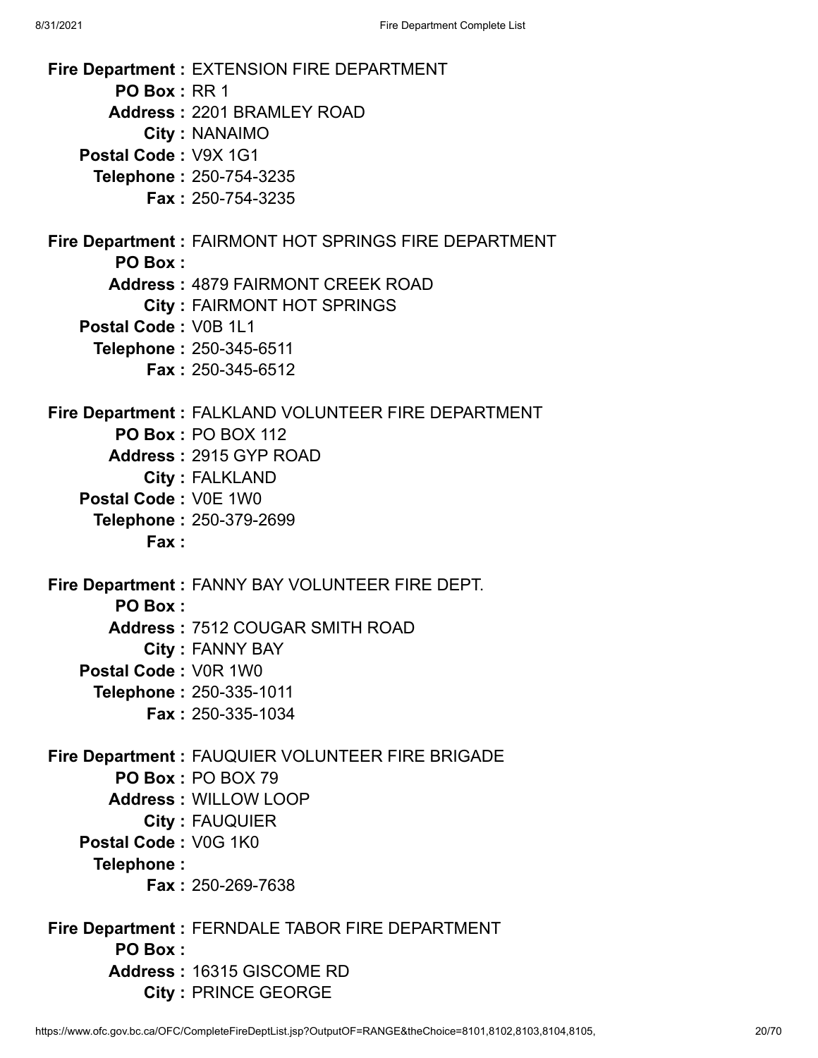**Fire Department :** EXTENSION FIRE DEPARTMENT
**PO Box :** RR 1
**Address :** 2201 BRAMLEY ROAD
**City :** NANAIMO
**Postal Code :** V9X 1G1
**Telephone :** 250-754-3235
**Fax :** 250-754-3235

**Fire Department :** FAIRMONT HOT SPRINGS FIRE DEPARTMENT
**PO Box :**
**Address :** 4879 FAIRMONT CREEK ROAD
**City :** FAIRMONT HOT SPRINGS
**Postal Code :** V0B 1L1
**Telephone :** 250-345-6511
**Fax :** 250-345-6512

**Fire Department :** FALKLAND VOLUNTEER FIRE DEPARTMENT
**PO Box :** PO BOX 112
**Address :** 2915 GYP ROAD
**City :** FALKLAND
**Postal Code :** V0E 1W0
**Telephone :** 250-379-2699
**Fax :**

**Fire Department :** FANNY BAY VOLUNTEER FIRE DEPT.
**PO Box :**
**Address :** 7512 COUGAR SMITH ROAD
**City :** FANNY BAY
**Postal Code :** V0R 1W0
**Telephone :** 250-335-1011
**Fax :** 250-335-1034

**Fire Department :** FAUQUIER VOLUNTEER FIRE BRIGADE
**PO Box :** PO BOX 79
**Address :** WILLOW LOOP
**City :** FAUQUIER
**Postal Code :** V0G 1K0
**Telephone :**
**Fax :** 250-269-7638

**Fire Department :** FERNDALE TABOR FIRE DEPARTMENT
**PO Box :**
**Address :** 16315 GISCOME RD
**City :** PRINCE GEORGE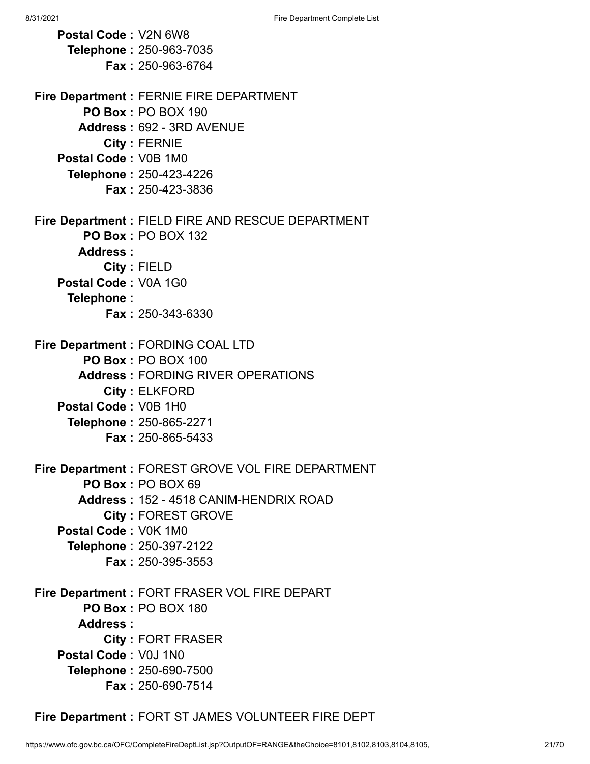**Postal Code :** V2N 6W8
**Telephone :** 250-963-7035
**Fax :** 250-963-6764

**Fire Department :** FERNIE FIRE DEPARTMENT
**PO Box :** PO BOX 190
**Address :** 692 - 3RD AVENUE
**City :** FERNIE
**Postal Code :** V0B 1M0
**Telephone :** 250-423-4226
**Fax :** 250-423-3836

**Fire Department :** FIELD FIRE AND RESCUE DEPARTMENT
**PO Box :** PO BOX 132
**Address :**
**City :** FIELD
**Postal Code :** V0A 1G0
**Telephone :**
**Fax :** 250-343-6330

**Fire Department :** FORDING COAL LTD
**PO Box :** PO BOX 100
**Address :** FORDING RIVER OPERATIONS
**City :** ELKFORD
**Postal Code :** V0B 1H0
**Telephone :** 250-865-2271
**Fax :** 250-865-5433

**Fire Department :** FOREST GROVE VOL FIRE DEPARTMENT
**PO Box :** PO BOX 69
**Address :** 152 - 4518 CANIM-HENDRIX ROAD
**City :** FOREST GROVE
**Postal Code :** V0K 1M0
**Telephone :** 250-397-2122
**Fax :** 250-395-3553

**Fire Department :** FORT FRASER VOL FIRE DEPART
**PO Box :** PO BOX 180
**Address :**
**City :** FORT FRASER
**Postal Code :** V0J 1N0
**Telephone :** 250-690-7500
**Fax :** 250-690-7514

**Fire Department :** FORT ST JAMES VOLUNTEER FIRE DEPT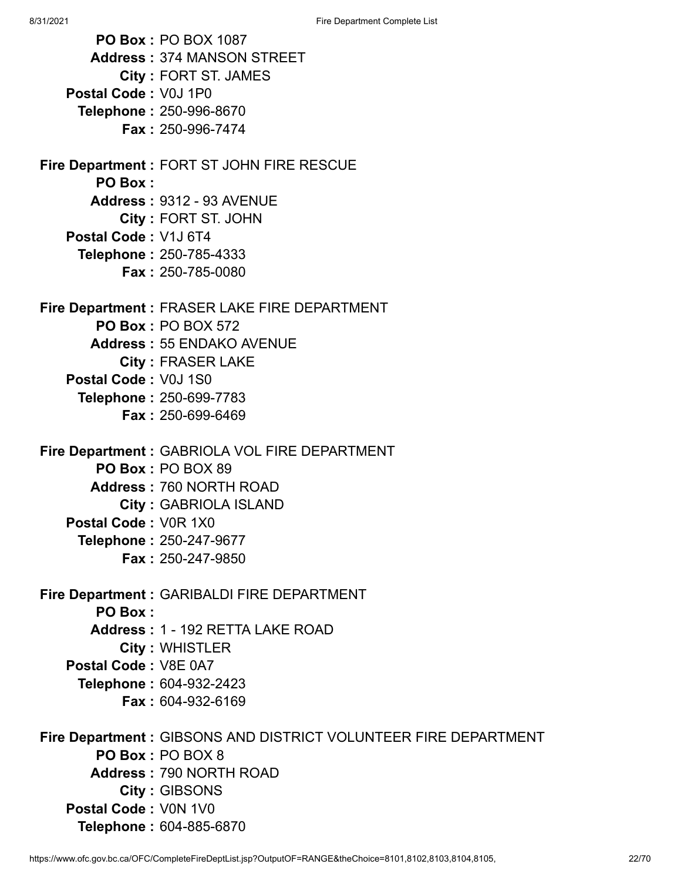**PO Box :** PO BOX 1087
**Address :** 374 MANSON STREET
**City :** FORT ST. JAMES
**Postal Code :** V0J 1P0
**Telephone :** 250-996-8670
**Fax :** 250-996-7474

**Fire Department :** FORT ST JOHN FIRE RESCUE
**PO Box :**
**Address :** 9312 - 93 AVENUE
**City :** FORT ST. JOHN
**Postal Code :** V1J 6T4
**Telephone :** 250-785-4333
**Fax :** 250-785-0080

**Fire Department :** FRASER LAKE FIRE DEPARTMENT
**PO Box :** PO BOX 572
**Address :** 55 ENDAKO AVENUE
**City :** FRASER LAKE
**Postal Code :** V0J 1S0
**Telephone :** 250-699-7783
**Fax :** 250-699-6469

**Fire Department :** GABRIOLA VOL FIRE DEPARTMENT
**PO Box :** PO BOX 89
**Address :** 760 NORTH ROAD
**City :** GABRIOLA ISLAND
**Postal Code :** V0R 1X0
**Telephone :** 250-247-9677
**Fax :** 250-247-9850

**Fire Department :** GARIBALDI FIRE DEPARTMENT
**PO Box :**
**Address :** 1 - 192 RETTA LAKE ROAD
**City :** WHISTLER
**Postal Code :** V8E 0A7
**Telephone :** 604-932-2423
**Fax :** 604-932-6169

**Fire Department :** GIBSONS AND DISTRICT VOLUNTEER FIRE DEPARTMENT
**PO Box :** PO BOX 8
**Address :** 790 NORTH ROAD
**City :** GIBSONS
**Postal Code :** V0N 1V0
**Telephone :** 604-885-6870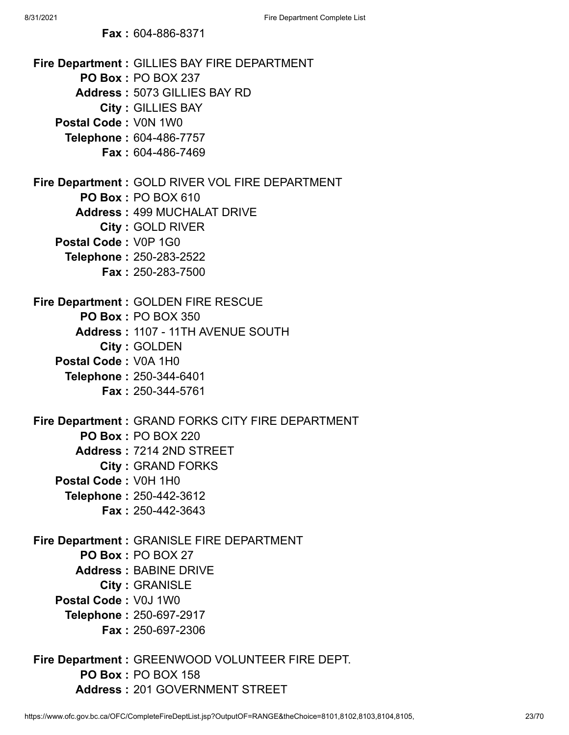**Fax :** 604-886-8371

**Fire Department :** GILLIES BAY FIRE DEPARTMENT
**PO Box :** PO BOX 237
**Address :** 5073 GILLIES BAY RD
**City :** GILLIES BAY
**Postal Code :** V0N 1W0
**Telephone :** 604-486-7757
**Fax :** 604-486-7469

**Fire Department :** GOLD RIVER VOL FIRE DEPARTMENT
**PO Box :** PO BOX 610
**Address :** 499 MUCHALAT DRIVE
**City :** GOLD RIVER
**Postal Code :** V0P 1G0
**Telephone :** 250-283-2522
**Fax :** 250-283-7500

**Fire Department :** GOLDEN FIRE RESCUE
**PO Box :** PO BOX 350
**Address :** 1107 - 11TH AVENUE SOUTH
**City :** GOLDEN
**Postal Code :** V0A 1H0
**Telephone :** 250-344-6401
**Fax :** 250-344-5761

**Fire Department :** GRAND FORKS CITY FIRE DEPARTMENT
**PO Box :** PO BOX 220
**Address :** 7214 2ND STREET
**City :** GRAND FORKS
**Postal Code :** V0H 1H0
**Telephone :** 250-442-3612
**Fax :** 250-442-3643

**Fire Department :** GRANISLE FIRE DEPARTMENT
**PO Box :** PO BOX 27
**Address :** BABINE DRIVE
**City :** GRANISLE
**Postal Code :** V0J 1W0
**Telephone :** 250-697-2917
**Fax :** 250-697-2306

**Fire Department :** GREENWOOD VOLUNTEER FIRE DEPT.
**PO Box :** PO BOX 158
**Address :** 201 GOVERNMENT STREET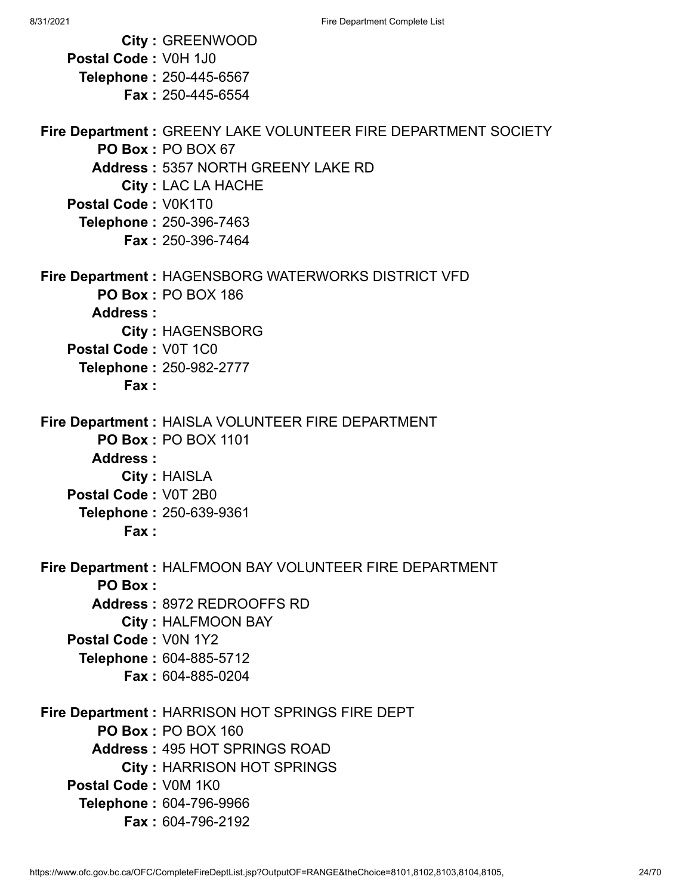**City :** GREENWOOD
**Postal Code :** V0H 1J0
**Telephone :** 250-445-6567
**Fax :** 250-445-6554

**Fire Department :** GREENY LAKE VOLUNTEER FIRE DEPARTMENT SOCIETY
**PO Box :** PO BOX 67
**Address :** 5357 NORTH GREENY LAKE RD
**City :** LAC LA HACHE
**Postal Code :** V0K1T0
**Telephone :** 250-396-7463
**Fax :** 250-396-7464

**Fire Department :** HAGENSBORG WATERWORKS DISTRICT VFD
**PO Box :** PO BOX 186
**Address :**
**City :** HAGENSBORG
**Postal Code :** V0T 1C0
**Telephone :** 250-982-2777
**Fax :**

**Fire Department :** HAISLA VOLUNTEER FIRE DEPARTMENT
**PO Box :** PO BOX 1101
**Address :**
**City :** HAISLA
**Postal Code :** V0T 2B0
**Telephone :** 250-639-9361
**Fax :**

**Fire Department :** HALFMOON BAY VOLUNTEER FIRE DEPARTMENT
**PO Box :**
**Address :** 8972 REDROOFFS RD
**City :** HALFMOON BAY
**Postal Code :** V0N 1Y2
**Telephone :** 604-885-5712
**Fax :** 604-885-0204

**Fire Department :** HARRISON HOT SPRINGS FIRE DEPT
**PO Box :** PO BOX 160
**Address :** 495 HOT SPRINGS ROAD
**City :** HARRISON HOT SPRINGS
**Postal Code :** V0M 1K0
**Telephone :** 604-796-9966
**Fax :** 604-796-2192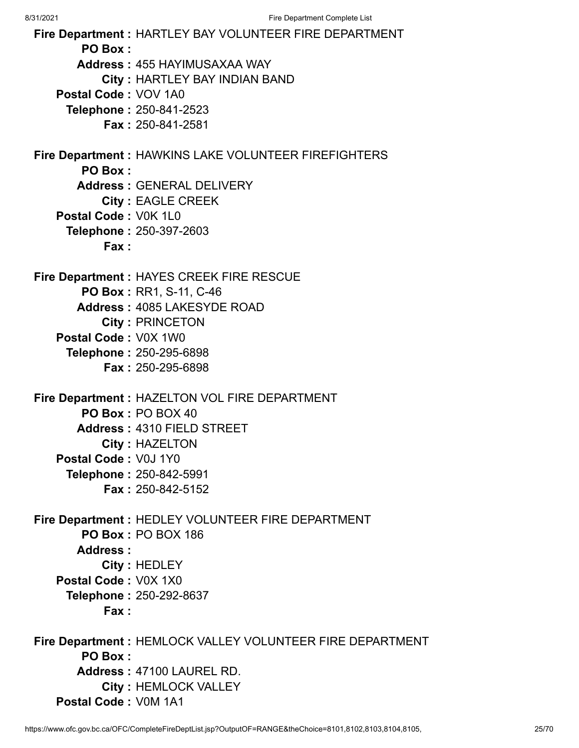**Fire Department :** HARTLEY BAY VOLUNTEER FIRE DEPARTMENT
**PO Box :**
**Address :** 455 HAYIMUSAXAA WAY
**City :** HARTLEY BAY INDIAN BAND
**Postal Code :** VOV 1A0
**Telephone :** 250-841-2523
**Fax :** 250-841-2581

**Fire Department :** HAWKINS LAKE VOLUNTEER FIREFIGHTERS
**PO Box :**
**Address :** GENERAL DELIVERY
**City :** EAGLE CREEK
**Postal Code :** V0K 1L0
**Telephone :** 250-397-2603
**Fax :**

**Fire Department :** HAYES CREEK FIRE RESCUE
**PO Box :** RR1, S-11, C-46
**Address :** 4085 LAKESYDE ROAD
**City :** PRINCETON
**Postal Code :** V0X 1W0
**Telephone :** 250-295-6898
**Fax :** 250-295-6898

**Fire Department :** HAZELTON VOL FIRE DEPARTMENT
**PO Box :** PO BOX 40
**Address :** 4310 FIELD STREET
**City :** HAZELTON
**Postal Code :** V0J 1Y0
**Telephone :** 250-842-5991
**Fax :** 250-842-5152

**Fire Department :** HEDLEY VOLUNTEER FIRE DEPARTMENT
**PO Box :** PO BOX 186
**Address :**
**City :** HEDLEY
**Postal Code :** V0X 1X0
**Telephone :** 250-292-8637
**Fax :**

**Fire Department :** HEMLOCK VALLEY VOLUNTEER FIRE DEPARTMENT
**PO Box :**
**Address :** 47100 LAUREL RD.
**City :** HEMLOCK VALLEY
**Postal Code :** V0M 1A1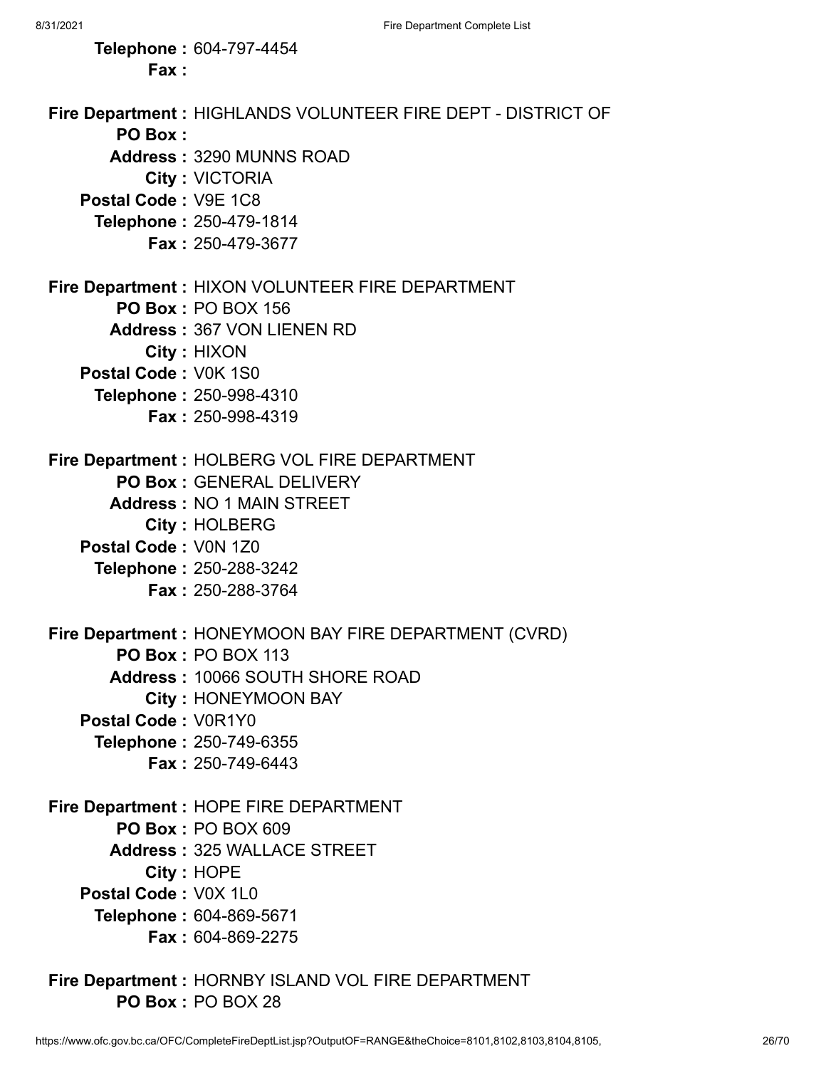**Telephone :** 604-797-4454
**Fax :**

**Fire Department :** HIGHLANDS VOLUNTEER FIRE DEPT - DISTRICT OF
**PO Box :**
**Address :** 3290 MUNNS ROAD
**City :** VICTORIA
**Postal Code :** V9E 1C8
**Telephone :** 250-479-1814
**Fax :** 250-479-3677

**Fire Department :** HIXON VOLUNTEER FIRE DEPARTMENT
**PO Box :** PO BOX 156
**Address :** 367 VON LIENEN RD
**City :** HIXON
**Postal Code :** V0K 1S0
**Telephone :** 250-998-4310
**Fax :** 250-998-4319

**Fire Department :** HOLBERG VOL FIRE DEPARTMENT
**PO Box :** GENERAL DELIVERY
**Address :** NO 1 MAIN STREET
**City :** HOLBERG
**Postal Code :** V0N 1Z0
**Telephone :** 250-288-3242
**Fax :** 250-288-3764

**Fire Department :** HONEYMOON BAY FIRE DEPARTMENT (CVRD)
**PO Box :** PO BOX 113
**Address :** 10066 SOUTH SHORE ROAD
**City :** HONEYMOON BAY
**Postal Code :** V0R1Y0
**Telephone :** 250-749-6355
**Fax :** 250-749-6443

**Fire Department :** HOPE FIRE DEPARTMENT
**PO Box :** PO BOX 609
**Address :** 325 WALLACE STREET
**City :** HOPE
**Postal Code :** V0X 1L0
**Telephone :** 604-869-5671
**Fax :** 604-869-2275

**Fire Department :** HORNBY ISLAND VOL FIRE DEPARTMENT
**PO Box :** PO BOX 28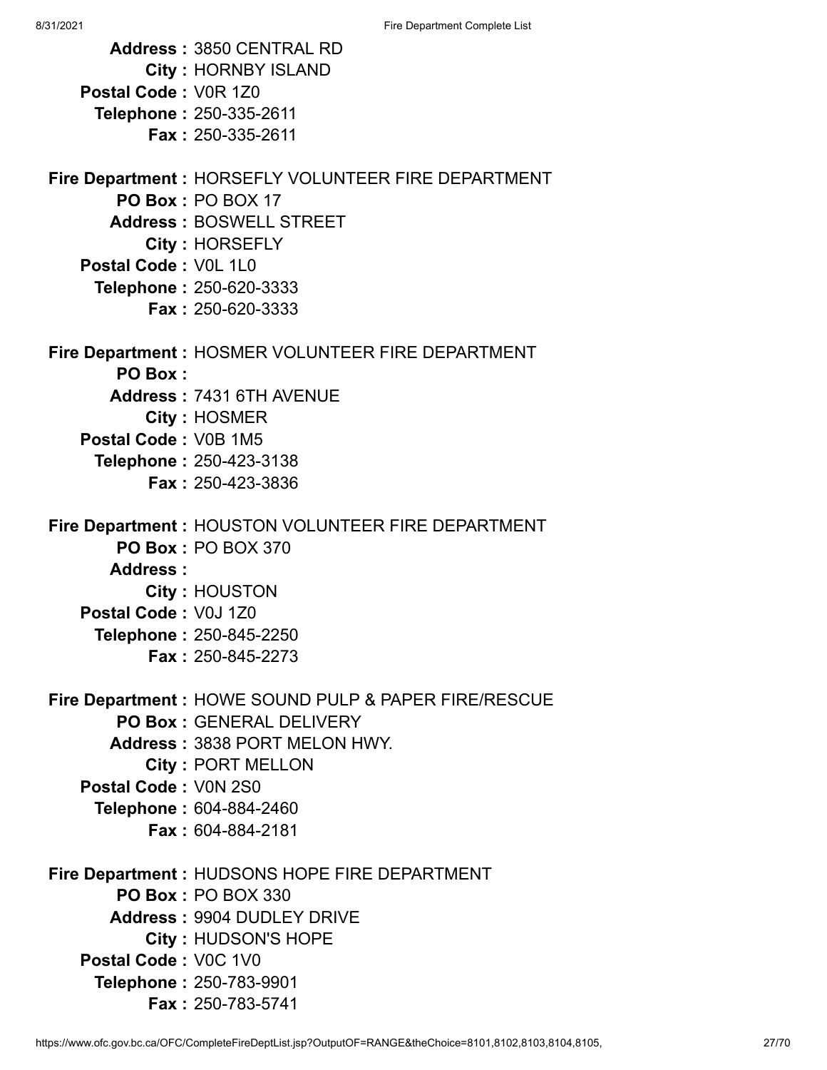**Address :** 3850 CENTRAL RD
**City :** HORNBY ISLAND
**Postal Code :** V0R 1Z0
**Telephone :** 250-335-2611
**Fax :** 250-335-2611

**Fire Department :** HORSEFLY VOLUNTEER FIRE DEPARTMENT
**PO Box :** PO BOX 17
**Address :** BOSWELL STREET
**City :** HORSEFLY
**Postal Code :** V0L 1L0
**Telephone :** 250-620-3333
**Fax :** 250-620-3333

**Fire Department :** HOSMER VOLUNTEER FIRE DEPARTMENT
**PO Box :**
**Address :** 7431 6TH AVENUE
**City :** HOSMER
**Postal Code :** V0B 1M5
**Telephone :** 250-423-3138
**Fax :** 250-423-3836

**Fire Department :** HOUSTON VOLUNTEER FIRE DEPARTMENT
**PO Box :** PO BOX 370
**Address :**
**City :** HOUSTON
**Postal Code :** V0J 1Z0
**Telephone :** 250-845-2250
**Fax :** 250-845-2273

**Fire Department :** HOWE SOUND PULP & PAPER FIRE/RESCUE
**PO Box :** GENERAL DELIVERY
**Address :** 3838 PORT MELON HWY.
**City :** PORT MELLON
**Postal Code :** V0N 2S0
**Telephone :** 604-884-2460
**Fax :** 604-884-2181

**Fire Department :** HUDSONS HOPE FIRE DEPARTMENT
**PO Box :** PO BOX 330
**Address :** 9904 DUDLEY DRIVE
**City :** HUDSON'S HOPE
**Postal Code :** V0C 1V0
**Telephone :** 250-783-9901
**Fax :** 250-783-5741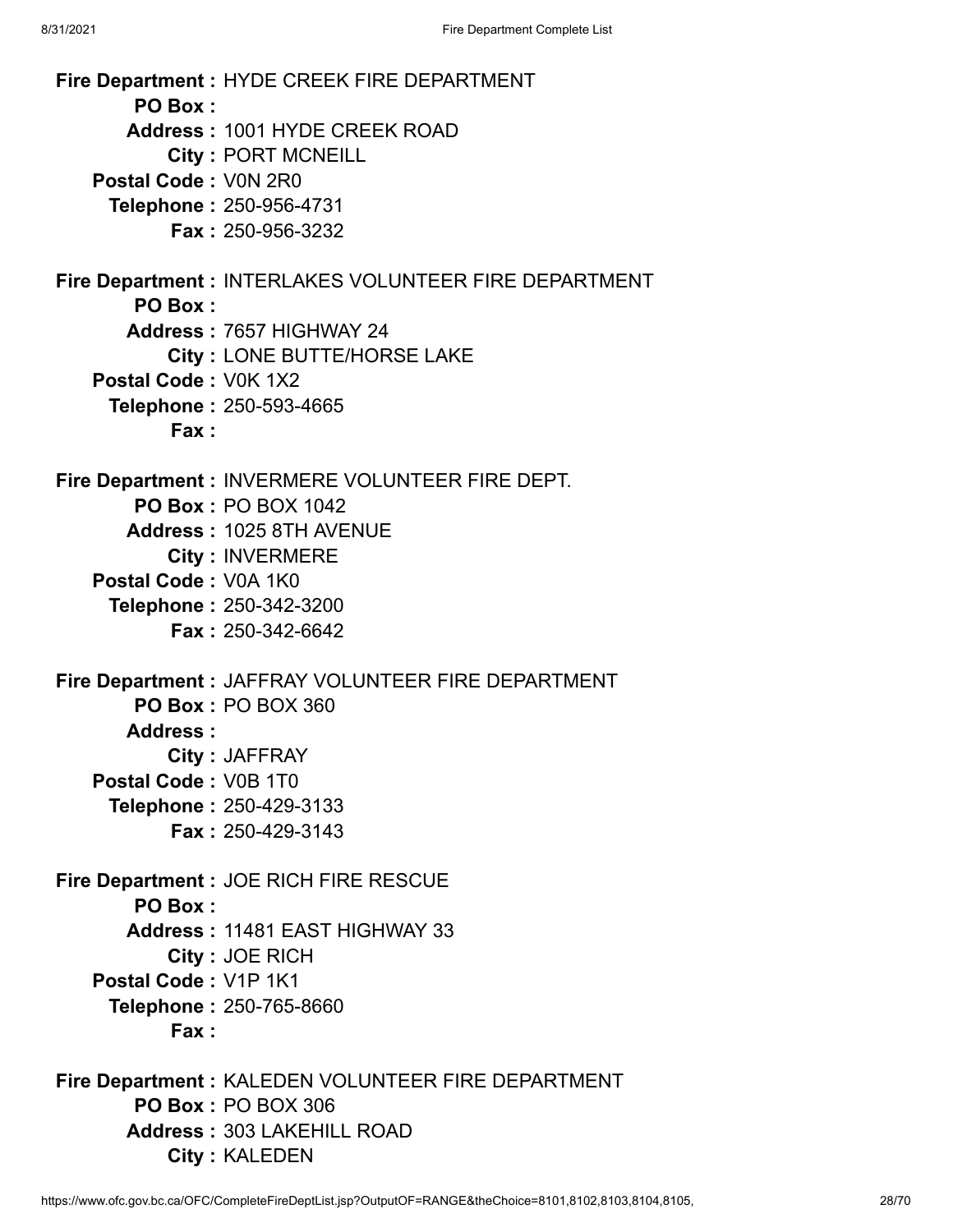**Fire Department :** HYDE CREEK FIRE DEPARTMENT
**PO Box :**
**Address :** 1001 HYDE CREEK ROAD
**City :** PORT MCNEILL
**Postal Code :** V0N 2R0
**Telephone :** 250-956-4731
**Fax :** 250-956-3232

**Fire Department :** INTERLAKES VOLUNTEER FIRE DEPARTMENT
**PO Box :**
**Address :** 7657 HIGHWAY 24
**City :** LONE BUTTE/HORSE LAKE
**Postal Code :** V0K 1X2
**Telephone :** 250-593-4665
**Fax :**

**Fire Department :** INVERMERE VOLUNTEER FIRE DEPT.
**PO Box :** PO BOX 1042
**Address :** 1025 8TH AVENUE
**City :** INVERMERE
**Postal Code :** V0A 1K0
**Telephone :** 250-342-3200
**Fax :** 250-342-6642

**Fire Department :** JAFFRAY VOLUNTEER FIRE DEPARTMENT
**PO Box :** PO BOX 360
**Address :**
**City :** JAFFRAY
**Postal Code :** V0B 1T0
**Telephone :** 250-429-3133
**Fax :** 250-429-3143

**Fire Department :** JOE RICH FIRE RESCUE
**PO Box :**
**Address :** 11481 EAST HIGHWAY 33
**City :** JOE RICH
**Postal Code :** V1P 1K1
**Telephone :** 250-765-8660
**Fax :**

**Fire Department :** KALEDEN VOLUNTEER FIRE DEPARTMENT
**PO Box :** PO BOX 306
**Address :** 303 LAKEHILL ROAD
**City :** KALEDEN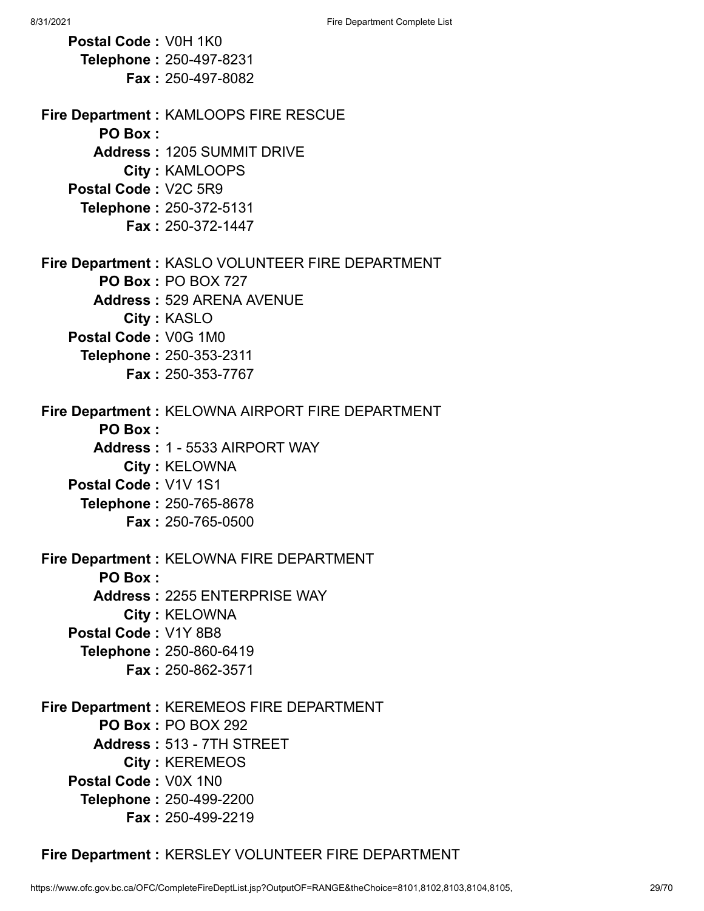**Postal Code :** V0H 1K0
**Telephone :** 250-497-8231
**Fax :** 250-497-8082

**Fire Department :** KAMLOOPS FIRE RESCUE
**PO Box :**
**Address :** 1205 SUMMIT DRIVE
**City :** KAMLOOPS
**Postal Code :** V2C 5R9
**Telephone :** 250-372-5131
**Fax :** 250-372-1447

**Fire Department :** KASLO VOLUNTEER FIRE DEPARTMENT
**PO Box :** PO BOX 727
**Address :** 529 ARENA AVENUE
**City :** KASLO
**Postal Code :** V0G 1M0
**Telephone :** 250-353-2311
**Fax :** 250-353-7767

**Fire Department :** KELOWNA AIRPORT FIRE DEPARTMENT
**PO Box :**
**Address :** 1 - 5533 AIRPORT WAY
**City :** KELOWNA
**Postal Code :** V1V 1S1
**Telephone :** 250-765-8678
**Fax :** 250-765-0500

**Fire Department :** KELOWNA FIRE DEPARTMENT
**PO Box :**
**Address :** 2255 ENTERPRISE WAY
**City :** KELOWNA
**Postal Code :** V1Y 8B8
**Telephone :** 250-860-6419
**Fax :** 250-862-3571

**Fire Department :** KEREMEOS FIRE DEPARTMENT
**PO Box :** PO BOX 292
**Address :** 513 - 7TH STREET
**City :** KEREMEOS
**Postal Code :** V0X 1N0
**Telephone :** 250-499-2200
**Fax :** 250-499-2219

**Fire Department :** KERSLEY VOLUNTEER FIRE DEPARTMENT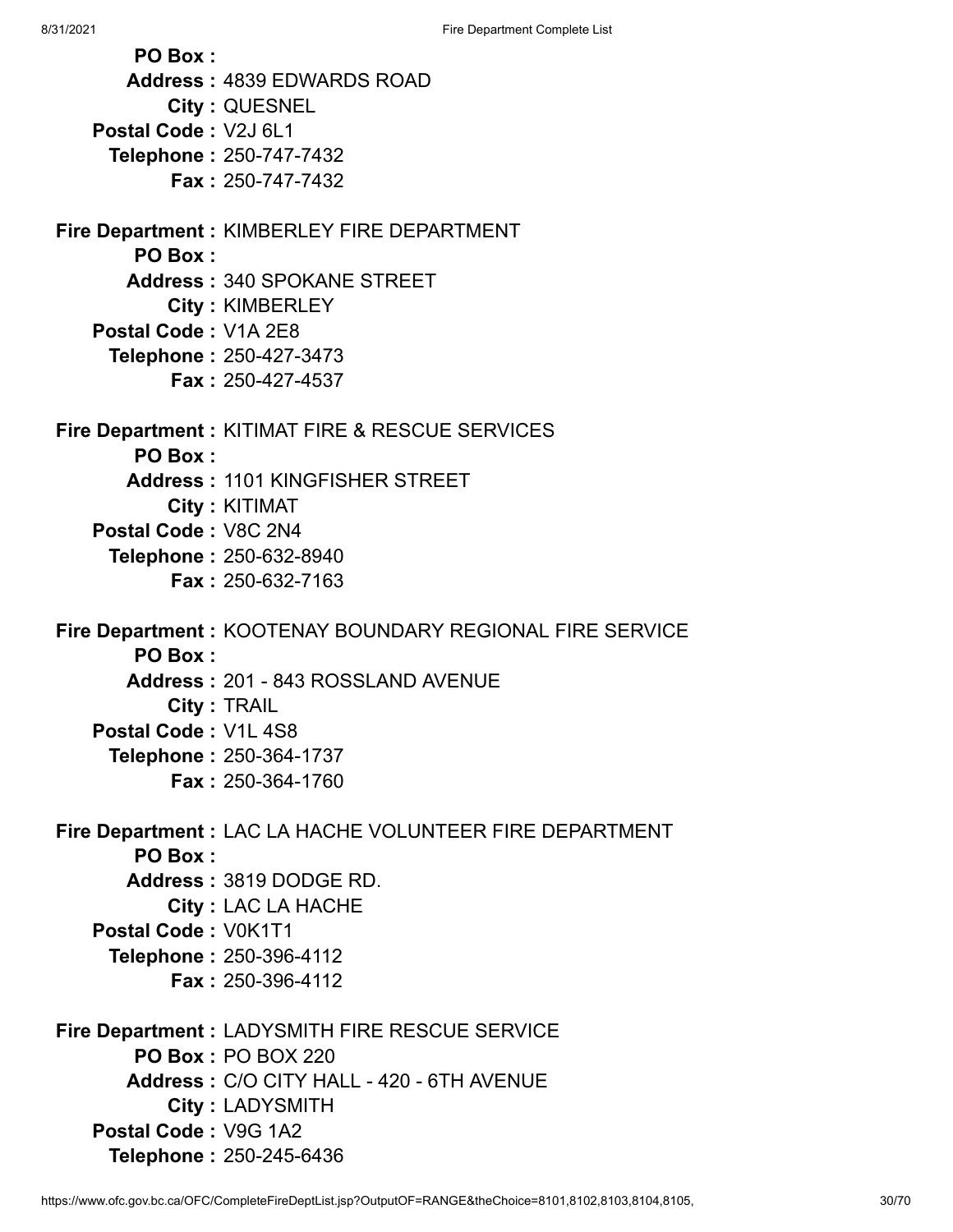**PO Box :**
**Address :** 4839 EDWARDS ROAD
**City :** QUESNEL
**Postal Code :** V2J 6L1
**Telephone :** 250-747-7432
**Fax :** 250-747-7432

**Fire Department :** KIMBERLEY FIRE DEPARTMENT
**PO Box :**
**Address :** 340 SPOKANE STREET
**City :** KIMBERLEY
**Postal Code :** V1A 2E8
**Telephone :** 250-427-3473
**Fax :** 250-427-4537

**Fire Department :** KITIMAT FIRE & RESCUE SERVICES
**PO Box :**
**Address :** 1101 KINGFISHER STREET
**City :** KITIMAT
**Postal Code :** V8C 2N4
**Telephone :** 250-632-8940
**Fax :** 250-632-7163

**Fire Department :** KOOTENAY BOUNDARY REGIONAL FIRE SERVICE
**PO Box :**
**Address :** 201 - 843 ROSSLAND AVENUE
**City :** TRAIL
**Postal Code :** V1L 4S8
**Telephone :** 250-364-1737
**Fax :** 250-364-1760

**Fire Department :** LAC LA HACHE VOLUNTEER FIRE DEPARTMENT
**PO Box :**
**Address :** 3819 DODGE RD.
**City :** LAC LA HACHE
**Postal Code :** V0K1T1
**Telephone :** 250-396-4112
**Fax :** 250-396-4112

**Fire Department :** LADYSMITH FIRE RESCUE SERVICE
**PO Box :** PO BOX 220
**Address :** C/O CITY HALL - 420 - 6TH AVENUE
**City :** LADYSMITH
**Postal Code :** V9G 1A2
**Telephone :** 250-245-6436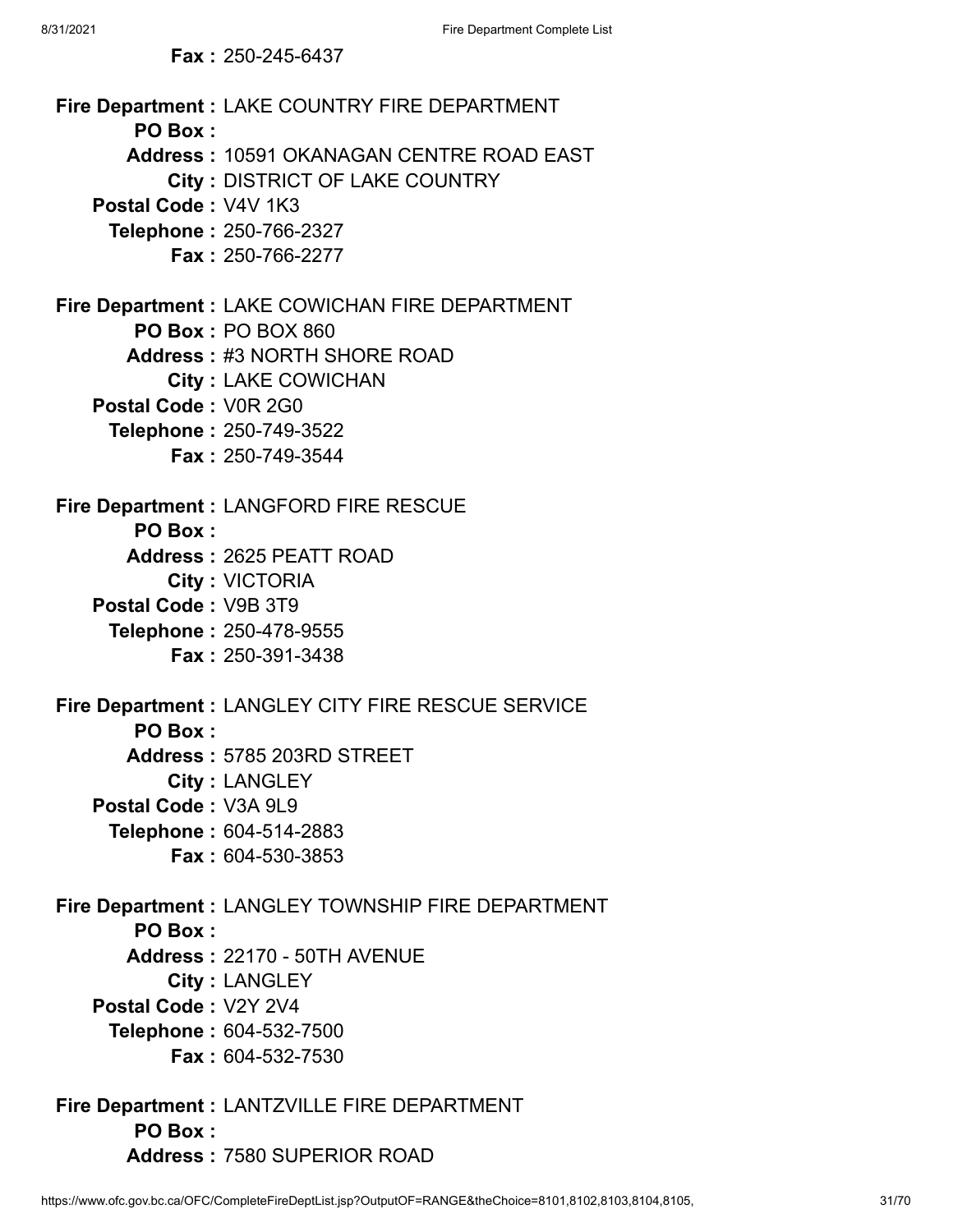**Fax :** 250-245-6437

**Fire Department :** LAKE COUNTRY FIRE DEPARTMENT
**PO Box :**
**Address :** 10591 OKANAGAN CENTRE ROAD EAST
**City :** DISTRICT OF LAKE COUNTRY
**Postal Code :** V4V 1K3
**Telephone :** 250-766-2327
**Fax :** 250-766-2277

**Fire Department :** LAKE COWICHAN FIRE DEPARTMENT
**PO Box :** PO BOX 860
**Address :** #3 NORTH SHORE ROAD
**City :** LAKE COWICHAN
**Postal Code :** V0R 2G0
**Telephone :** 250-749-3522
**Fax :** 250-749-3544

**Fire Department :** LANGFORD FIRE RESCUE
**PO Box :**
**Address :** 2625 PEATT ROAD
**City :** VICTORIA
**Postal Code :** V9B 3T9
**Telephone :** 250-478-9555
**Fax :** 250-391-3438

**Fire Department :** LANGLEY CITY FIRE RESCUE SERVICE
**PO Box :**
**Address :** 5785 203RD STREET
**City :** LANGLEY
**Postal Code :** V3A 9L9
**Telephone :** 604-514-2883
**Fax :** 604-530-3853

**Fire Department :** LANGLEY TOWNSHIP FIRE DEPARTMENT
**PO Box :**
**Address :** 22170 - 50TH AVENUE
**City :** LANGLEY
**Postal Code :** V2Y 2V4
**Telephone :** 604-532-7500
**Fax :** 604-532-7530

**Fire Department :** LANTZVILLE FIRE DEPARTMENT
**PO Box :**
**Address :** 7580 SUPERIOR ROAD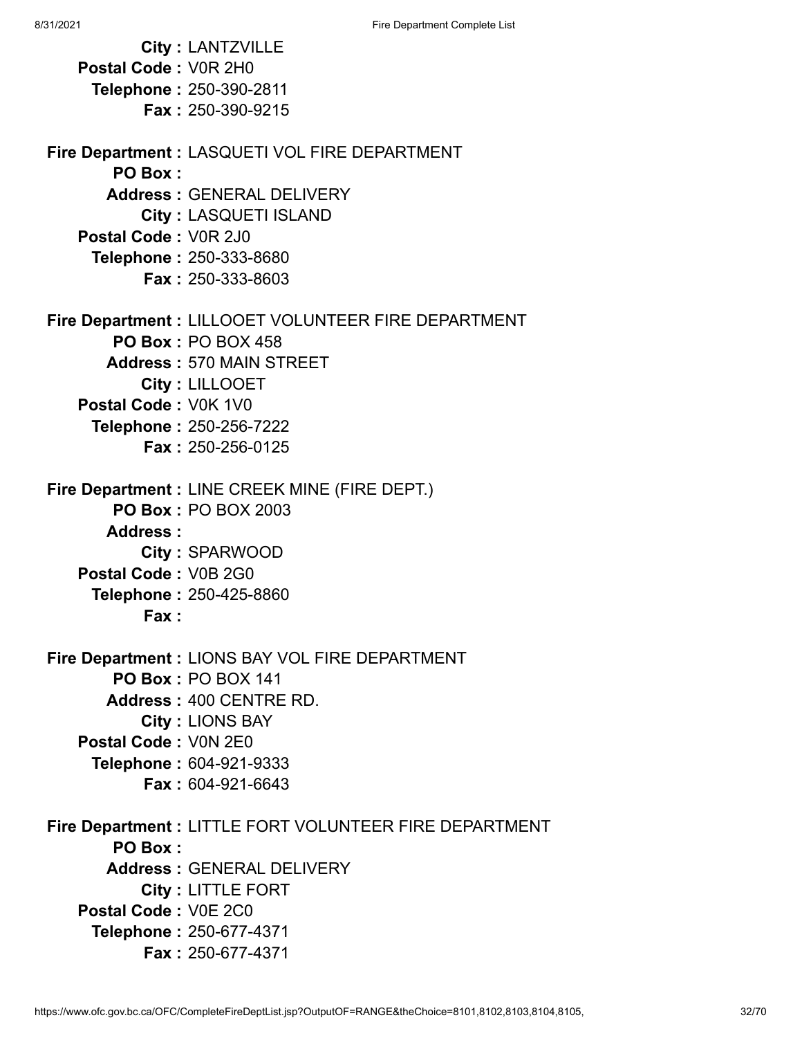**City :** LANTZVILLE
**Postal Code :** V0R 2H0
**Telephone :** 250-390-2811
**Fax :** 250-390-9215

**Fire Department :** LASQUETI VOL FIRE DEPARTMENT
**PO Box :**
**Address :** GENERAL DELIVERY
**City :** LASQUETI ISLAND
**Postal Code :** V0R 2J0
**Telephone :** 250-333-8680
**Fax :** 250-333-8603

**Fire Department :** LILLOOET VOLUNTEER FIRE DEPARTMENT
**PO Box :** PO BOX 458
**Address :** 570 MAIN STREET
**City :** LILLOOET
**Postal Code :** V0K 1V0
**Telephone :** 250-256-7222
**Fax :** 250-256-0125

**Fire Department :** LINE CREEK MINE (FIRE DEPT.)
**PO Box :** PO BOX 2003
**Address :**
**City :** SPARWOOD
**Postal Code :** V0B 2G0
**Telephone :** 250-425-8860
**Fax :**

**Fire Department :** LIONS BAY VOL FIRE DEPARTMENT
**PO Box :** PO BOX 141
**Address :** 400 CENTRE RD.
**City :** LIONS BAY
**Postal Code :** V0N 2E0
**Telephone :** 604-921-9333
**Fax :** 604-921-6643

**Fire Department :** LITTLE FORT VOLUNTEER FIRE DEPARTMENT
**PO Box :**
**Address :** GENERAL DELIVERY
**City :** LITTLE FORT
**Postal Code :** V0E 2C0
**Telephone :** 250-677-4371
**Fax :** 250-677-4371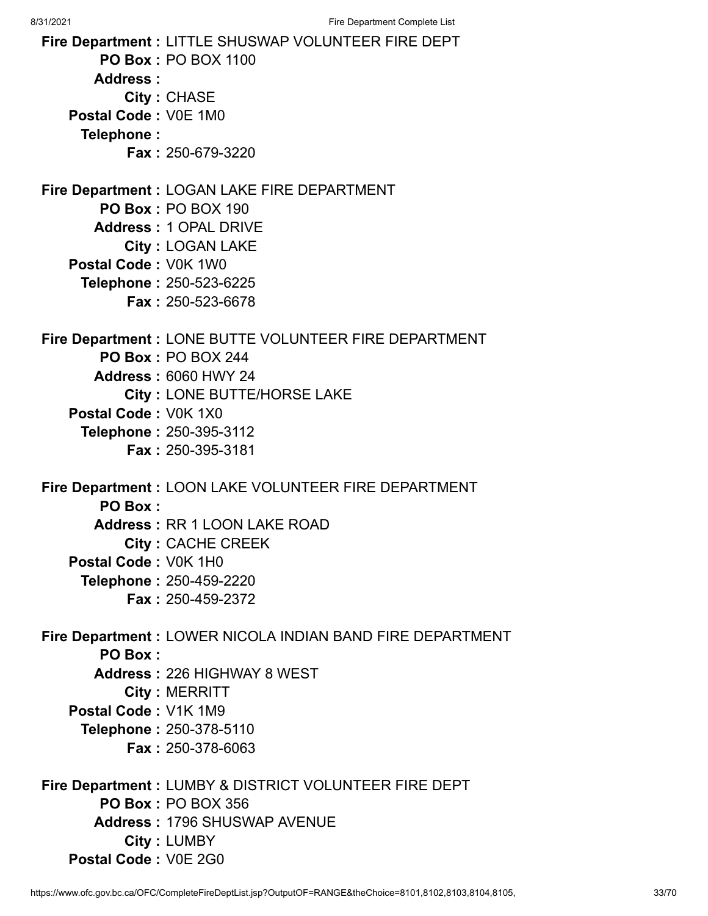**Fire Department :** LITTLE SHUSWAP VOLUNTEER FIRE DEPT
**PO Box :** PO BOX 1100
**Address :**
**City :** CHASE
**Postal Code :** V0E 1M0
**Telephone :**
**Fax :** 250-679-3220

**Fire Department :** LOGAN LAKE FIRE DEPARTMENT
**PO Box :** PO BOX 190
**Address :** 1 OPAL DRIVE
**City :** LOGAN LAKE
**Postal Code :** V0K 1W0
**Telephone :** 250-523-6225
**Fax :** 250-523-6678

**Fire Department :** LONE BUTTE VOLUNTEER FIRE DEPARTMENT
**PO Box :** PO BOX 244
**Address :** 6060 HWY 24
**City :** LONE BUTTE/HORSE LAKE
**Postal Code :** V0K 1X0
**Telephone :** 250-395-3112
**Fax :** 250-395-3181

**Fire Department :** LOON LAKE VOLUNTEER FIRE DEPARTMENT
**PO Box :**
**Address :** RR 1 LOON LAKE ROAD
**City :** CACHE CREEK
**Postal Code :** V0K 1H0
**Telephone :** 250-459-2220
**Fax :** 250-459-2372

**Fire Department :** LOWER NICOLA INDIAN BAND FIRE DEPARTMENT
**PO Box :**
**Address :** 226 HIGHWAY 8 WEST
**City :** MERRITT
**Postal Code :** V1K 1M9
**Telephone :** 250-378-5110
**Fax :** 250-378-6063

**Fire Department :** LUMBY & DISTRICT VOLUNTEER FIRE DEPT
**PO Box :** PO BOX 356
**Address :** 1796 SHUSWAP AVENUE
**City :** LUMBY
**Postal Code :** V0E 2G0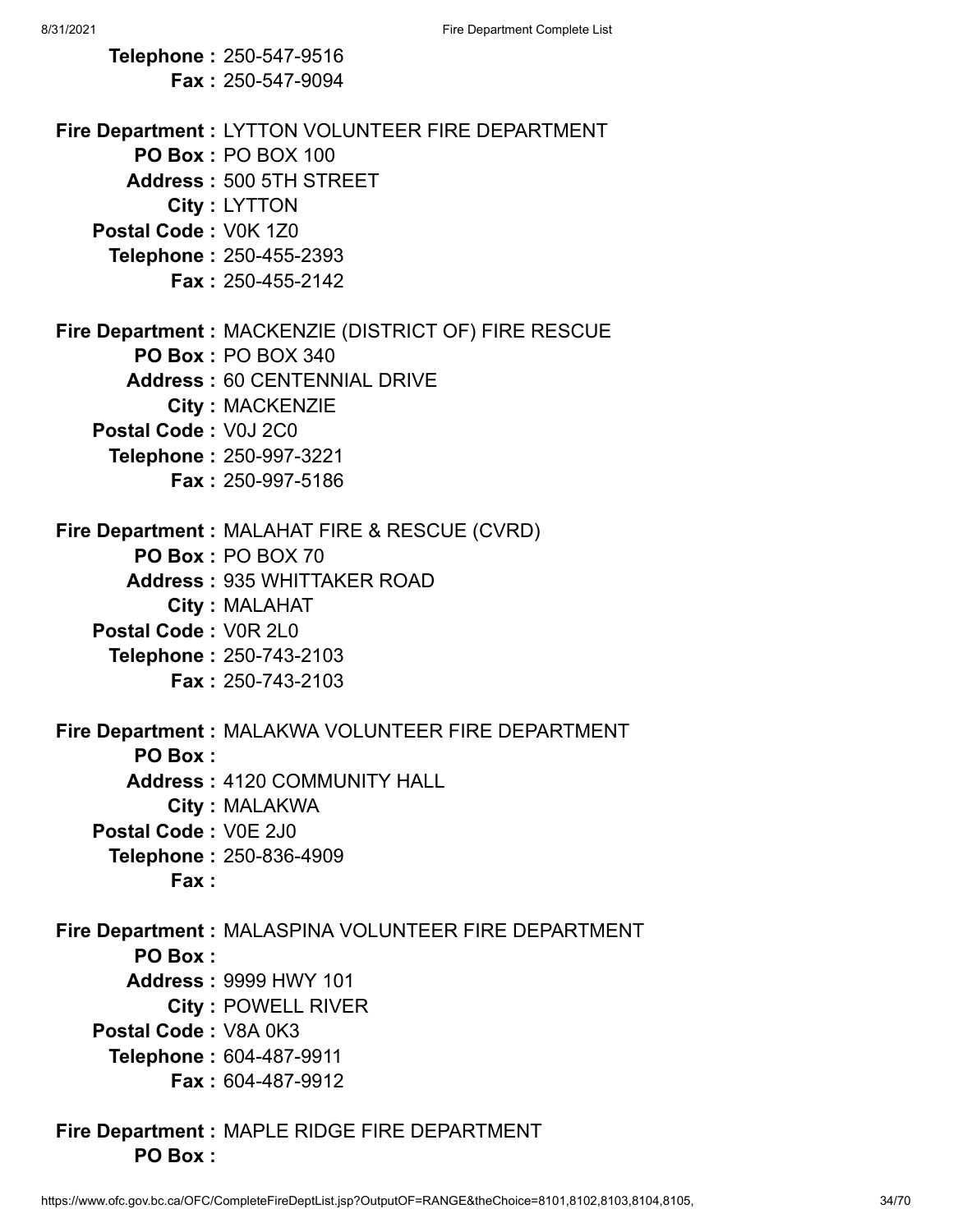**Telephone :** 250-547-9516
**Fax :** 250-547-9094

**Fire Department :** LYTTON VOLUNTEER FIRE DEPARTMENT
**PO Box :** PO BOX 100
**Address :** 500 5TH STREET
**City :** LYTTON
**Postal Code :** V0K 1Z0
**Telephone :** 250-455-2393
**Fax :** 250-455-2142

**Fire Department :** MACKENZIE (DISTRICT OF) FIRE RESCUE
**PO Box :** PO BOX 340
**Address :** 60 CENTENNIAL DRIVE
**City :** MACKENZIE
**Postal Code :** V0J 2C0
**Telephone :** 250-997-3221
**Fax :** 250-997-5186

**Fire Department :** MALAHAT FIRE & RESCUE (CVRD)
**PO Box :** PO BOX 70
**Address :** 935 WHITTAKER ROAD
**City :** MALAHAT
**Postal Code :** V0R 2L0
**Telephone :** 250-743-2103
**Fax :** 250-743-2103

**Fire Department :** MALAKWA VOLUNTEER FIRE DEPARTMENT
**PO Box :**
**Address :** 4120 COMMUNITY HALL
**City :** MALAKWA
**Postal Code :** V0E 2J0
**Telephone :** 250-836-4909
**Fax :**

**Fire Department :** MALASPINA VOLUNTEER FIRE DEPARTMENT
**PO Box :**
**Address :** 9999 HWY 101
**City :** POWELL RIVER
**Postal Code :** V8A 0K3
**Telephone :** 604-487-9911
**Fax :** 604-487-9912

**Fire Department :** MAPLE RIDGE FIRE DEPARTMENT
**PO Box :**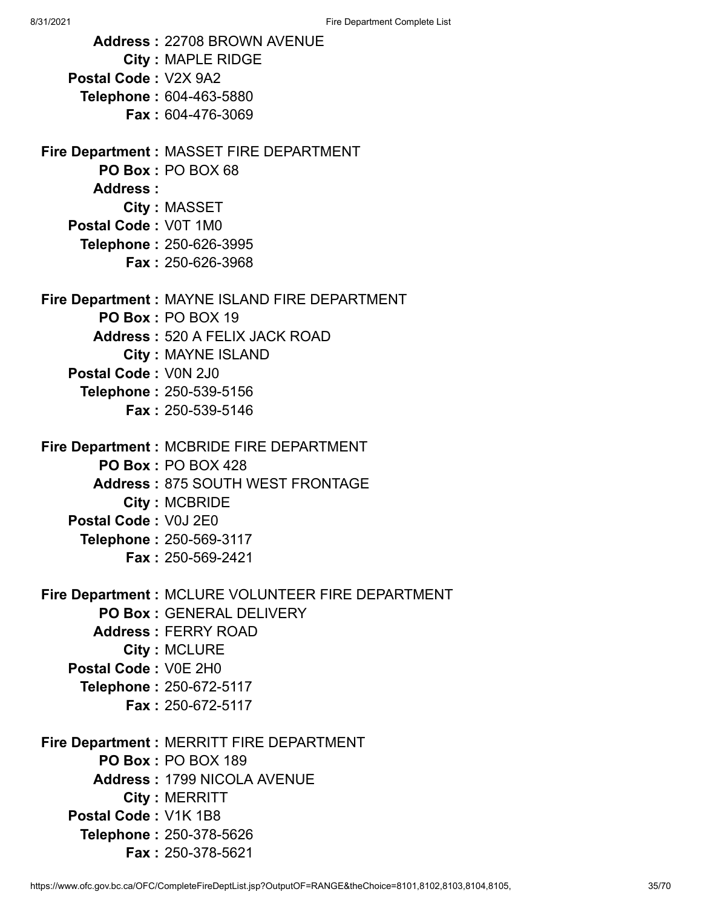**Address :** 22708 BROWN AVENUE
**City :** MAPLE RIDGE
**Postal Code :** V2X 9A2
**Telephone :** 604-463-5880
**Fax :** 604-476-3069

**Fire Department :** MASSET FIRE DEPARTMENT
**PO Box :** PO BOX 68
**Address :**
**City :** MASSET
**Postal Code :** V0T 1M0
**Telephone :** 250-626-3995
**Fax :** 250-626-3968

**Fire Department :** MAYNE ISLAND FIRE DEPARTMENT
**PO Box :** PO BOX 19
**Address :** 520 A FELIX JACK ROAD
**City :** MAYNE ISLAND
**Postal Code :** V0N 2J0
**Telephone :** 250-539-5156
**Fax :** 250-539-5146

**Fire Department :** MCBRIDE FIRE DEPARTMENT
**PO Box :** PO BOX 428
**Address :** 875 SOUTH WEST FRONTAGE
**City :** MCBRIDE
**Postal Code :** V0J 2E0
**Telephone :** 250-569-3117
**Fax :** 250-569-2421

**Fire Department :** MCLURE VOLUNTEER FIRE DEPARTMENT
**PO Box :** GENERAL DELIVERY
**Address :** FERRY ROAD
**City :** MCLURE
**Postal Code :** V0E 2H0
**Telephone :** 250-672-5117
**Fax :** 250-672-5117

**Fire Department :** MERRITT FIRE DEPARTMENT
**PO Box :** PO BOX 189
**Address :** 1799 NICOLA AVENUE
**City :** MERRITT
**Postal Code :** V1K 1B8
**Telephone :** 250-378-5626
**Fax :** 250-378-5621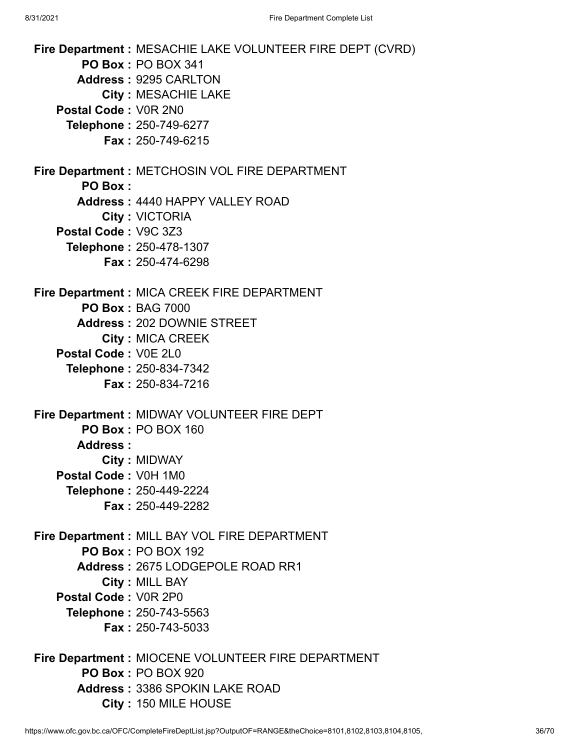**Fire Department :** MESACHIE LAKE VOLUNTEER FIRE DEPT (CVRD)
**PO Box :** PO BOX 341
**Address :** 9295 CARLTON
**City :** MESACHIE LAKE
**Postal Code :** V0R 2N0
**Telephone :** 250-749-6277
**Fax :** 250-749-6215

**Fire Department :** METCHOSIN VOL FIRE DEPARTMENT
**PO Box :**
**Address :** 4440 HAPPY VALLEY ROAD
**City :** VICTORIA
**Postal Code :** V9C 3Z3
**Telephone :** 250-478-1307
**Fax :** 250-474-6298

**Fire Department :** MICA CREEK FIRE DEPARTMENT
**PO Box :** BAG 7000
**Address :** 202 DOWNIE STREET
**City :** MICA CREEK
**Postal Code :** V0E 2L0
**Telephone :** 250-834-7342
**Fax :** 250-834-7216

**Fire Department :** MIDWAY VOLUNTEER FIRE DEPT
**PO Box :** PO BOX 160
**Address :**
**City :** MIDWAY
**Postal Code :** V0H 1M0
**Telephone :** 250-449-2224
**Fax :** 250-449-2282

**Fire Department :** MILL BAY VOL FIRE DEPARTMENT
**PO Box :** PO BOX 192
**Address :** 2675 LODGEPOLE ROAD RR1
**City :** MILL BAY
**Postal Code :** V0R 2P0
**Telephone :** 250-743-5563
**Fax :** 250-743-5033

**Fire Department :** MIOCENE VOLUNTEER FIRE DEPARTMENT
**PO Box :** PO BOX 920
**Address :** 3386 SPOKIN LAKE ROAD
**City :** 150 MILE HOUSE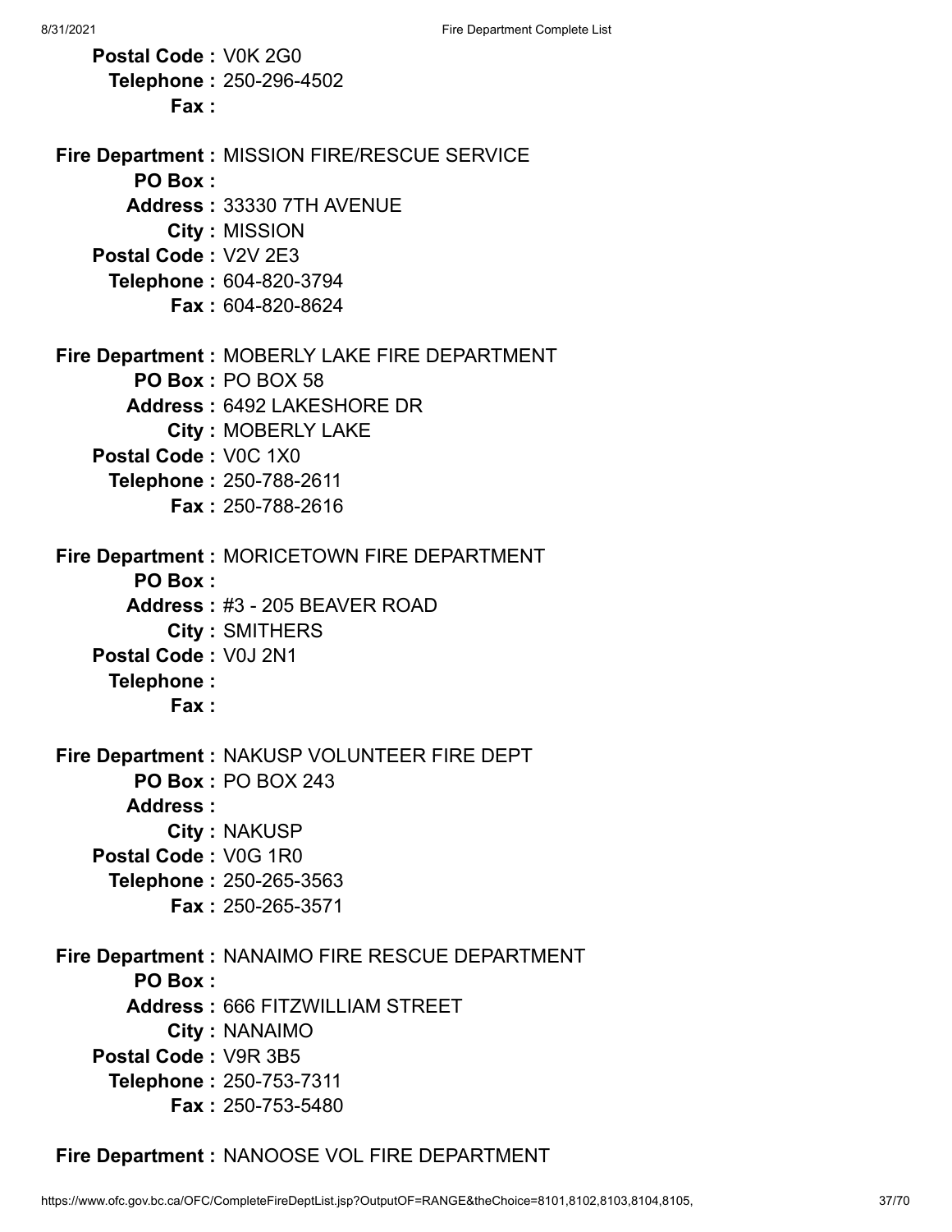**Postal Code :** V0K 2G0
**Telephone :** 250-296-4502
**Fax :**

**Fire Department :** MISSION FIRE/RESCUE SERVICE
**PO Box :**
**Address :** 33330 7TH AVENUE
**City :** MISSION
**Postal Code :** V2V 2E3
**Telephone :** 604-820-3794
**Fax :** 604-820-8624

**Fire Department :** MOBERLY LAKE FIRE DEPARTMENT
**PO Box :** PO BOX 58
**Address :** 6492 LAKESHORE DR
**City :** MOBERLY LAKE
**Postal Code :** V0C 1X0
**Telephone :** 250-788-2611
**Fax :** 250-788-2616

**Fire Department :** MORICETOWN FIRE DEPARTMENT
**PO Box :**
**Address :** #3 - 205 BEAVER ROAD
**City :** SMITHERS
**Postal Code :** V0J 2N1
**Telephone :**
**Fax :**

**Fire Department :** NAKUSP VOLUNTEER FIRE DEPT
**PO Box :** PO BOX 243
**Address :**
**City :** NAKUSP
**Postal Code :** V0G 1R0
**Telephone :** 250-265-3563
**Fax :** 250-265-3571

**Fire Department :** NANAIMO FIRE RESCUE DEPARTMENT
**PO Box :**
**Address :** 666 FITZWILLIAM STREET
**City :** NANAIMO
**Postal Code :** V9R 3B5
**Telephone :** 250-753-7311
**Fax :** 250-753-5480

**Fire Department :** NANOOSE VOL FIRE DEPARTMENT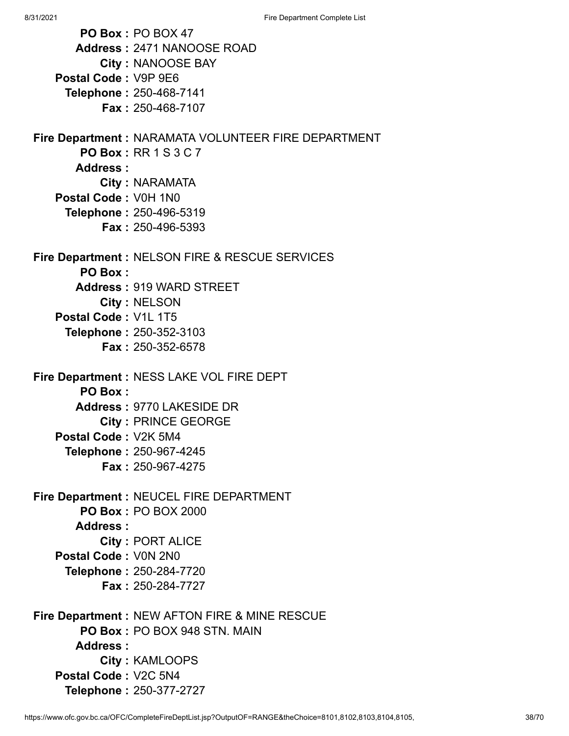**PO Box :** PO BOX 47
**Address :** 2471 NANOOSE ROAD
**City :** NANOOSE BAY
**Postal Code :** V9P 9E6
**Telephone :** 250-468-7141
**Fax :** 250-468-7107

**Fire Department :** NARAMATA VOLUNTEER FIRE DEPARTMENT
**PO Box :** RR 1 S 3 C 7
**Address :**
**City :** NARAMATA
**Postal Code :** V0H 1N0
**Telephone :** 250-496-5319
**Fax :** 250-496-5393

**Fire Department :** NELSON FIRE & RESCUE SERVICES
**PO Box :**
**Address :** 919 WARD STREET
**City :** NELSON
**Postal Code :** V1L 1T5
**Telephone :** 250-352-3103
**Fax :** 250-352-6578

**Fire Department :** NESS LAKE VOL FIRE DEPT
**PO Box :**
**Address :** 9770 LAKESIDE DR
**City :** PRINCE GEORGE
**Postal Code :** V2K 5M4
**Telephone :** 250-967-4245
**Fax :** 250-967-4275

**Fire Department :** NEUCEL FIRE DEPARTMENT
**PO Box :** PO BOX 2000
**Address :**
**City :** PORT ALICE
**Postal Code :** V0N 2N0
**Telephone :** 250-284-7720
**Fax :** 250-284-7727

**Fire Department :** NEW AFTON FIRE & MINE RESCUE
**PO Box :** PO BOX 948 STN. MAIN
**Address :**
**City :** KAMLOOPS
**Postal Code :** V2C 5N4
**Telephone :** 250-377-2727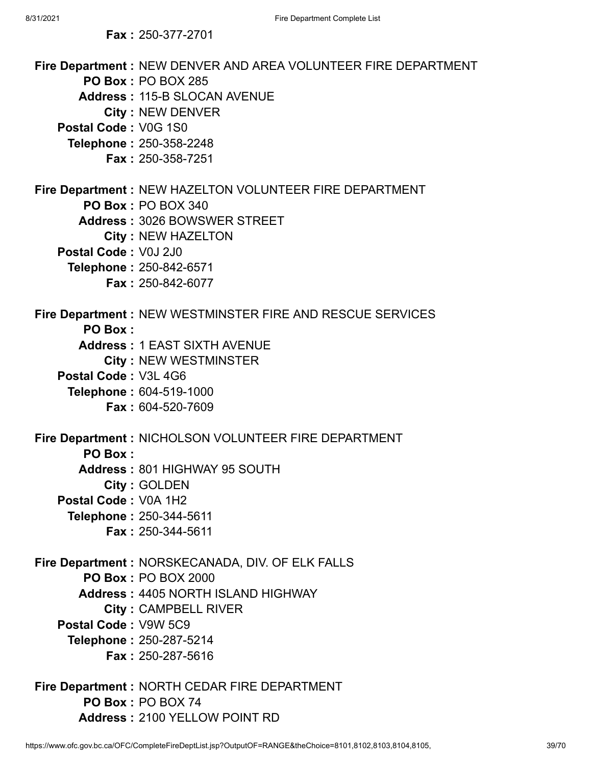**Fax :** 250-377-2701

**Fire Department :** NEW DENVER AND AREA VOLUNTEER FIRE DEPARTMENT
**PO Box :** PO BOX 285
**Address :** 115-B SLOCAN AVENUE
**City :** NEW DENVER
**Postal Code :** V0G 1S0
**Telephone :** 250-358-2248
**Fax :** 250-358-7251

**Fire Department :** NEW HAZELTON VOLUNTEER FIRE DEPARTMENT
**PO Box :** PO BOX 340
**Address :** 3026 BOWSWER STREET
**City :** NEW HAZELTON
**Postal Code :** V0J 2J0
**Telephone :** 250-842-6571
**Fax :** 250-842-6077

**Fire Department :** NEW WESTMINSTER FIRE AND RESCUE SERVICES
**PO Box :**
**Address :** 1 EAST SIXTH AVENUE
**City :** NEW WESTMINSTER
**Postal Code :** V3L 4G6
**Telephone :** 604-519-1000
**Fax :** 604-520-7609

**Fire Department :** NICHOLSON VOLUNTEER FIRE DEPARTMENT
**PO Box :**
**Address :** 801 HIGHWAY 95 SOUTH
**City :** GOLDEN
**Postal Code :** V0A 1H2
**Telephone :** 250-344-5611
**Fax :** 250-344-5611

**Fire Department :** NORSKECANADA, DIV. OF ELK FALLS
**PO Box :** PO BOX 2000
**Address :** 4405 NORTH ISLAND HIGHWAY
**City :** CAMPBELL RIVER
**Postal Code :** V9W 5C9
**Telephone :** 250-287-5214
**Fax :** 250-287-5616

**Fire Department :** NORTH CEDAR FIRE DEPARTMENT
**PO Box :** PO BOX 74
**Address :** 2100 YELLOW POINT RD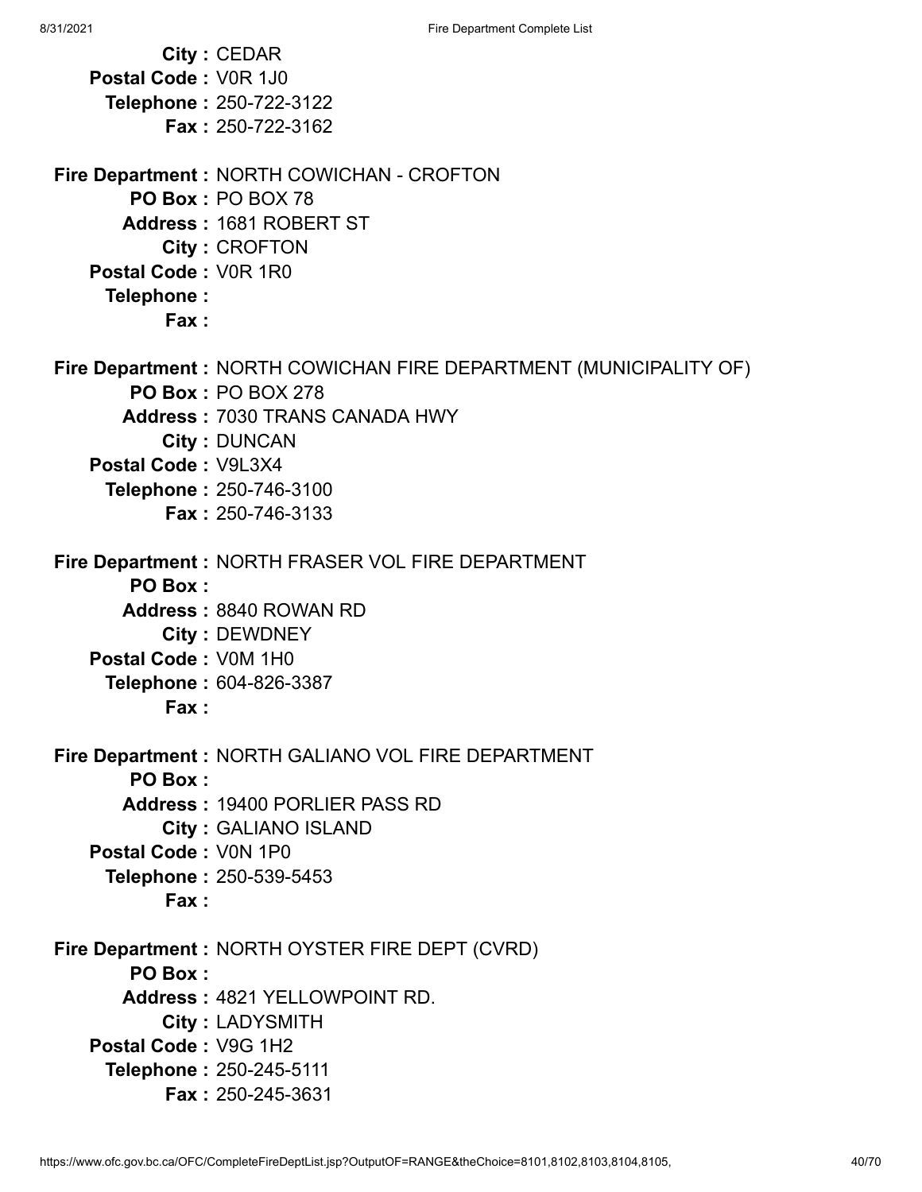**City :** CEDAR
**Postal Code :** V0R 1J0
**Telephone :** 250-722-3122
**Fax :** 250-722-3162

**Fire Department :** NORTH COWICHAN - CROFTON
**PO Box :** PO BOX 78
**Address :** 1681 ROBERT ST
**City :** CROFTON
**Postal Code :** V0R 1R0
**Telephone :**
**Fax :**

**Fire Department :** NORTH COWICHAN FIRE DEPARTMENT (MUNICIPALITY OF)
**PO Box :** PO BOX 278
**Address :** 7030 TRANS CANADA HWY
**City :** DUNCAN
**Postal Code :** V9L3X4
**Telephone :** 250-746-3100
**Fax :** 250-746-3133

**Fire Department :** NORTH FRASER VOL FIRE DEPARTMENT
**PO Box :**
**Address :** 8840 ROWAN RD
**City :** DEWDNEY
**Postal Code :** V0M 1H0
**Telephone :** 604-826-3387
**Fax :**

**Fire Department :** NORTH GALIANO VOL FIRE DEPARTMENT
**PO Box :**
**Address :** 19400 PORLIER PASS RD
**City :** GALIANO ISLAND
**Postal Code :** V0N 1P0
**Telephone :** 250-539-5453
**Fax :**

**Fire Department :** NORTH OYSTER FIRE DEPT (CVRD)
**PO Box :**
**Address :** 4821 YELLOWPOINT RD.
**City :** LADYSMITH
**Postal Code :** V9G 1H2
**Telephone :** 250-245-5111
**Fax :** 250-245-3631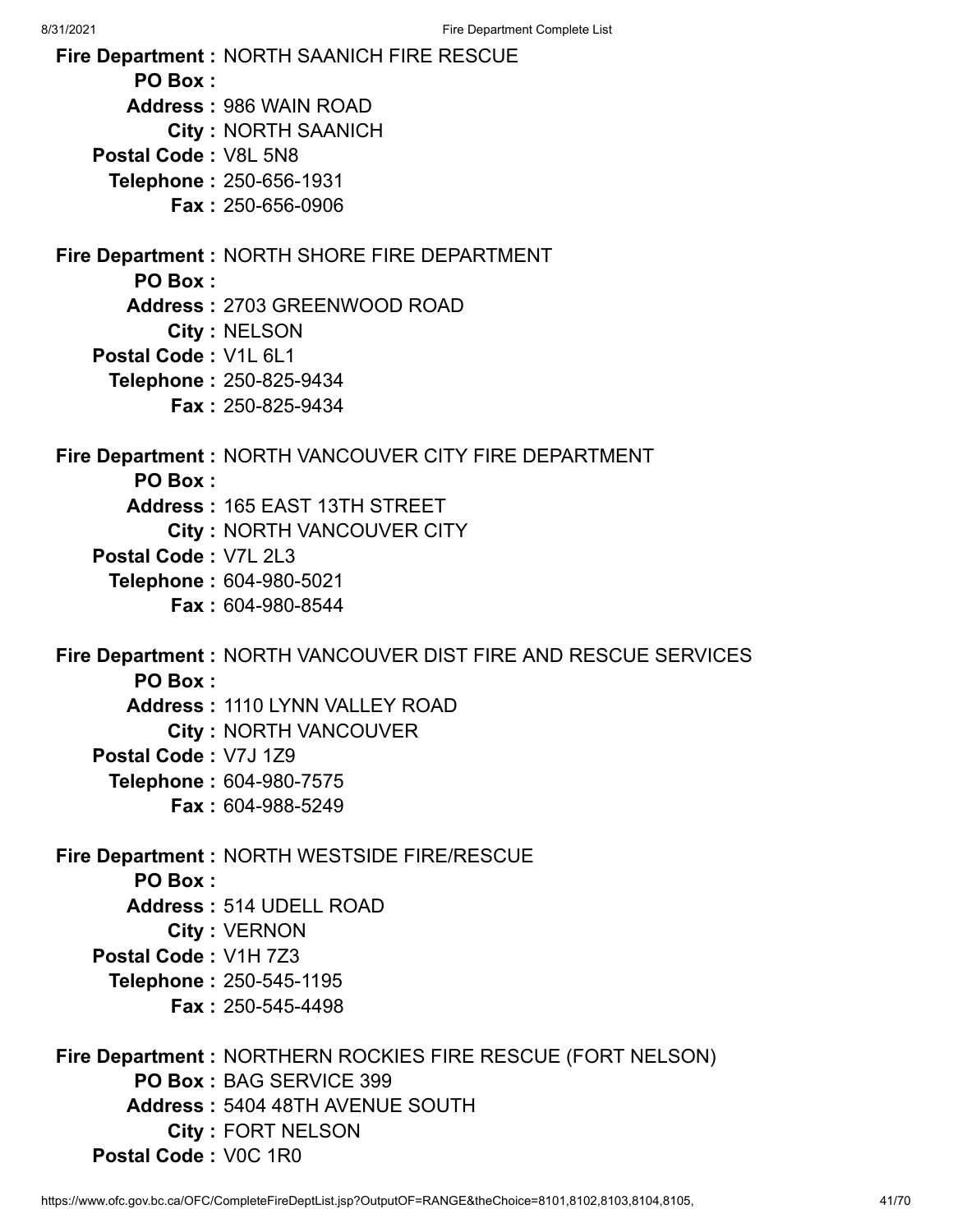**Fire Department :** NORTH SAANICH FIRE RESCUE
**PO Box :**
**Address :** 986 WAIN ROAD
**City :** NORTH SAANICH
**Postal Code :** V8L 5N8
**Telephone :** 250-656-1931
**Fax :** 250-656-0906

**Fire Department :** NORTH SHORE FIRE DEPARTMENT
**PO Box :**
**Address :** 2703 GREENWOOD ROAD
**City :** NELSON
**Postal Code :** V1L 6L1
**Telephone :** 250-825-9434
**Fax :** 250-825-9434

**Fire Department :** NORTH VANCOUVER CITY FIRE DEPARTMENT
**PO Box :**
**Address :** 165 EAST 13TH STREET
**City :** NORTH VANCOUVER CITY
**Postal Code :** V7L 2L3
**Telephone :** 604-980-5021
**Fax :** 604-980-8544

**Fire Department :** NORTH VANCOUVER DIST FIRE AND RESCUE SERVICES
**PO Box :**
**Address :** 1110 LYNN VALLEY ROAD
**City :** NORTH VANCOUVER
**Postal Code :** V7J 1Z9
**Telephone :** 604-980-7575
**Fax :** 604-988-5249

**Fire Department :** NORTH WESTSIDE FIRE/RESCUE
**PO Box :**
**Address :** 514 UDELL ROAD
**City :** VERNON
**Postal Code :** V1H 7Z3
**Telephone :** 250-545-1195
**Fax :** 250-545-4498

**Fire Department :** NORTHERN ROCKIES FIRE RESCUE (FORT NELSON)
**PO Box :** BAG SERVICE 399
**Address :** 5404 48TH AVENUE SOUTH
**City :** FORT NELSON
**Postal Code :** V0C 1R0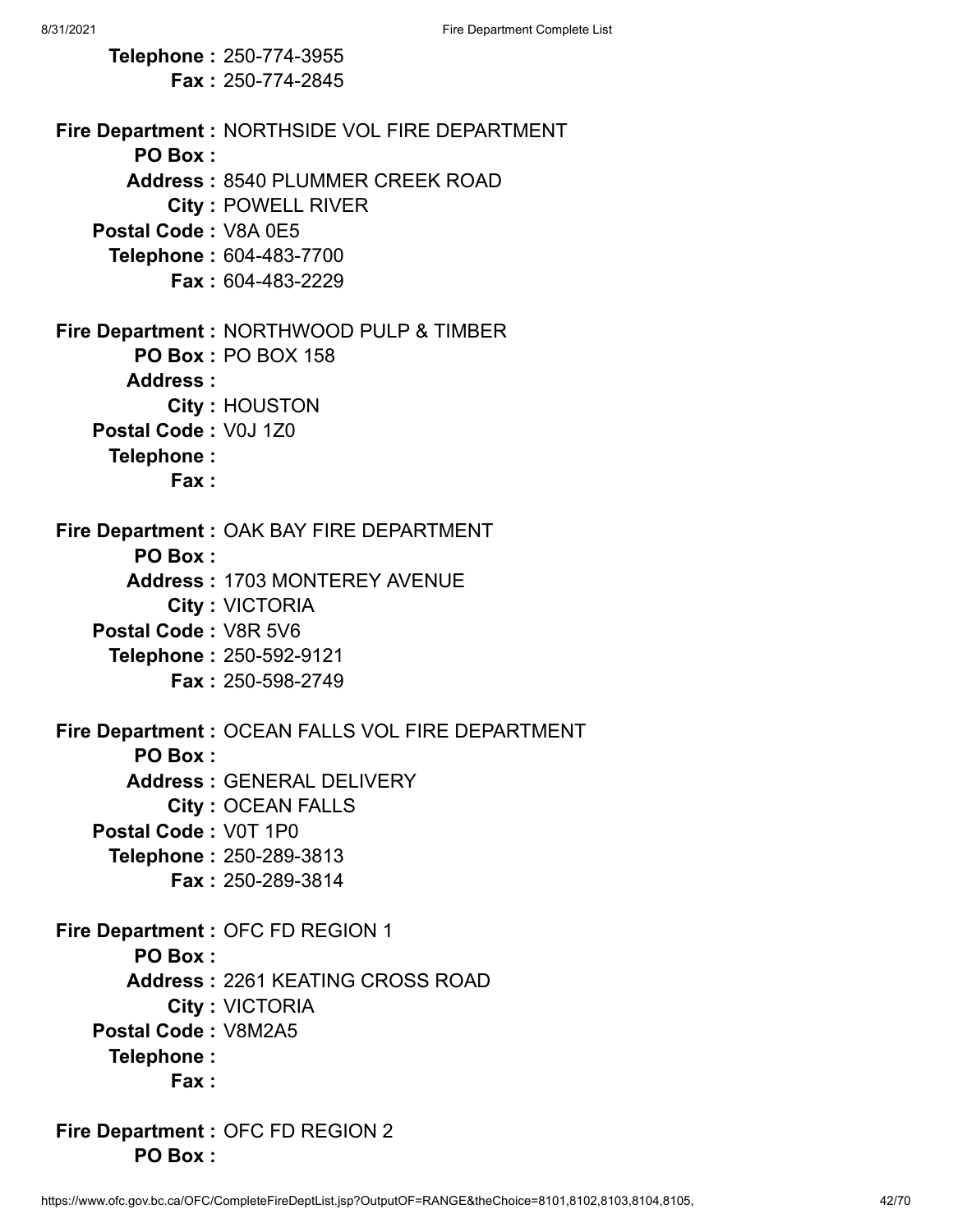**Telephone :** 250-774-3955
**Fax :** 250-774-2845

**Fire Department :** NORTHSIDE VOL FIRE DEPARTMENT
**PO Box :**
**Address :** 8540 PLUMMER CREEK ROAD
**City :** POWELL RIVER
**Postal Code :** V8A 0E5
**Telephone :** 604-483-7700
**Fax :** 604-483-2229

**Fire Department :** NORTHWOOD PULP & TIMBER
**PO Box :** PO BOX 158
**Address :**
**City :** HOUSTON
**Postal Code :** V0J 1Z0
**Telephone :**
**Fax :**

**Fire Department :** OAK BAY FIRE DEPARTMENT
**PO Box :**
**Address :** 1703 MONTEREY AVENUE
**City :** VICTORIA
**Postal Code :** V8R 5V6
**Telephone :** 250-592-9121
**Fax :** 250-598-2749

**Fire Department :** OCEAN FALLS VOL FIRE DEPARTMENT
**PO Box :**
**Address :** GENERAL DELIVERY
**City :** OCEAN FALLS
**Postal Code :** V0T 1P0
**Telephone :** 250-289-3813
**Fax :** 250-289-3814

**Fire Department :** OFC FD REGION 1
**PO Box :**
**Address :** 2261 KEATING CROSS ROAD
**City :** VICTORIA
**Postal Code :** V8M2A5
**Telephone :**
**Fax :**

**Fire Department :** OFC FD REGION 2
**PO Box :**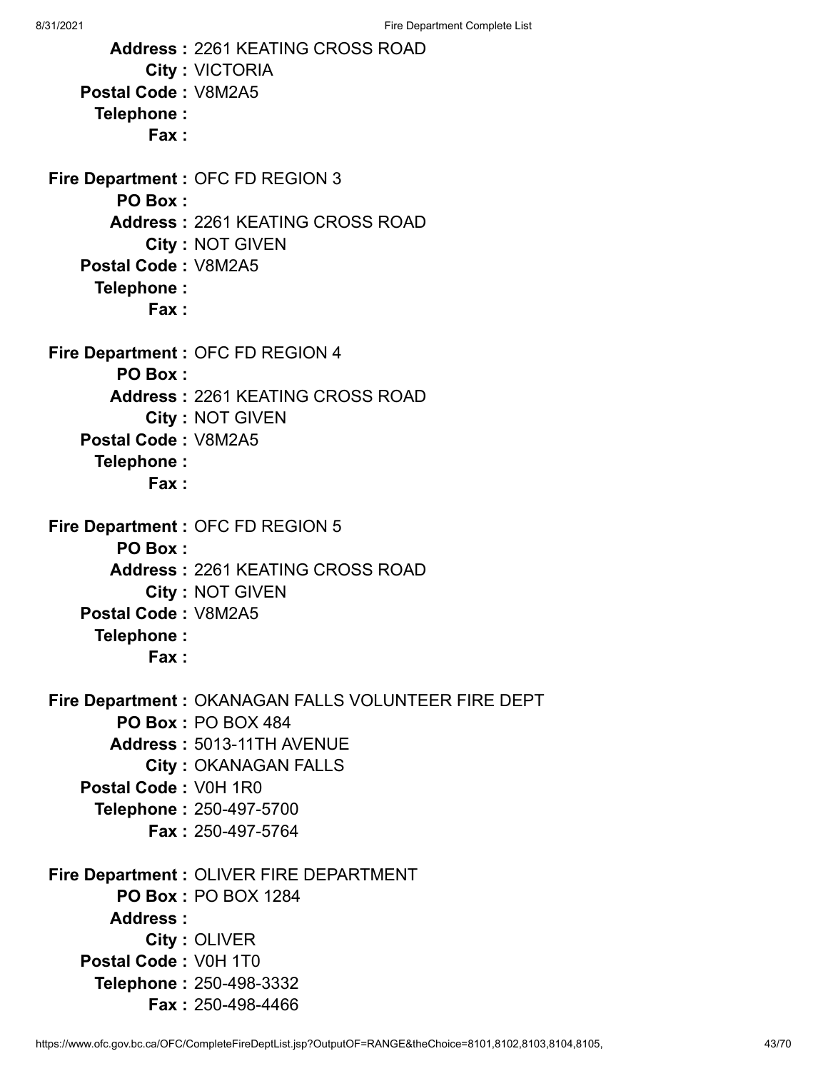**Address :** 2261 KEATING CROSS ROAD
**City :** VICTORIA
**Postal Code :** V8M2A5
**Telephone :**
**Fax :**

**Fire Department :** OFC FD REGION 3
**PO Box :**
**Address :** 2261 KEATING CROSS ROAD
**City :** NOT GIVEN
**Postal Code :** V8M2A5
**Telephone :**
**Fax :**

**Fire Department :** OFC FD REGION 4
**PO Box :**
**Address :** 2261 KEATING CROSS ROAD
**City :** NOT GIVEN
**Postal Code :** V8M2A5
**Telephone :**
**Fax :**

**Fire Department :** OFC FD REGION 5
**PO Box :**
**Address :** 2261 KEATING CROSS ROAD
**City :** NOT GIVEN
**Postal Code :** V8M2A5
**Telephone :**
**Fax :**

**Fire Department :** OKANAGAN FALLS VOLUNTEER FIRE DEPT
**PO Box :** PO BOX 484
**Address :** 5013-11TH AVENUE
**City :** OKANAGAN FALLS
**Postal Code :** V0H 1R0
**Telephone :** 250-497-5700
**Fax :** 250-497-5764

**Fire Department :** OLIVER FIRE DEPARTMENT
**PO Box :** PO BOX 1284
**Address :**
**City :** OLIVER
**Postal Code :** V0H 1T0
**Telephone :** 250-498-3332
**Fax :** 250-498-4466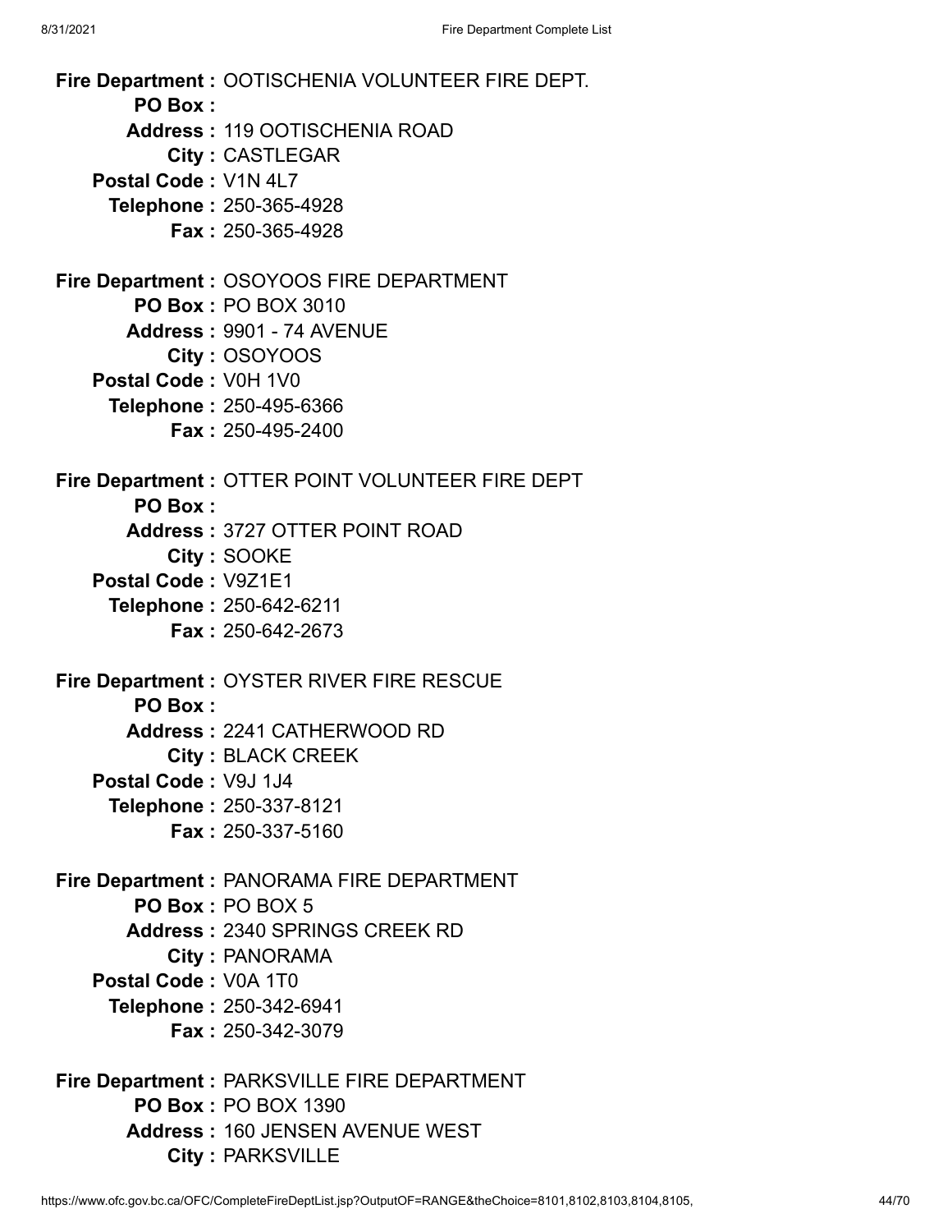**Fire Department :** OOTISCHENIA VOLUNTEER FIRE DEPT.
**PO Box :**
**Address :** 119 OOTISCHENIA ROAD
**City :** CASTLEGAR
**Postal Code :** V1N 4L7
**Telephone :** 250-365-4928
**Fax :** 250-365-4928

**Fire Department :** OSOYOOS FIRE DEPARTMENT
**PO Box :** PO BOX 3010
**Address :** 9901 - 74 AVENUE
**City :** OSOYOOS
**Postal Code :** V0H 1V0
**Telephone :** 250-495-6366
**Fax :** 250-495-2400

**Fire Department :** OTTER POINT VOLUNTEER FIRE DEPT
**PO Box :**
**Address :** 3727 OTTER POINT ROAD
**City :** SOOKE
**Postal Code :** V9Z1E1
**Telephone :** 250-642-6211
**Fax :** 250-642-2673

**Fire Department :** OYSTER RIVER FIRE RESCUE
**PO Box :**
**Address :** 2241 CATHERWOOD RD
**City :** BLACK CREEK
**Postal Code :** V9J 1J4
**Telephone :** 250-337-8121
**Fax :** 250-337-5160

**Fire Department :** PANORAMA FIRE DEPARTMENT
**PO Box :** PO BOX 5
**Address :** 2340 SPRINGS CREEK RD
**City :** PANORAMA
**Postal Code :** V0A 1T0
**Telephone :** 250-342-6941
**Fax :** 250-342-3079

**Fire Department :** PARKSVILLE FIRE DEPARTMENT
**PO Box :** PO BOX 1390
**Address :** 160 JENSEN AVENUE WEST
**City :** PARKSVILLE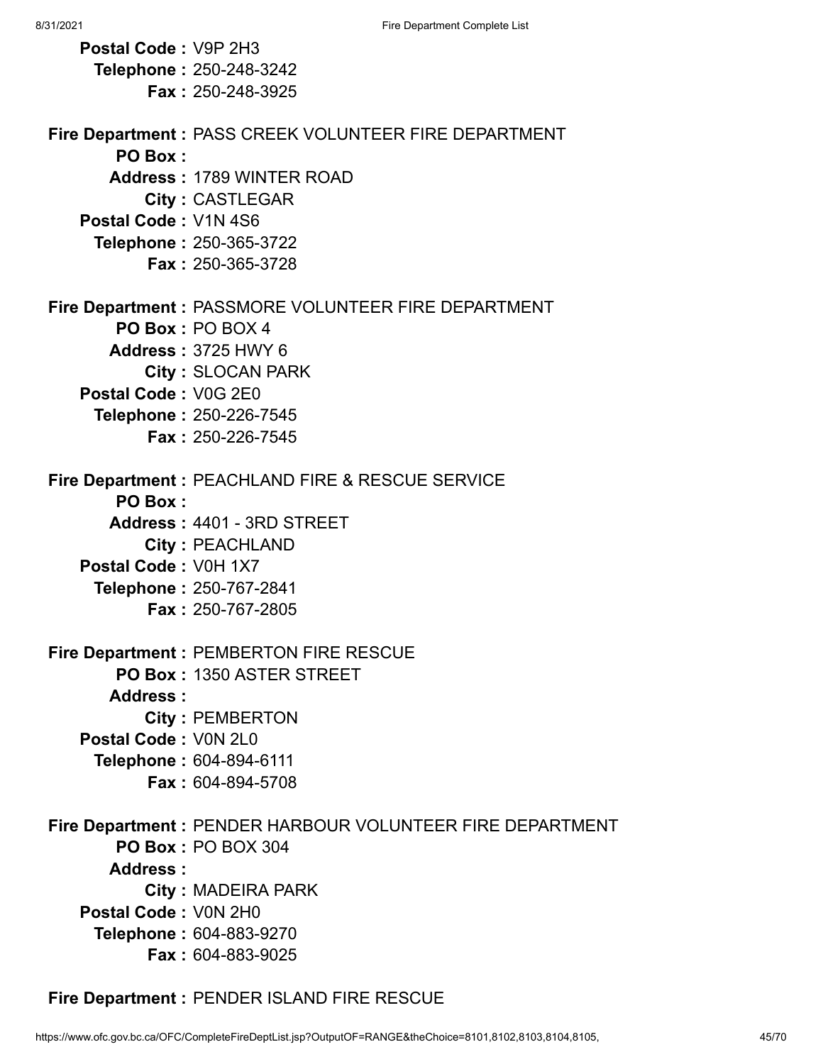**Postal Code :** V9P 2H3
**Telephone :** 250-248-3242
**Fax :** 250-248-3925

**Fire Department :** PASS CREEK VOLUNTEER FIRE DEPARTMENT
**PO Box :**
**Address :** 1789 WINTER ROAD
**City :** CASTLEGAR
**Postal Code :** V1N 4S6
**Telephone :** 250-365-3722
**Fax :** 250-365-3728

**Fire Department :** PASSMORE VOLUNTEER FIRE DEPARTMENT
**PO Box :** PO BOX 4
**Address :** 3725 HWY 6
**City :** SLOCAN PARK
**Postal Code :** V0G 2E0
**Telephone :** 250-226-7545
**Fax :** 250-226-7545

**Fire Department :** PEACHLAND FIRE & RESCUE SERVICE
**PO Box :**
**Address :** 4401 - 3RD STREET
**City :** PEACHLAND
**Postal Code :** V0H 1X7
**Telephone :** 250-767-2841
**Fax :** 250-767-2805

**Fire Department :** PEMBERTON FIRE RESCUE
**PO Box :** 1350 ASTER STREET
**Address :**
**City :** PEMBERTON
**Postal Code :** V0N 2L0
**Telephone :** 604-894-6111
**Fax :** 604-894-5708

**Fire Department :** PENDER HARBOUR VOLUNTEER FIRE DEPARTMENT
**PO Box :** PO BOX 304
**Address :**
**City :** MADEIRA PARK
**Postal Code :** V0N 2H0
**Telephone :** 604-883-9270
**Fax :** 604-883-9025

**Fire Department :** PENDER ISLAND FIRE RESCUE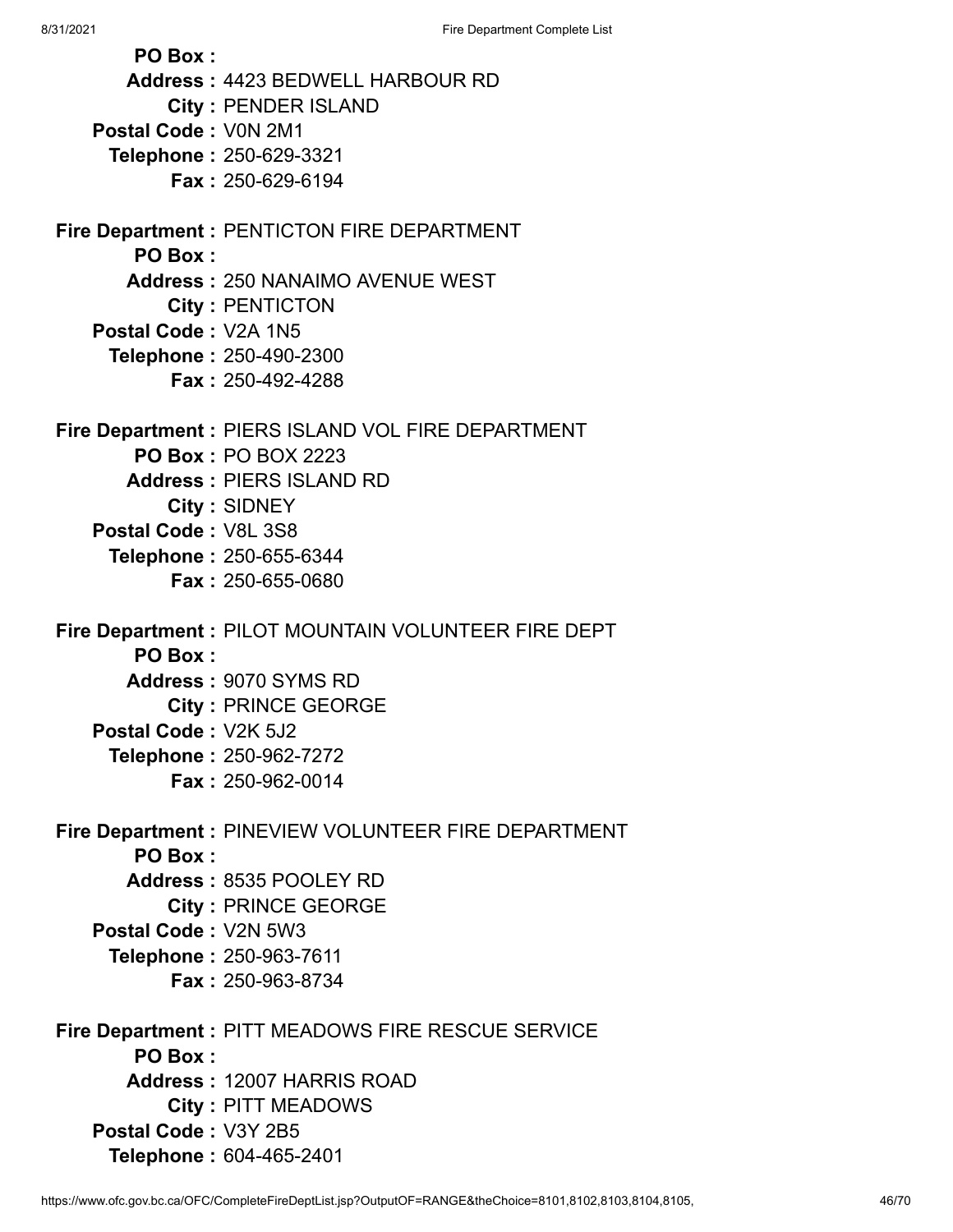**PO Box :**
**Address :** 4423 BEDWELL HARBOUR RD
**City :** PENDER ISLAND
**Postal Code :** V0N 2M1
**Telephone :** 250-629-3321
**Fax :** 250-629-6194

**Fire Department :** PENTICTON FIRE DEPARTMENT
**PO Box :**
**Address :** 250 NANAIMO AVENUE WEST
**City :** PENTICTON
**Postal Code :** V2A 1N5
**Telephone :** 250-490-2300
**Fax :** 250-492-4288

**Fire Department :** PIERS ISLAND VOL FIRE DEPARTMENT
**PO Box :** PO BOX 2223
**Address :** PIERS ISLAND RD
**City :** SIDNEY
**Postal Code :** V8L 3S8
**Telephone :** 250-655-6344
**Fax :** 250-655-0680

**Fire Department :** PILOT MOUNTAIN VOLUNTEER FIRE DEPT
**PO Box :**
**Address :** 9070 SYMS RD
**City :** PRINCE GEORGE
**Postal Code :** V2K 5J2
**Telephone :** 250-962-7272
**Fax :** 250-962-0014

**Fire Department :** PINEVIEW VOLUNTEER FIRE DEPARTMENT
**PO Box :**
**Address :** 8535 POOLEY RD
**City :** PRINCE GEORGE
**Postal Code :** V2N 5W3
**Telephone :** 250-963-7611
**Fax :** 250-963-8734

**Fire Department :** PITT MEADOWS FIRE RESCUE SERVICE
**PO Box :**
**Address :** 12007 HARRIS ROAD
**City :** PITT MEADOWS
**Postal Code :** V3Y 2B5
**Telephone :** 604-465-2401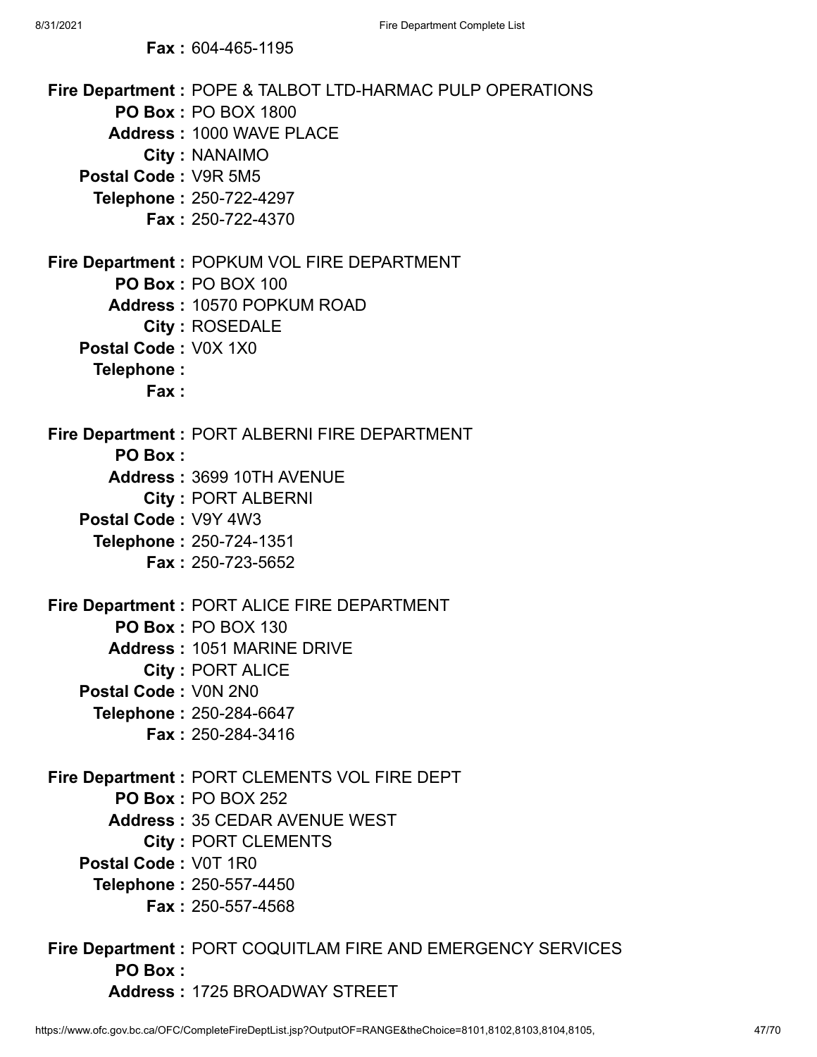**Fax :** 604-465-1195

**Fire Department :** POPE & TALBOT LTD-HARMAC PULP OPERATIONS
**PO Box :** PO BOX 1800
**Address :** 1000 WAVE PLACE
**City :** NANAIMO
**Postal Code :** V9R 5M5
**Telephone :** 250-722-4297
**Fax :** 250-722-4370

**Fire Department :** POPKUM VOL FIRE DEPARTMENT
**PO Box :** PO BOX 100
**Address :** 10570 POPKUM ROAD
**City :** ROSEDALE
**Postal Code :** V0X 1X0
**Telephone :**
**Fax :**

**Fire Department :** PORT ALBERNI FIRE DEPARTMENT
**PO Box :**
**Address :** 3699 10TH AVENUE
**City :** PORT ALBERNI
**Postal Code :** V9Y 4W3
**Telephone :** 250-724-1351
**Fax :** 250-723-5652

**Fire Department :** PORT ALICE FIRE DEPARTMENT
**PO Box :** PO BOX 130
**Address :** 1051 MARINE DRIVE
**City :** PORT ALICE
**Postal Code :** V0N 2N0
**Telephone :** 250-284-6647
**Fax :** 250-284-3416

**Fire Department :** PORT CLEMENTS VOL FIRE DEPT
**PO Box :** PO BOX 252
**Address :** 35 CEDAR AVENUE WEST
**City :** PORT CLEMENTS
**Postal Code :** V0T 1R0
**Telephone :** 250-557-4450
**Fax :** 250-557-4568

**Fire Department :** PORT COQUITLAM FIRE AND EMERGENCY SERVICES
**PO Box :**
**Address :** 1725 BROADWAY STREET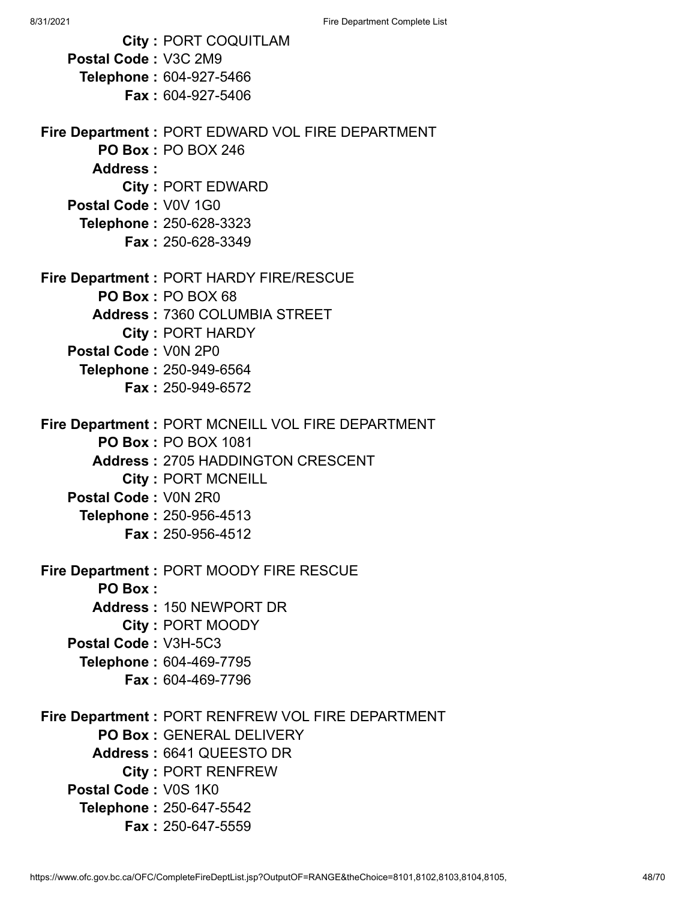**City :** PORT COQUITLAM
**Postal Code :** V3C 2M9
**Telephone :** 604-927-5466
**Fax :** 604-927-5406

**Fire Department :** PORT EDWARD VOL FIRE DEPARTMENT
**PO Box :** PO BOX 246
**Address :**
**City :** PORT EDWARD
**Postal Code :** V0V 1G0
**Telephone :** 250-628-3323
**Fax :** 250-628-3349

**Fire Department :** PORT HARDY FIRE/RESCUE
**PO Box :** PO BOX 68
**Address :** 7360 COLUMBIA STREET
**City :** PORT HARDY
**Postal Code :** V0N 2P0
**Telephone :** 250-949-6564
**Fax :** 250-949-6572

**Fire Department :** PORT MCNEILL VOL FIRE DEPARTMENT
**PO Box :** PO BOX 1081
**Address :** 2705 HADDINGTON CRESCENT
**City :** PORT MCNEILL
**Postal Code :** V0N 2R0
**Telephone :** 250-956-4513
**Fax :** 250-956-4512

**Fire Department :** PORT MOODY FIRE RESCUE
**PO Box :**
**Address :** 150 NEWPORT DR
**City :** PORT MOODY
**Postal Code :** V3H-5C3
**Telephone :** 604-469-7795
**Fax :** 604-469-7796

**Fire Department :** PORT RENFREW VOL FIRE DEPARTMENT
**PO Box :** GENERAL DELIVERY
**Address :** 6641 QUEESTO DR
**City :** PORT RENFREW
**Postal Code :** V0S 1K0
**Telephone :** 250-647-5542
**Fax :** 250-647-5559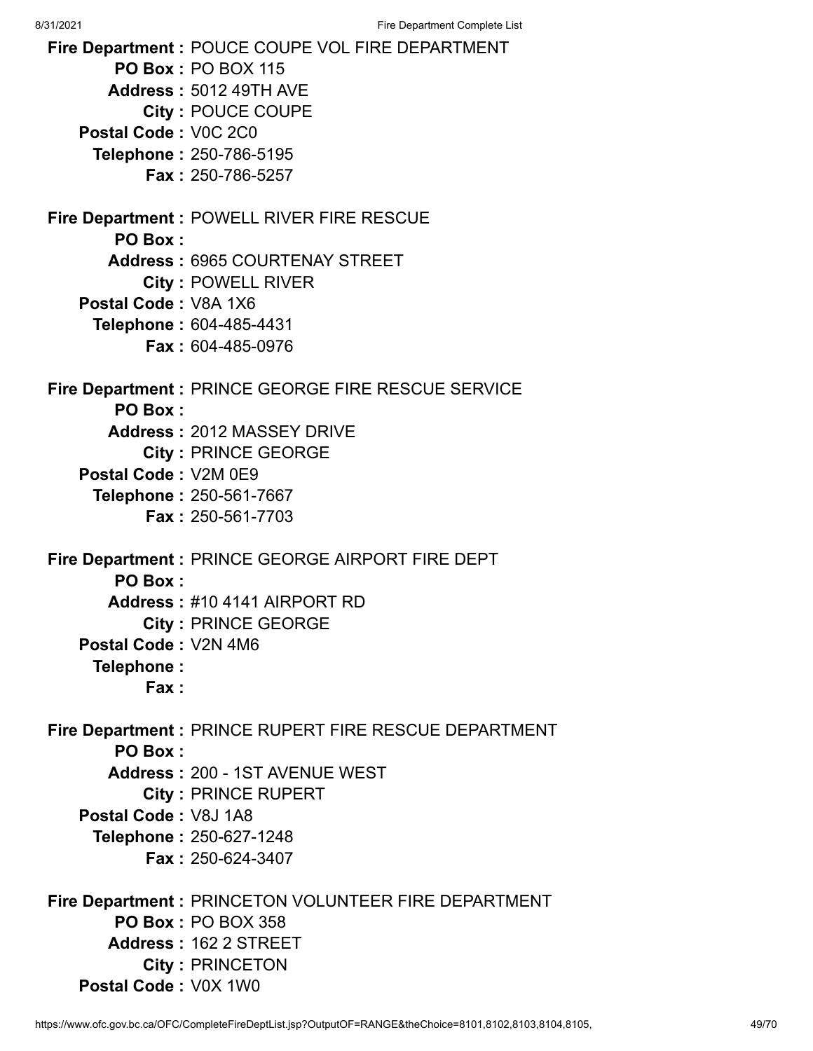**Fire Department :** POUCE COUPE VOL FIRE DEPARTMENT
**PO Box :** PO BOX 115
**Address :** 5012 49TH AVE
**City :** POUCE COUPE
**Postal Code :** V0C 2C0
**Telephone :** 250-786-5195
**Fax :** 250-786-5257

**Fire Department :** POWELL RIVER FIRE RESCUE
**PO Box :**
**Address :** 6965 COURTENAY STREET
**City :** POWELL RIVER
**Postal Code :** V8A 1X6
**Telephone :** 604-485-4431
**Fax :** 604-485-0976

**Fire Department :** PRINCE GEORGE FIRE RESCUE SERVICE
**PO Box :**
**Address :** 2012 MASSEY DRIVE
**City :** PRINCE GEORGE
**Postal Code :** V2M 0E9
**Telephone :** 250-561-7667
**Fax :** 250-561-7703

**Fire Department :** PRINCE GEORGE AIRPORT FIRE DEPT
**PO Box :**
**Address :** #10 4141 AIRPORT RD
**City :** PRINCE GEORGE
**Postal Code :** V2N 4M6
**Telephone :**
**Fax :**

**Fire Department :** PRINCE RUPERT FIRE RESCUE DEPARTMENT
**PO Box :**
**Address :** 200 - 1ST AVENUE WEST
**City :** PRINCE RUPERT
**Postal Code :** V8J 1A8
**Telephone :** 250-627-1248
**Fax :** 250-624-3407

**Fire Department :** PRINCETON VOLUNTEER FIRE DEPARTMENT
**PO Box :** PO BOX 358
**Address :** 162 2 STREET
**City :** PRINCETON
**Postal Code :** V0X 1W0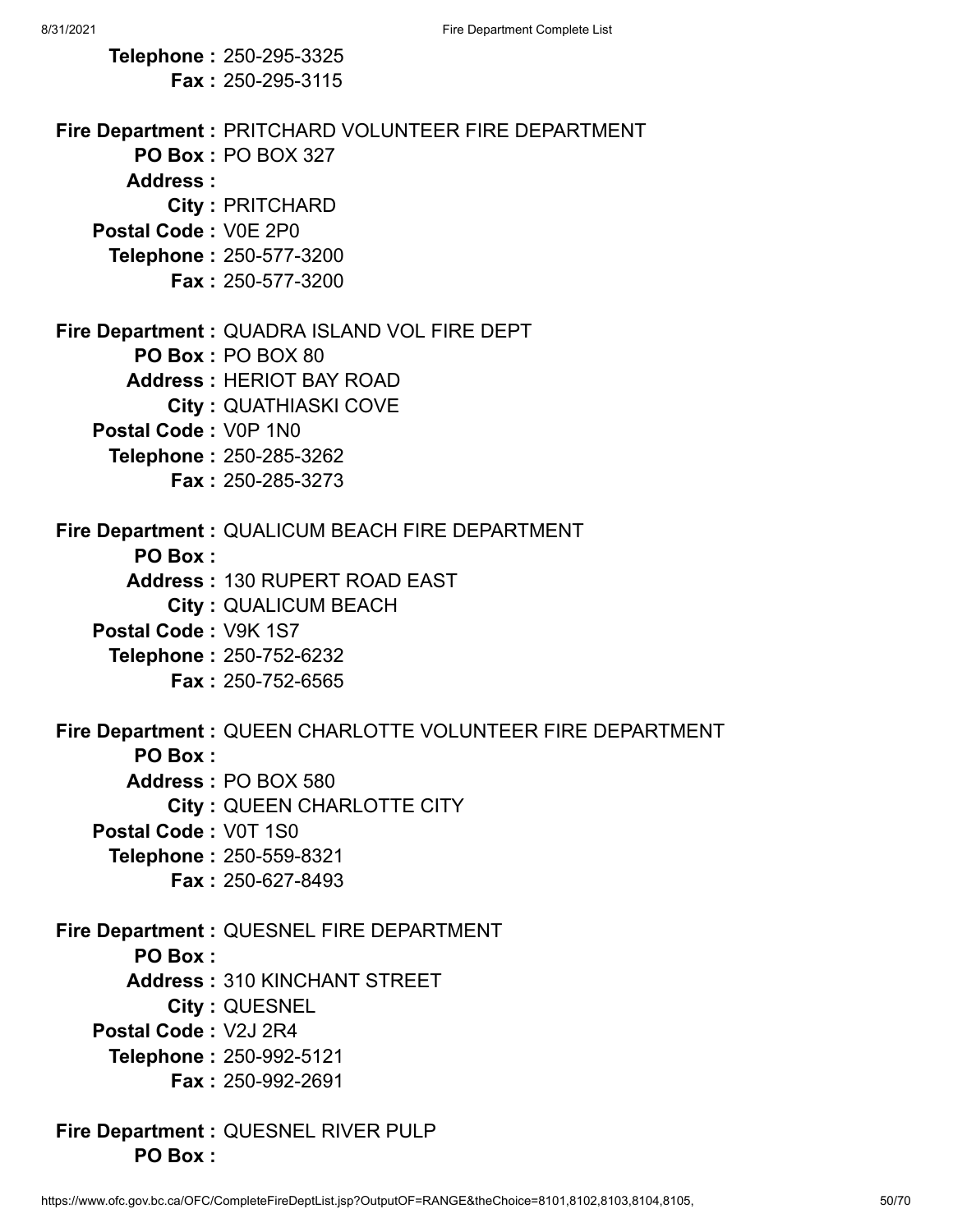**Telephone :** 250-295-3325
**Fax :** 250-295-3115

**Fire Department :** PRITCHARD VOLUNTEER FIRE DEPARTMENT
**PO Box :** PO BOX 327
**Address :**
**City :** PRITCHARD
**Postal Code :** V0E 2P0
**Telephone :** 250-577-3200
**Fax :** 250-577-3200

**Fire Department :** QUADRA ISLAND VOL FIRE DEPT
**PO Box :** PO BOX 80
**Address :** HERIOT BAY ROAD
**City :** QUATHIASKI COVE
**Postal Code :** V0P 1N0
**Telephone :** 250-285-3262
**Fax :** 250-285-3273

**Fire Department :** QUALICUM BEACH FIRE DEPARTMENT
**PO Box :**
**Address :** 130 RUPERT ROAD EAST
**City :** QUALICUM BEACH
**Postal Code :** V9K 1S7
**Telephone :** 250-752-6232
**Fax :** 250-752-6565

**Fire Department :** QUEEN CHARLOTTE VOLUNTEER FIRE DEPARTMENT
**PO Box :**
**Address :** PO BOX 580
**City :** QUEEN CHARLOTTE CITY
**Postal Code :** V0T 1S0
**Telephone :** 250-559-8321
**Fax :** 250-627-8493

**Fire Department :** QUESNEL FIRE DEPARTMENT
**PO Box :**
**Address :** 310 KINCHANT STREET
**City :** QUESNEL
**Postal Code :** V2J 2R4
**Telephone :** 250-992-5121
**Fax :** 250-992-2691

**Fire Department :** QUESNEL RIVER PULP
**PO Box :**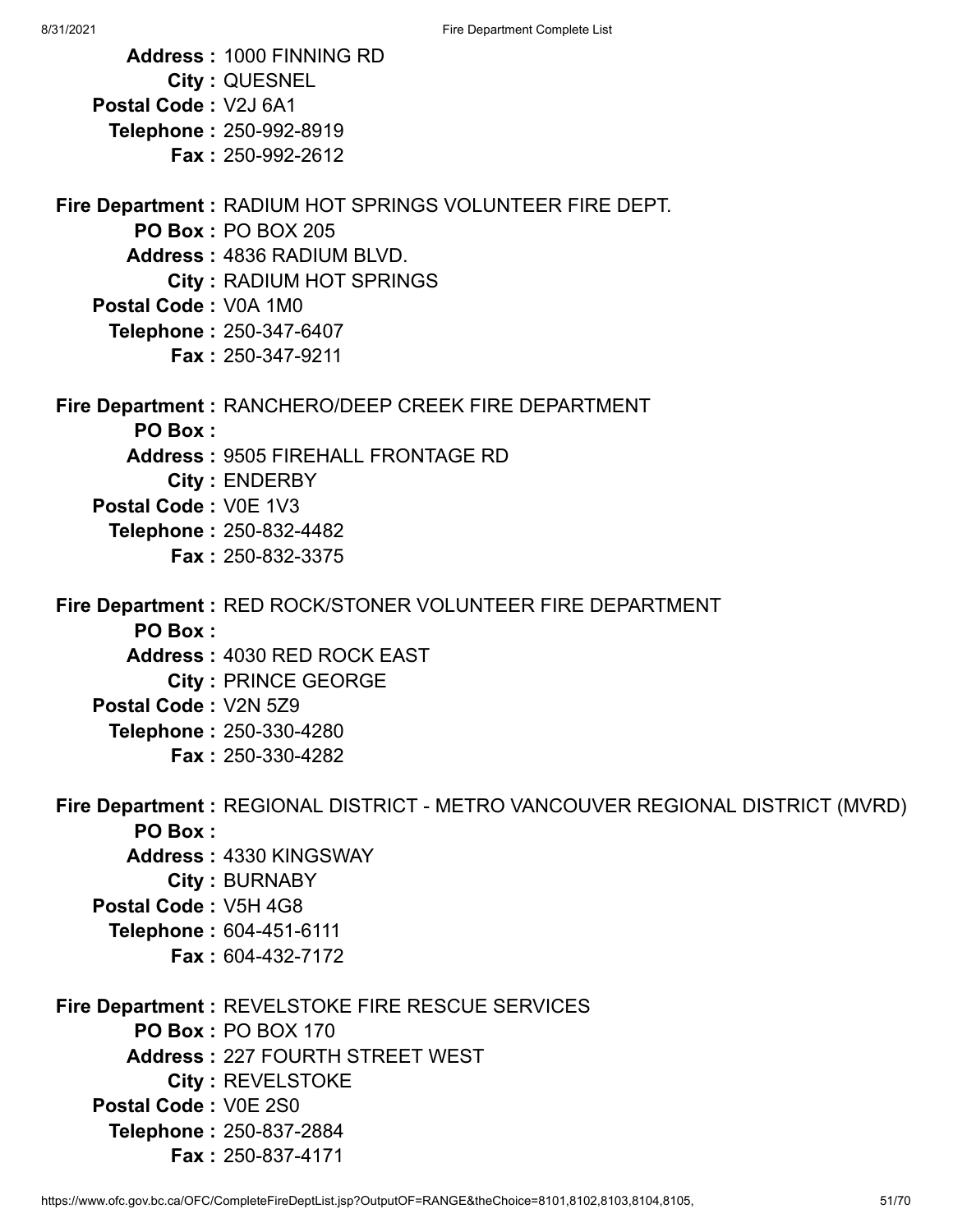**Address :** 1000 FINNING RD
**City :** QUESNEL
**Postal Code :** V2J 6A1
**Telephone :** 250-992-8919
**Fax :** 250-992-2612

**Fire Department :** RADIUM HOT SPRINGS VOLUNTEER FIRE DEPT.
**PO Box :** PO BOX 205
**Address :** 4836 RADIUM BLVD.
**City :** RADIUM HOT SPRINGS
**Postal Code :** V0A 1M0
**Telephone :** 250-347-6407
**Fax :** 250-347-9211

**Fire Department :** RANCHERO/DEEP CREEK FIRE DEPARTMENT
**PO Box :**
**Address :** 9505 FIREHALL FRONTAGE RD
**City :** ENDERBY
**Postal Code :** V0E 1V3
**Telephone :** 250-832-4482
**Fax :** 250-832-3375

**Fire Department :** RED ROCK/STONER VOLUNTEER FIRE DEPARTMENT
**PO Box :**
**Address :** 4030 RED ROCK EAST
**City :** PRINCE GEORGE
**Postal Code :** V2N 5Z9
**Telephone :** 250-330-4280
**Fax :** 250-330-4282

**Fire Department :** REGIONAL DISTRICT - METRO VANCOUVER REGIONAL DISTRICT (MVRD)
**PO Box :**
**Address :** 4330 KINGSWAY
**City :** BURNABY
**Postal Code :** V5H 4G8
**Telephone :** 604-451-6111
**Fax :** 604-432-7172

**Fire Department :** REVELSTOKE FIRE RESCUE SERVICES
**PO Box :** PO BOX 170
**Address :** 227 FOURTH STREET WEST
**City :** REVELSTOKE
**Postal Code :** V0E 2S0
**Telephone :** 250-837-2884
**Fax :** 250-837-4171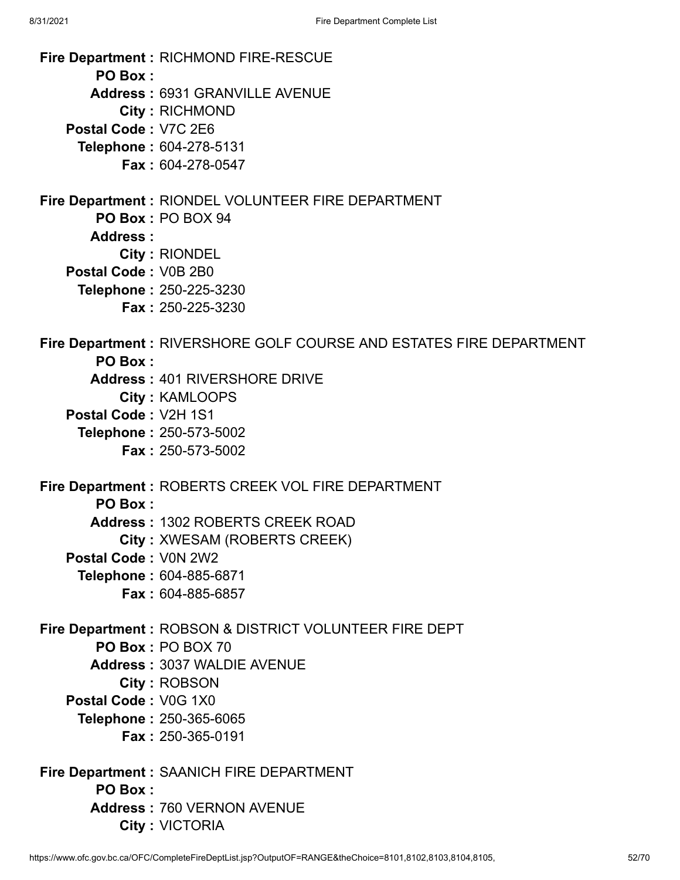**Fire Department :** RICHMOND FIRE-RESCUE
**PO Box :**
**Address :** 6931 GRANVILLE AVENUE
**City :** RICHMOND
**Postal Code :** V7C 2E6
**Telephone :** 604-278-5131
**Fax :** 604-278-0547

**Fire Department :** RIONDEL VOLUNTEER FIRE DEPARTMENT
**PO Box :** PO BOX 94
**Address :**
**City :** RIONDEL
**Postal Code :** V0B 2B0
**Telephone :** 250-225-3230
**Fax :** 250-225-3230

**Fire Department :** RIVERSHORE GOLF COURSE AND ESTATES FIRE DEPARTMENT
**PO Box :**
**Address :** 401 RIVERSHORE DRIVE
**City :** KAMLOOPS
**Postal Code :** V2H 1S1
**Telephone :** 250-573-5002
**Fax :** 250-573-5002

**Fire Department :** ROBERTS CREEK VOL FIRE DEPARTMENT
**PO Box :**
**Address :** 1302 ROBERTS CREEK ROAD
**City :** XWESAM (ROBERTS CREEK)
**Postal Code :** V0N 2W2
**Telephone :** 604-885-6871
**Fax :** 604-885-6857

**Fire Department :** ROBSON & DISTRICT VOLUNTEER FIRE DEPT
**PO Box :** PO BOX 70
**Address :** 3037 WALDIE AVENUE
**City :** ROBSON
**Postal Code :** V0G 1X0
**Telephone :** 250-365-6065
**Fax :** 250-365-0191

**Fire Department :** SAANICH FIRE DEPARTMENT
**PO Box :**
**Address :** 760 VERNON AVENUE
**City :** VICTORIA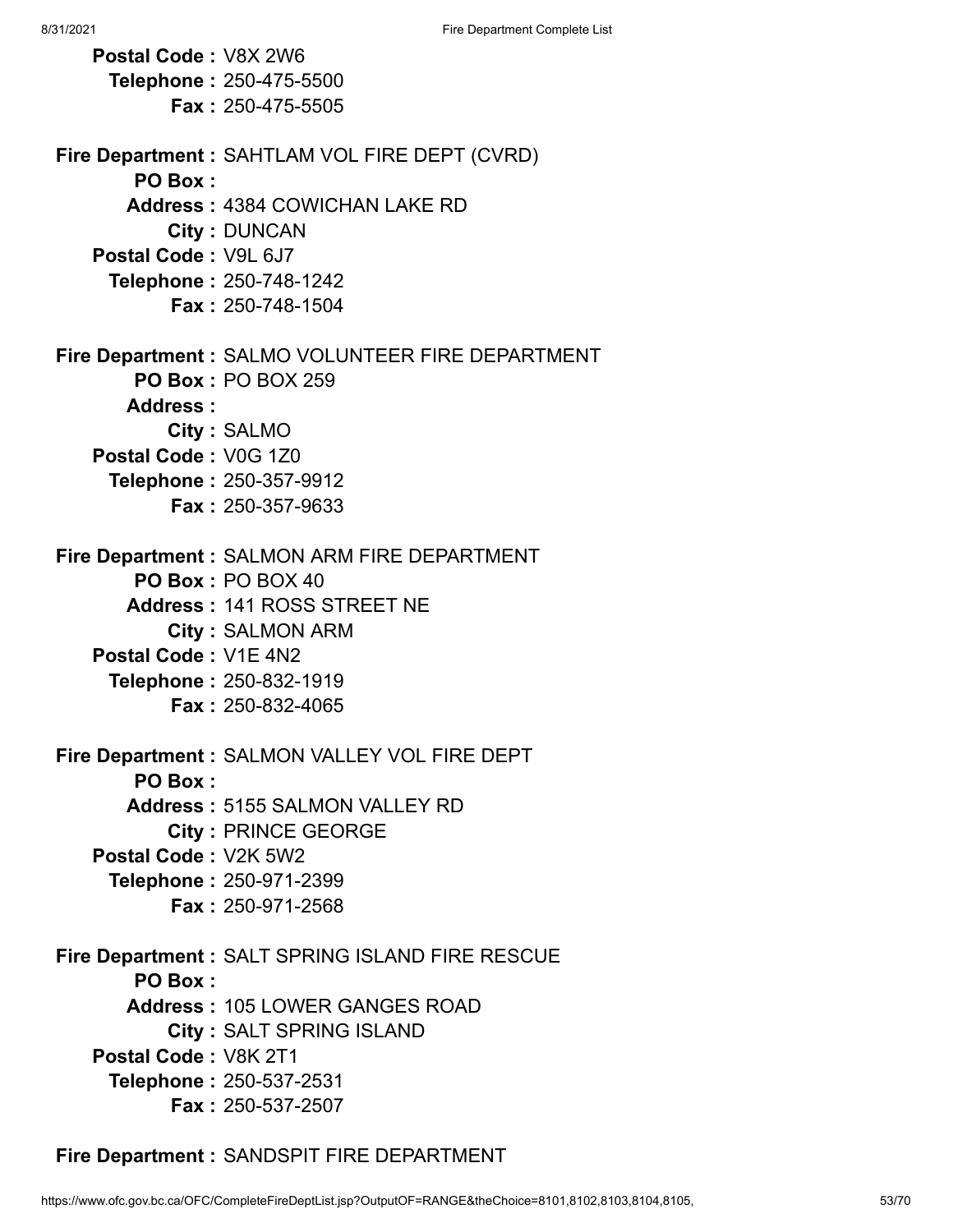**Postal Code :** V8X 2W6
**Telephone :** 250-475-5500
**Fax :** 250-475-5505

**Fire Department :** SAHTLAM VOL FIRE DEPT (CVRD)
**PO Box :**
**Address :** 4384 COWICHAN LAKE RD
**City :** DUNCAN
**Postal Code :** V9L 6J7
**Telephone :** 250-748-1242
**Fax :** 250-748-1504

**Fire Department :** SALMO VOLUNTEER FIRE DEPARTMENT
**PO Box :** PO BOX 259
**Address :**
**City :** SALMO
**Postal Code :** V0G 1Z0
**Telephone :** 250-357-9912
**Fax :** 250-357-9633

**Fire Department :** SALMON ARM FIRE DEPARTMENT
**PO Box :** PO BOX 40
**Address :** 141 ROSS STREET NE
**City :** SALMON ARM
**Postal Code :** V1E 4N2
**Telephone :** 250-832-1919
**Fax :** 250-832-4065

**Fire Department :** SALMON VALLEY VOL FIRE DEPT
**PO Box :**
**Address :** 5155 SALMON VALLEY RD
**City :** PRINCE GEORGE
**Postal Code :** V2K 5W2
**Telephone :** 250-971-2399
**Fax :** 250-971-2568

**Fire Department :** SALT SPRING ISLAND FIRE RESCUE
**PO Box :**
**Address :** 105 LOWER GANGES ROAD
**City :** SALT SPRING ISLAND
**Postal Code :** V8K 2T1
**Telephone :** 250-537-2531
**Fax :** 250-537-2507

**Fire Department :** SANDSPIT FIRE DEPARTMENT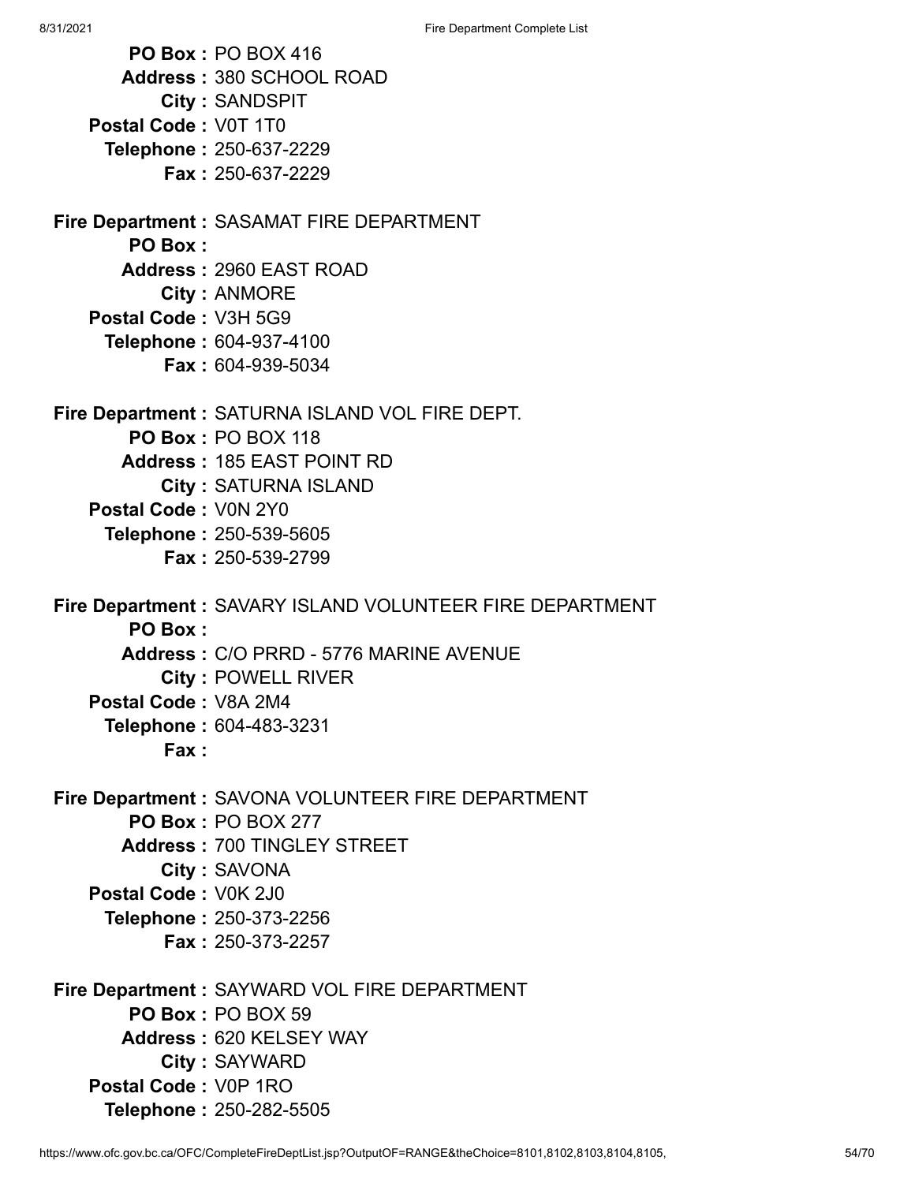**PO Box :** PO BOX 416
**Address :** 380 SCHOOL ROAD
**City :** SANDSPIT
**Postal Code :** V0T 1T0
**Telephone :** 250-637-2229
**Fax :** 250-637-2229

**Fire Department :** SASAMAT FIRE DEPARTMENT
**PO Box :**
**Address :** 2960 EAST ROAD
**City :** ANMORE
**Postal Code :** V3H 5G9
**Telephone :** 604-937-4100
**Fax :** 604-939-5034

**Fire Department :** SATURNA ISLAND VOL FIRE DEPT.
**PO Box :** PO BOX 118
**Address :** 185 EAST POINT RD
**City :** SATURNA ISLAND
**Postal Code :** V0N 2Y0
**Telephone :** 250-539-5605
**Fax :** 250-539-2799

**Fire Department :** SAVARY ISLAND VOLUNTEER FIRE DEPARTMENT
**PO Box :**
**Address :** C/O PRRD - 5776 MARINE AVENUE
**City :** POWELL RIVER
**Postal Code :** V8A 2M4
**Telephone :** 604-483-3231
**Fax :**

**Fire Department :** SAVONA VOLUNTEER FIRE DEPARTMENT
**PO Box :** PO BOX 277
**Address :** 700 TINGLEY STREET
**City :** SAVONA
**Postal Code :** V0K 2J0
**Telephone :** 250-373-2256
**Fax :** 250-373-2257

**Fire Department :** SAYWARD VOL FIRE DEPARTMENT
**PO Box :** PO BOX 59
**Address :** 620 KELSEY WAY
**City :** SAYWARD
**Postal Code :** V0P 1RO
**Telephone :** 250-282-5505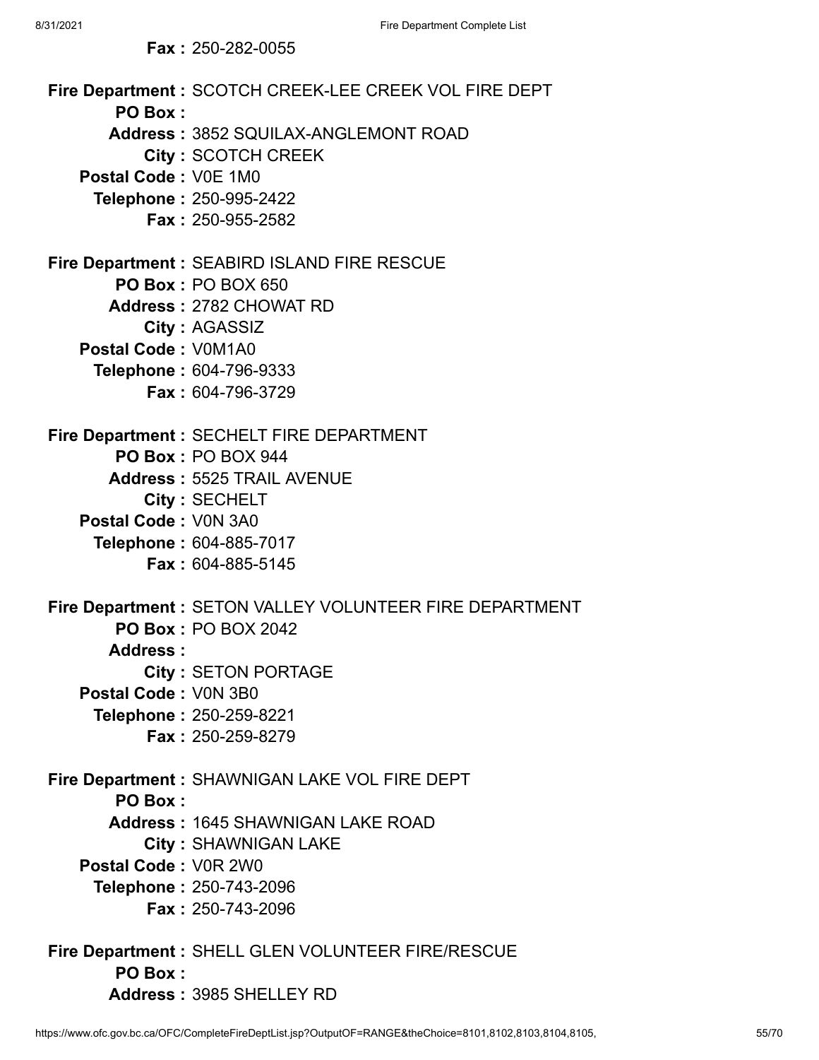**Fax :** 250-282-0055

**Fire Department :** SCOTCH CREEK-LEE CREEK VOL FIRE DEPT
**PO Box :**
**Address :** 3852 SQUILAX-ANGLEMONT ROAD
**City :** SCOTCH CREEK
**Postal Code :** V0E 1M0
**Telephone :** 250-995-2422
**Fax :** 250-955-2582

**Fire Department :** SEABIRD ISLAND FIRE RESCUE
**PO Box :** PO BOX 650
**Address :** 2782 CHOWAT RD
**City :** AGASSIZ
**Postal Code :** V0M1A0
**Telephone :** 604-796-9333
**Fax :** 604-796-3729

**Fire Department :** SECHELT FIRE DEPARTMENT
**PO Box :** PO BOX 944
**Address :** 5525 TRAIL AVENUE
**City :** SECHELT
**Postal Code :** V0N 3A0
**Telephone :** 604-885-7017
**Fax :** 604-885-5145

**Fire Department :** SETON VALLEY VOLUNTEER FIRE DEPARTMENT
**PO Box :** PO BOX 2042
**Address :**
**City :** SETON PORTAGE
**Postal Code :** V0N 3B0
**Telephone :** 250-259-8221
**Fax :** 250-259-8279

**Fire Department :** SHAWNIGAN LAKE VOL FIRE DEPT
**PO Box :**
**Address :** 1645 SHAWNIGAN LAKE ROAD
**City :** SHAWNIGAN LAKE
**Postal Code :** V0R 2W0
**Telephone :** 250-743-2096
**Fax :** 250-743-2096

**Fire Department :** SHELL GLEN VOLUNTEER FIRE/RESCUE
**PO Box :**
**Address :** 3985 SHELLEY RD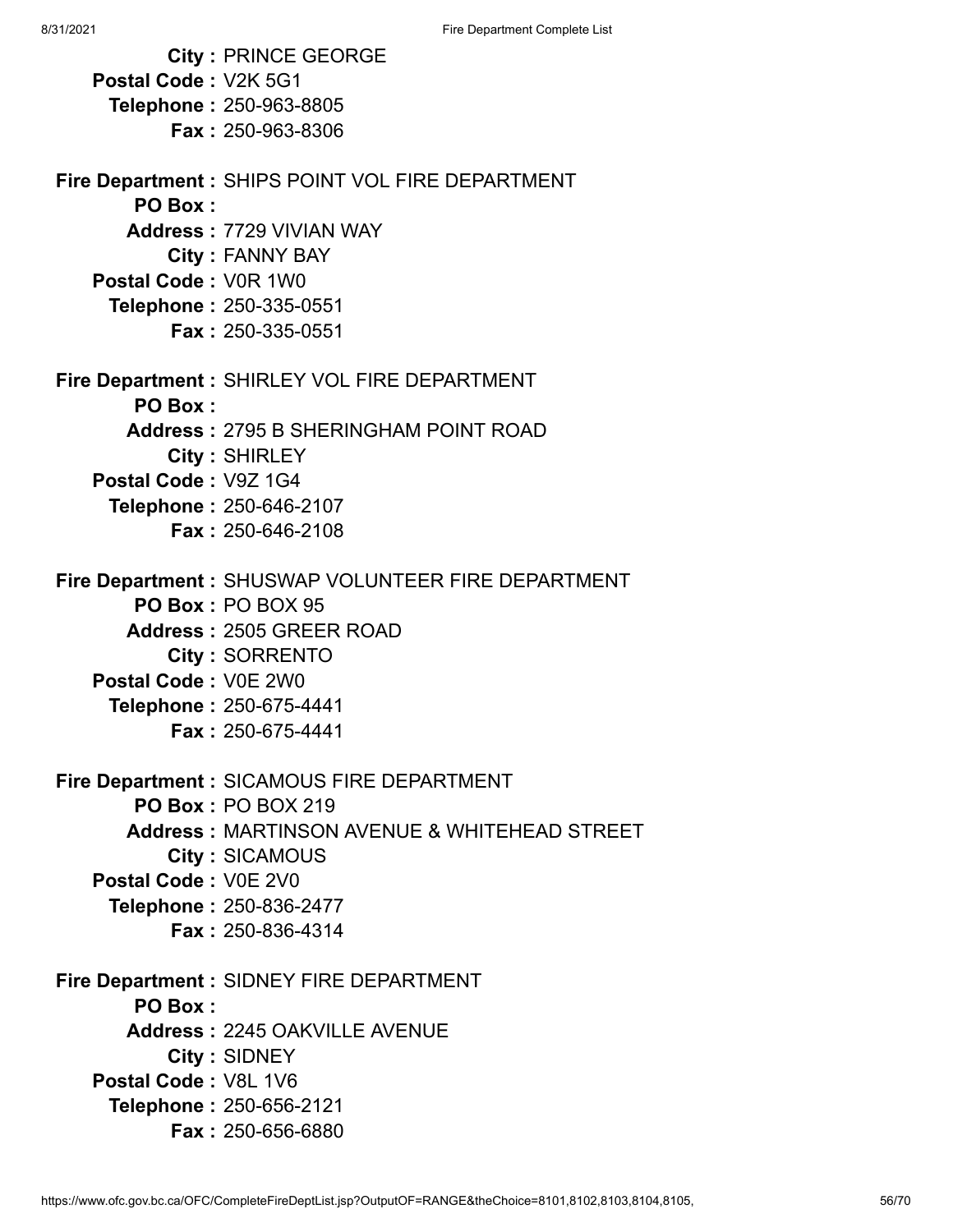**City :** PRINCE GEORGE
**Postal Code :** V2K 5G1
**Telephone :** 250-963-8805
**Fax :** 250-963-8306

**Fire Department :** SHIPS POINT VOL FIRE DEPARTMENT
**PO Box :**
**Address :** 7729 VIVIAN WAY
**City :** FANNY BAY
**Postal Code :** V0R 1W0
**Telephone :** 250-335-0551
**Fax :** 250-335-0551

**Fire Department :** SHIRLEY VOL FIRE DEPARTMENT
**PO Box :**
**Address :** 2795 B SHERINGHAM POINT ROAD
**City :** SHIRLEY
**Postal Code :** V9Z 1G4
**Telephone :** 250-646-2107
**Fax :** 250-646-2108

**Fire Department :** SHUSWAP VOLUNTEER FIRE DEPARTMENT
**PO Box :** PO BOX 95
**Address :** 2505 GREER ROAD
**City :** SORRENTO
**Postal Code :** V0E 2W0
**Telephone :** 250-675-4441
**Fax :** 250-675-4441

**Fire Department :** SICAMOUS FIRE DEPARTMENT
**PO Box :** PO BOX 219
**Address :** MARTINSON AVENUE & WHITEHEAD STREET
**City :** SICAMOUS
**Postal Code :** V0E 2V0
**Telephone :** 250-836-2477
**Fax :** 250-836-4314

**Fire Department :** SIDNEY FIRE DEPARTMENT
**PO Box :**
**Address :** 2245 OAKVILLE AVENUE
**City :** SIDNEY
**Postal Code :** V8L 1V6
**Telephone :** 250-656-2121
**Fax :** 250-656-6880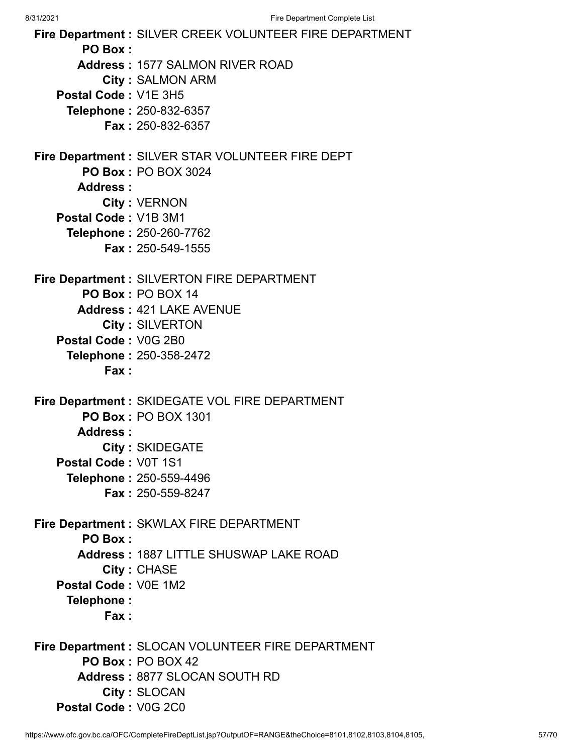**Fire Department :** SILVER CREEK VOLUNTEER FIRE DEPARTMENT
**PO Box :**
**Address :** 1577 SALMON RIVER ROAD
**City :** SALMON ARM
**Postal Code :** V1E 3H5
**Telephone :** 250-832-6357
**Fax :** 250-832-6357

**Fire Department :** SILVER STAR VOLUNTEER FIRE DEPT
**PO Box :** PO BOX 3024
**Address :**
**City :** VERNON
**Postal Code :** V1B 3M1
**Telephone :** 250-260-7762
**Fax :** 250-549-1555

**Fire Department :** SILVERTON FIRE DEPARTMENT
**PO Box :** PO BOX 14
**Address :** 421 LAKE AVENUE
**City :** SILVERTON
**Postal Code :** V0G 2B0
**Telephone :** 250-358-2472
**Fax :**

**Fire Department :** SKIDEGATE VOL FIRE DEPARTMENT
**PO Box :** PO BOX 1301
**Address :**
**City :** SKIDEGATE
**Postal Code :** V0T 1S1
**Telephone :** 250-559-4496
**Fax :** 250-559-8247

**Fire Department :** SKWLAX FIRE DEPARTMENT
**PO Box :**
**Address :** 1887 LITTLE SHUSWAP LAKE ROAD
**City :** CHASE
**Postal Code :** V0E 1M2
**Telephone :**
**Fax :**

**Fire Department :** SLOCAN VOLUNTEER FIRE DEPARTMENT
**PO Box :** PO BOX 42
**Address :** 8877 SLOCAN SOUTH RD
**City :** SLOCAN
**Postal Code :** V0G 2C0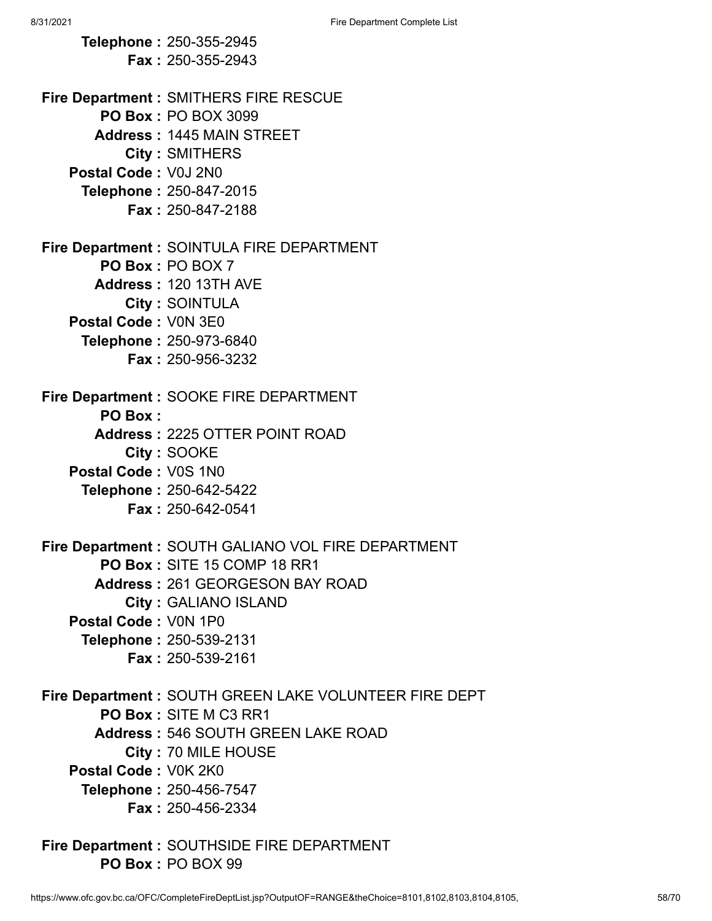**Telephone :** 250-355-2945
**Fax :** 250-355-2943

**Fire Department :** SMITHERS FIRE RESCUE
**PO Box :** PO BOX 3099
**Address :** 1445 MAIN STREET
**City :** SMITHERS
**Postal Code :** V0J 2N0
**Telephone :** 250-847-2015
**Fax :** 250-847-2188

**Fire Department :** SOINTULA FIRE DEPARTMENT
**PO Box :** PO BOX 7
**Address :** 120 13TH AVE
**City :** SOINTULA
**Postal Code :** V0N 3E0
**Telephone :** 250-973-6840
**Fax :** 250-956-3232

**Fire Department :** SOOKE FIRE DEPARTMENT
**PO Box :**
**Address :** 2225 OTTER POINT ROAD
**City :** SOOKE
**Postal Code :** V0S 1N0
**Telephone :** 250-642-5422
**Fax :** 250-642-0541

**Fire Department :** SOUTH GALIANO VOL FIRE DEPARTMENT
**PO Box :** SITE 15 COMP 18 RR1
**Address :** 261 GEORGESON BAY ROAD
**City :** GALIANO ISLAND
**Postal Code :** V0N 1P0
**Telephone :** 250-539-2131
**Fax :** 250-539-2161

**Fire Department :** SOUTH GREEN LAKE VOLUNTEER FIRE DEPT
**PO Box :** SITE M C3 RR1
**Address :** 546 SOUTH GREEN LAKE ROAD
**City :** 70 MILE HOUSE
**Postal Code :** V0K 2K0
**Telephone :** 250-456-7547
**Fax :** 250-456-2334

**Fire Department :** SOUTHSIDE FIRE DEPARTMENT
**PO Box :** PO BOX 99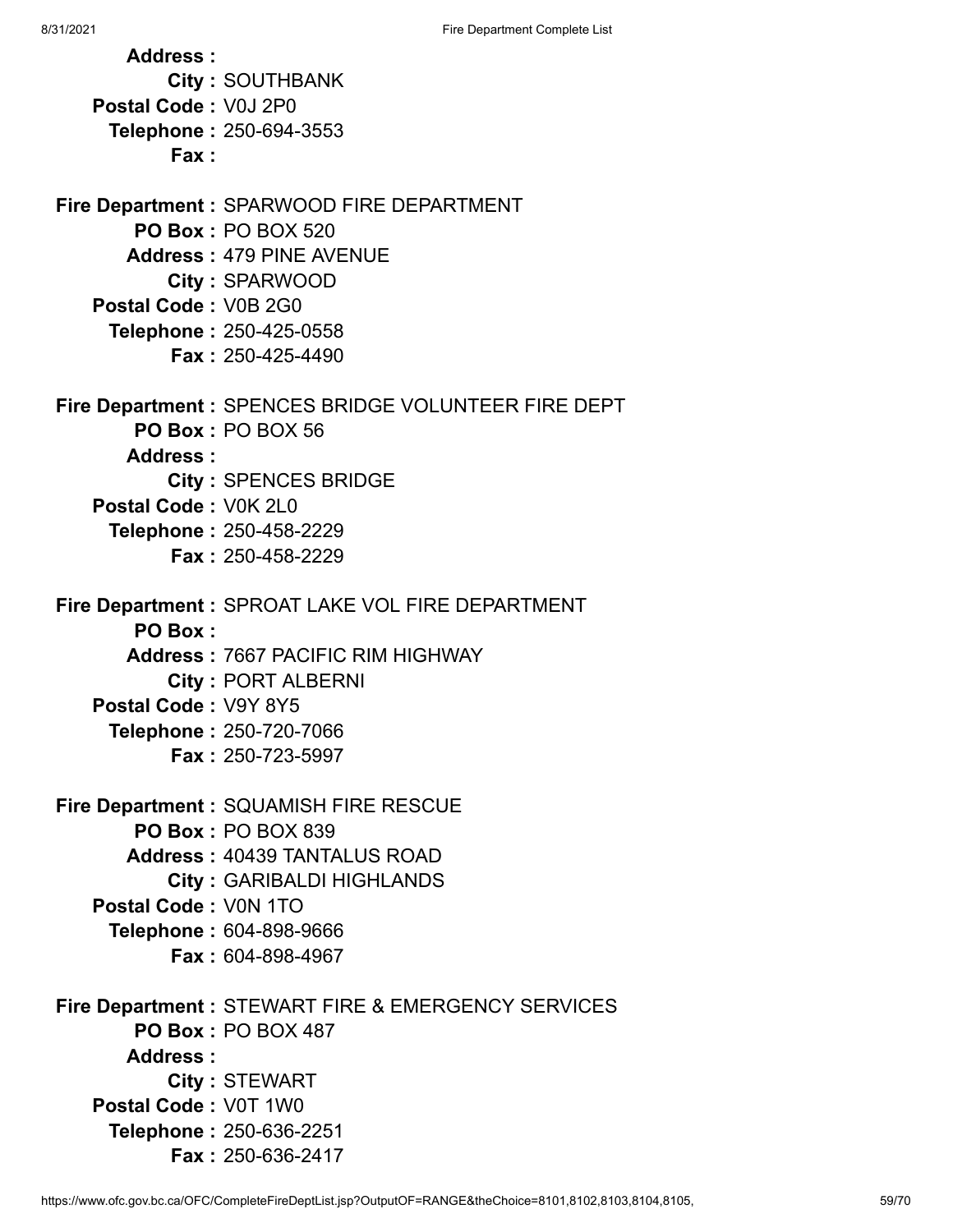**Address :**
**City :** SOUTHBANK
**Postal Code :** V0J 2P0
**Telephone :** 250-694-3553
**Fax :**

**Fire Department :** SPARWOOD FIRE DEPARTMENT
**PO Box :** PO BOX 520
**Address :** 479 PINE AVENUE
**City :** SPARWOOD
**Postal Code :** V0B 2G0
**Telephone :** 250-425-0558
**Fax :** 250-425-4490

**Fire Department :** SPENCES BRIDGE VOLUNTEER FIRE DEPT
**PO Box :** PO BOX 56
**Address :**
**City :** SPENCES BRIDGE
**Postal Code :** V0K 2L0
**Telephone :** 250-458-2229
**Fax :** 250-458-2229

**Fire Department :** SPROAT LAKE VOL FIRE DEPARTMENT
**PO Box :**
**Address :** 7667 PACIFIC RIM HIGHWAY
**City :** PORT ALBERNI
**Postal Code :** V9Y 8Y5
**Telephone :** 250-720-7066
**Fax :** 250-723-5997

**Fire Department :** SQUAMISH FIRE RESCUE
**PO Box :** PO BOX 839
**Address :** 40439 TANTALUS ROAD
**City :** GARIBALDI HIGHLANDS
**Postal Code :** V0N 1TO
**Telephone :** 604-898-9666
**Fax :** 604-898-4967

**Fire Department :** STEWART FIRE & EMERGENCY SERVICES
**PO Box :** PO BOX 487
**Address :**
**City :** STEWART
**Postal Code :** V0T 1W0
**Telephone :** 250-636-2251
**Fax :** 250-636-2417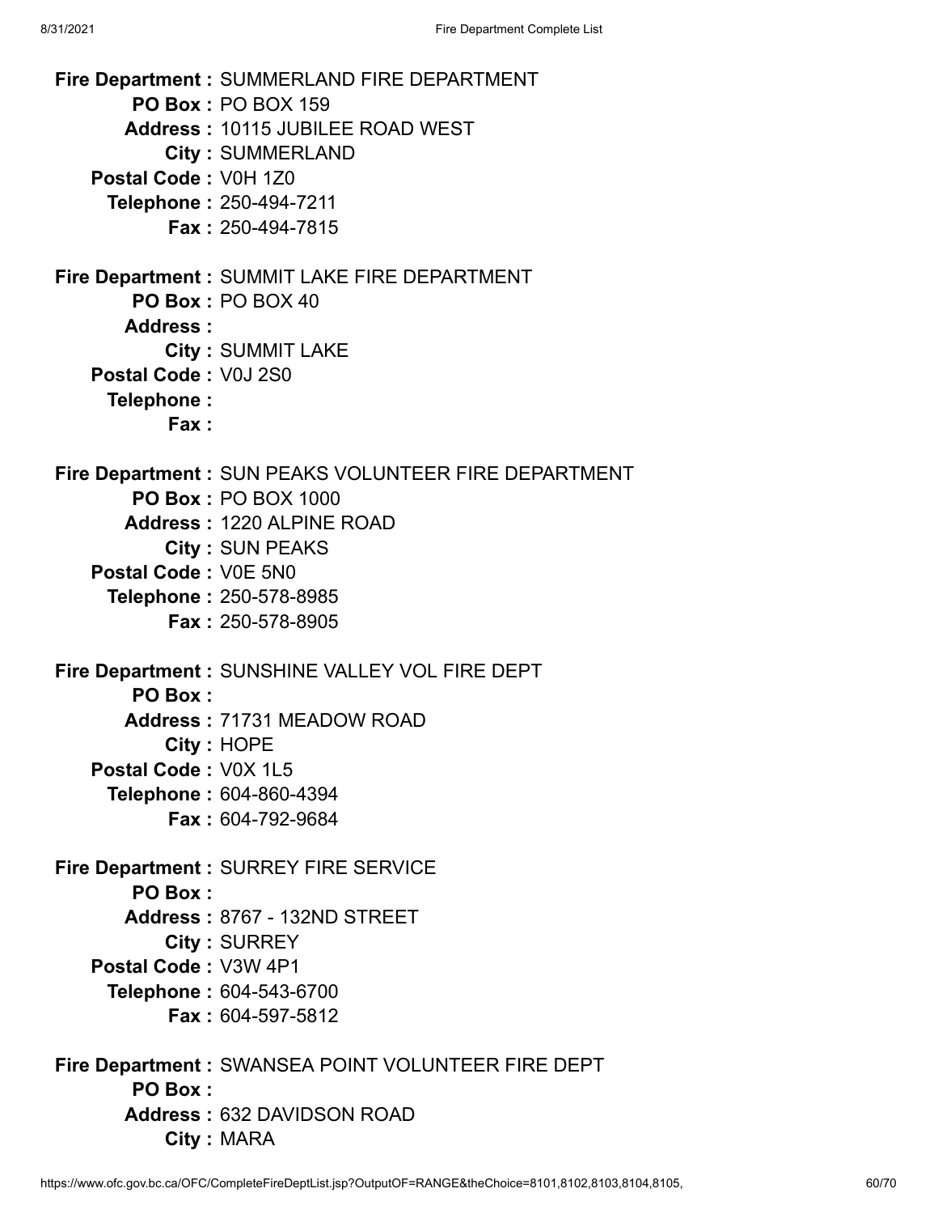**Fire Department :** SUMMERLAND FIRE DEPARTMENT
**PO Box :** PO BOX 159
**Address :** 10115 JUBILEE ROAD WEST
**City :** SUMMERLAND
**Postal Code :** V0H 1Z0
**Telephone :** 250-494-7211
**Fax :** 250-494-7815

**Fire Department :** SUMMIT LAKE FIRE DEPARTMENT
**PO Box :** PO BOX 40
**Address :**
**City :** SUMMIT LAKE
**Postal Code :** V0J 2S0
**Telephone :**
**Fax :**

**Fire Department :** SUN PEAKS VOLUNTEER FIRE DEPARTMENT
**PO Box :** PO BOX 1000
**Address :** 1220 ALPINE ROAD
**City :** SUN PEAKS
**Postal Code :** V0E 5N0
**Telephone :** 250-578-8985
**Fax :** 250-578-8905

**Fire Department :** SUNSHINE VALLEY VOL FIRE DEPT
**PO Box :**
**Address :** 71731 MEADOW ROAD
**City :** HOPE
**Postal Code :** V0X 1L5
**Telephone :** 604-860-4394
**Fax :** 604-792-9684

**Fire Department :** SURREY FIRE SERVICE
**PO Box :**
**Address :** 8767 - 132ND STREET
**City :** SURREY
**Postal Code :** V3W 4P1
**Telephone :** 604-543-6700
**Fax :** 604-597-5812

**Fire Department :** SWANSEA POINT VOLUNTEER FIRE DEPT
**PO Box :**
**Address :** 632 DAVIDSON ROAD
**City :** MARA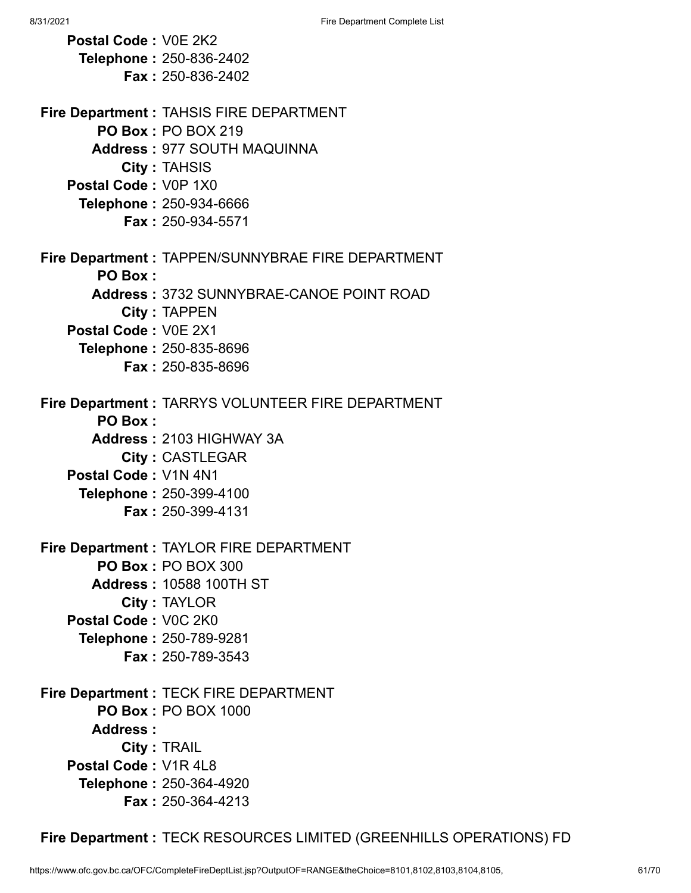**Postal Code :** V0E 2K2
**Telephone :** 250-836-2402
**Fax :** 250-836-2402

**Fire Department :** TAHSIS FIRE DEPARTMENT
**PO Box :** PO BOX 219
**Address :** 977 SOUTH MAQUINNA
**City :** TAHSIS
**Postal Code :** V0P 1X0
**Telephone :** 250-934-6666
**Fax :** 250-934-5571

**Fire Department :** TAPPEN/SUNNYBRAE FIRE DEPARTMENT
**PO Box :**
**Address :** 3732 SUNNYBRAE-CANOE POINT ROAD
**City :** TAPPEN
**Postal Code :** V0E 2X1
**Telephone :** 250-835-8696
**Fax :** 250-835-8696

**Fire Department :** TARRYS VOLUNTEER FIRE DEPARTMENT
**PO Box :**
**Address :** 2103 HIGHWAY 3A
**City :** CASTLEGAR
**Postal Code :** V1N 4N1
**Telephone :** 250-399-4100
**Fax :** 250-399-4131

**Fire Department :** TAYLOR FIRE DEPARTMENT
**PO Box :** PO BOX 300
**Address :** 10588 100TH ST
**City :** TAYLOR
**Postal Code :** V0C 2K0
**Telephone :** 250-789-9281
**Fax :** 250-789-3543

**Fire Department :** TECK FIRE DEPARTMENT
**PO Box :** PO BOX 1000
**Address :**
**City :** TRAIL
**Postal Code :** V1R 4L8
**Telephone :** 250-364-4920
**Fax :** 250-364-4213

**Fire Department :** TECK RESOURCES LIMITED (GREENHILLS OPERATIONS) FD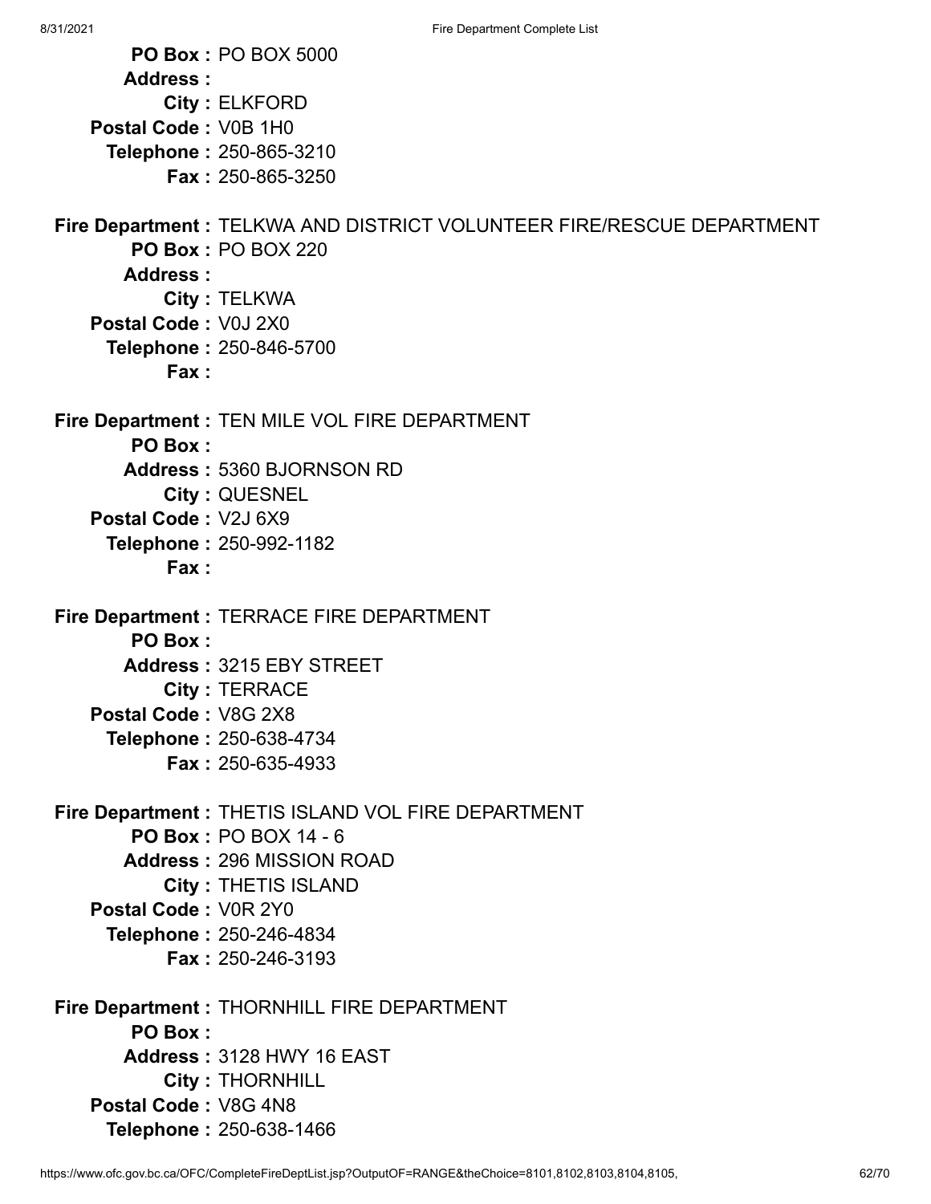**PO Box :** PO BOX 5000
**Address :**
**City :** ELKFORD
**Postal Code :** V0B 1H0
**Telephone :** 250-865-3210
**Fax :** 250-865-3250

**Fire Department :** TELKWA AND DISTRICT VOLUNTEER FIRE/RESCUE DEPARTMENT
**PO Box :** PO BOX 220
**Address :**
**City :** TELKWA
**Postal Code :** V0J 2X0
**Telephone :** 250-846-5700
**Fax :**

**Fire Department :** TEN MILE VOL FIRE DEPARTMENT
**PO Box :**
**Address :** 5360 BJORNSON RD
**City :** QUESNEL
**Postal Code :** V2J 6X9
**Telephone :** 250-992-1182
**Fax :**

**Fire Department :** TERRACE FIRE DEPARTMENT
**PO Box :**
**Address :** 3215 EBY STREET
**City :** TERRACE
**Postal Code :** V8G 2X8
**Telephone :** 250-638-4734
**Fax :** 250-635-4933

**Fire Department :** THETIS ISLAND VOL FIRE DEPARTMENT
**PO Box :** PO BOX 14 - 6
**Address :** 296 MISSION ROAD
**City :** THETIS ISLAND
**Postal Code :** V0R 2Y0
**Telephone :** 250-246-4834
**Fax :** 250-246-3193

**Fire Department :** THORNHILL FIRE DEPARTMENT
**PO Box :**
**Address :** 3128 HWY 16 EAST
**City :** THORNHILL
**Postal Code :** V8G 4N8
**Telephone :** 250-638-1466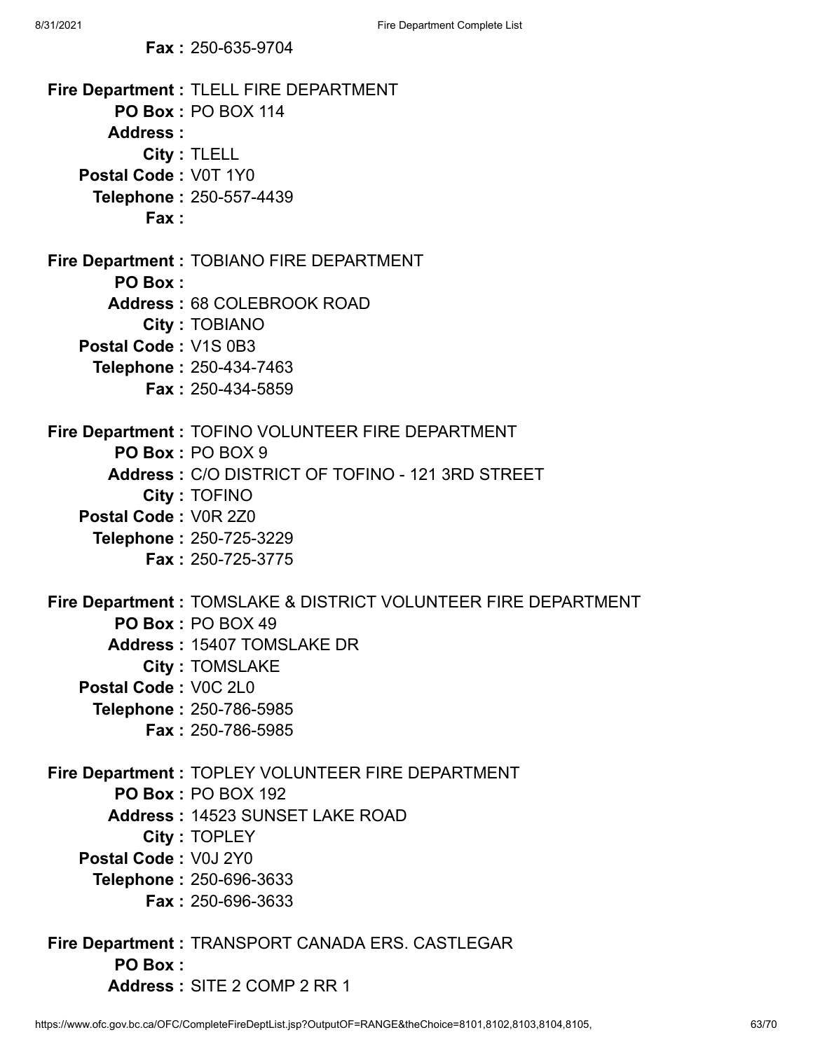**Fax :** 250-635-9704

**Fire Department :** TLELL FIRE DEPARTMENT
**PO Box :** PO BOX 114
**Address :**
**City :** TLELL
**Postal Code :** V0T 1Y0
**Telephone :** 250-557-4439
**Fax :**

**Fire Department :** TOBIANO FIRE DEPARTMENT
**PO Box :**
**Address :** 68 COLEBROOK ROAD
**City :** TOBIANO
**Postal Code :** V1S 0B3
**Telephone :** 250-434-7463
**Fax :** 250-434-5859

**Fire Department :** TOFINO VOLUNTEER FIRE DEPARTMENT
**PO Box :** PO BOX 9
**Address :** C/O DISTRICT OF TOFINO - 121 3RD STREET
**City :** TOFINO
**Postal Code :** V0R 2Z0
**Telephone :** 250-725-3229
**Fax :** 250-725-3775

**Fire Department :** TOMSLAKE & DISTRICT VOLUNTEER FIRE DEPARTMENT
**PO Box :** PO BOX 49
**Address :** 15407 TOMSLAKE DR
**City :** TOMSLAKE
**Postal Code :** V0C 2L0
**Telephone :** 250-786-5985
**Fax :** 250-786-5985

**Fire Department :** TOPLEY VOLUNTEER FIRE DEPARTMENT
**PO Box :** PO BOX 192
**Address :** 14523 SUNSET LAKE ROAD
**City :** TOPLEY
**Postal Code :** V0J 2Y0
**Telephone :** 250-696-3633
**Fax :** 250-696-3633

**Fire Department :** TRANSPORT CANADA ERS. CASTLEGAR
**PO Box :**
**Address :** SITE 2 COMP 2 RR 1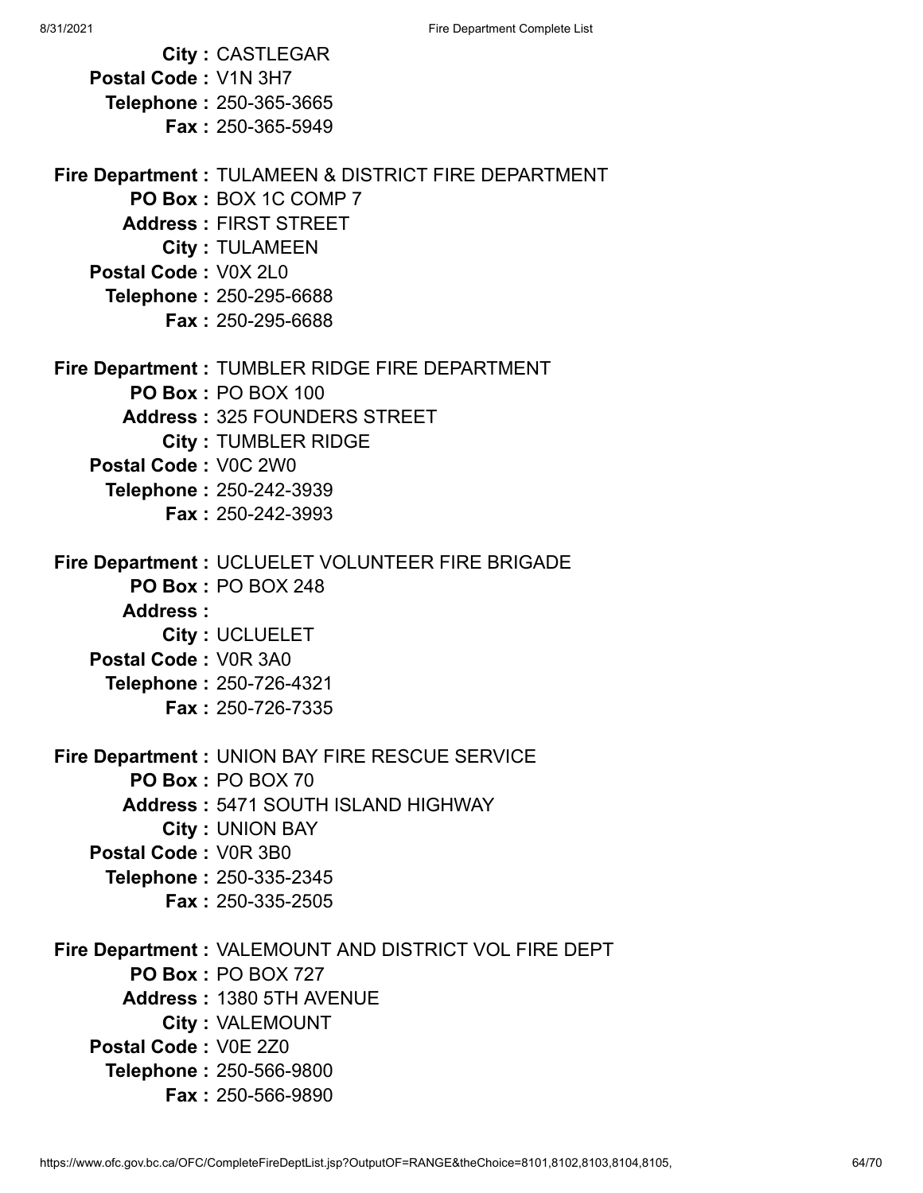**City :** CASTLEGAR
**Postal Code :** V1N 3H7
**Telephone :** 250-365-3665
**Fax :** 250-365-5949

**Fire Department :** TULAMEEN & DISTRICT FIRE DEPARTMENT
**PO Box :** BOX 1C COMP 7
**Address :** FIRST STREET
**City :** TULAMEEN
**Postal Code :** V0X 2L0
**Telephone :** 250-295-6688
**Fax :** 250-295-6688

**Fire Department :** TUMBLER RIDGE FIRE DEPARTMENT
**PO Box :** PO BOX 100
**Address :** 325 FOUNDERS STREET
**City :** TUMBLER RIDGE
**Postal Code :** V0C 2W0
**Telephone :** 250-242-3939
**Fax :** 250-242-3993

**Fire Department :** UCLUELET VOLUNTEER FIRE BRIGADE
**PO Box :** PO BOX 248
**Address :**
**City :** UCLUELET
**Postal Code :** V0R 3A0
**Telephone :** 250-726-4321
**Fax :** 250-726-7335

**Fire Department :** UNION BAY FIRE RESCUE SERVICE
**PO Box :** PO BOX 70
**Address :** 5471 SOUTH ISLAND HIGHWAY
**City :** UNION BAY
**Postal Code :** V0R 3B0
**Telephone :** 250-335-2345
**Fax :** 250-335-2505

**Fire Department :** VALEMOUNT AND DISTRICT VOL FIRE DEPT
**PO Box :** PO BOX 727
**Address :** 1380 5TH AVENUE
**City :** VALEMOUNT
**Postal Code :** V0E 2Z0
**Telephone :** 250-566-9800
**Fax :** 250-566-9890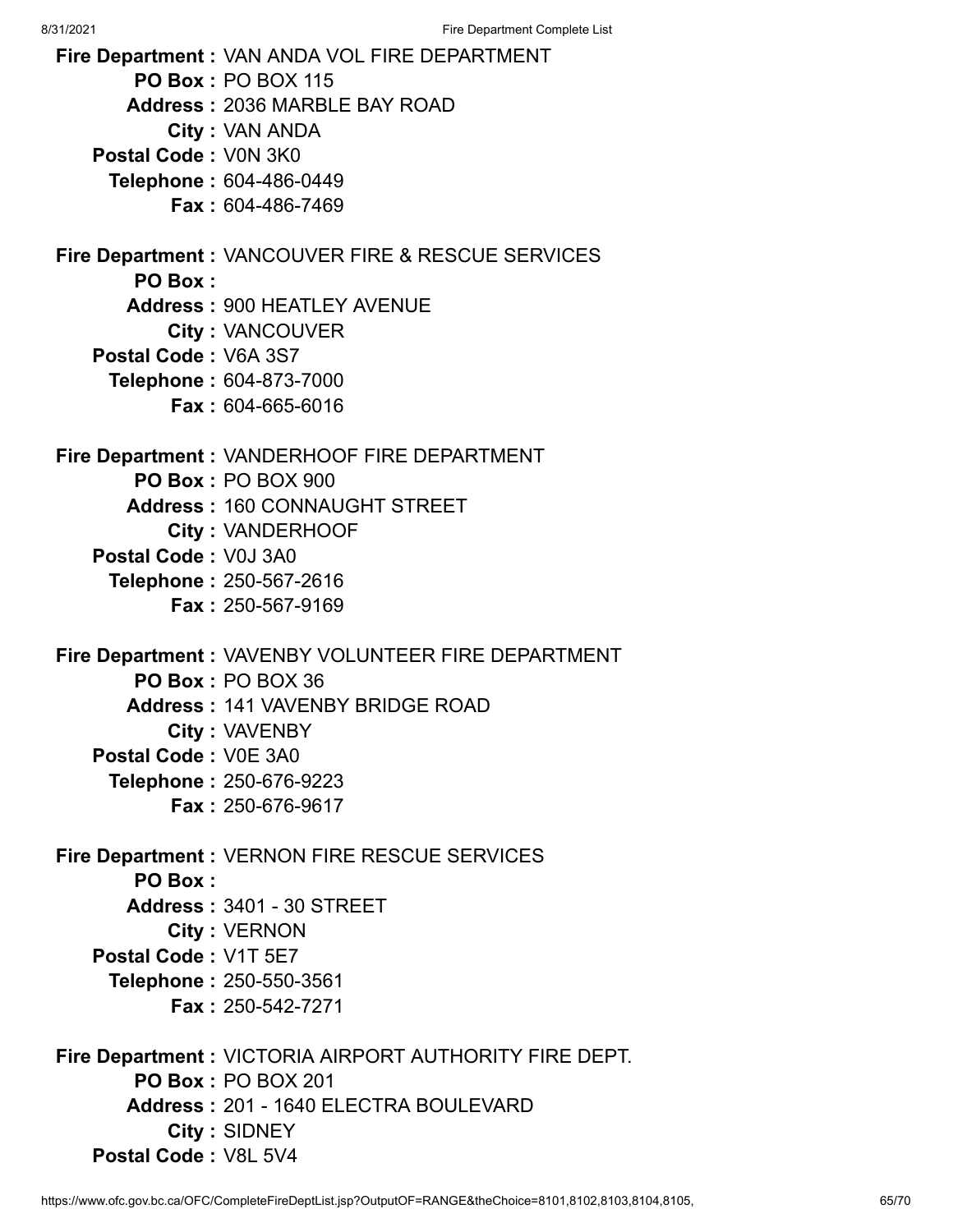**Fire Department :** VAN ANDA VOL FIRE DEPARTMENT
**PO Box :** PO BOX 115
**Address :** 2036 MARBLE BAY ROAD
**City :** VAN ANDA
**Postal Code :** V0N 3K0
**Telephone :** 604-486-0449
**Fax :** 604-486-7469

**Fire Department :** VANCOUVER FIRE & RESCUE SERVICES
**PO Box :**
**Address :** 900 HEATLEY AVENUE
**City :** VANCOUVER
**Postal Code :** V6A 3S7
**Telephone :** 604-873-7000
**Fax :** 604-665-6016

**Fire Department :** VANDERHOOF FIRE DEPARTMENT
**PO Box :** PO BOX 900
**Address :** 160 CONNAUGHT STREET
**City :** VANDERHOOF
**Postal Code :** V0J 3A0
**Telephone :** 250-567-2616
**Fax :** 250-567-9169

**Fire Department :** VAVENBY VOLUNTEER FIRE DEPARTMENT
**PO Box :** PO BOX 36
**Address :** 141 VAVENBY BRIDGE ROAD
**City :** VAVENBY
**Postal Code :** V0E 3A0
**Telephone :** 250-676-9223
**Fax :** 250-676-9617

**Fire Department :** VERNON FIRE RESCUE SERVICES
**PO Box :**
**Address :** 3401 - 30 STREET
**City :** VERNON
**Postal Code :** V1T 5E7
**Telephone :** 250-550-3561
**Fax :** 250-542-7271

**Fire Department :** VICTORIA AIRPORT AUTHORITY FIRE DEPT.
**PO Box :** PO BOX 201
**Address :** 201 - 1640 ELECTRA BOULEVARD
**City :** SIDNEY
**Postal Code :** V8L 5V4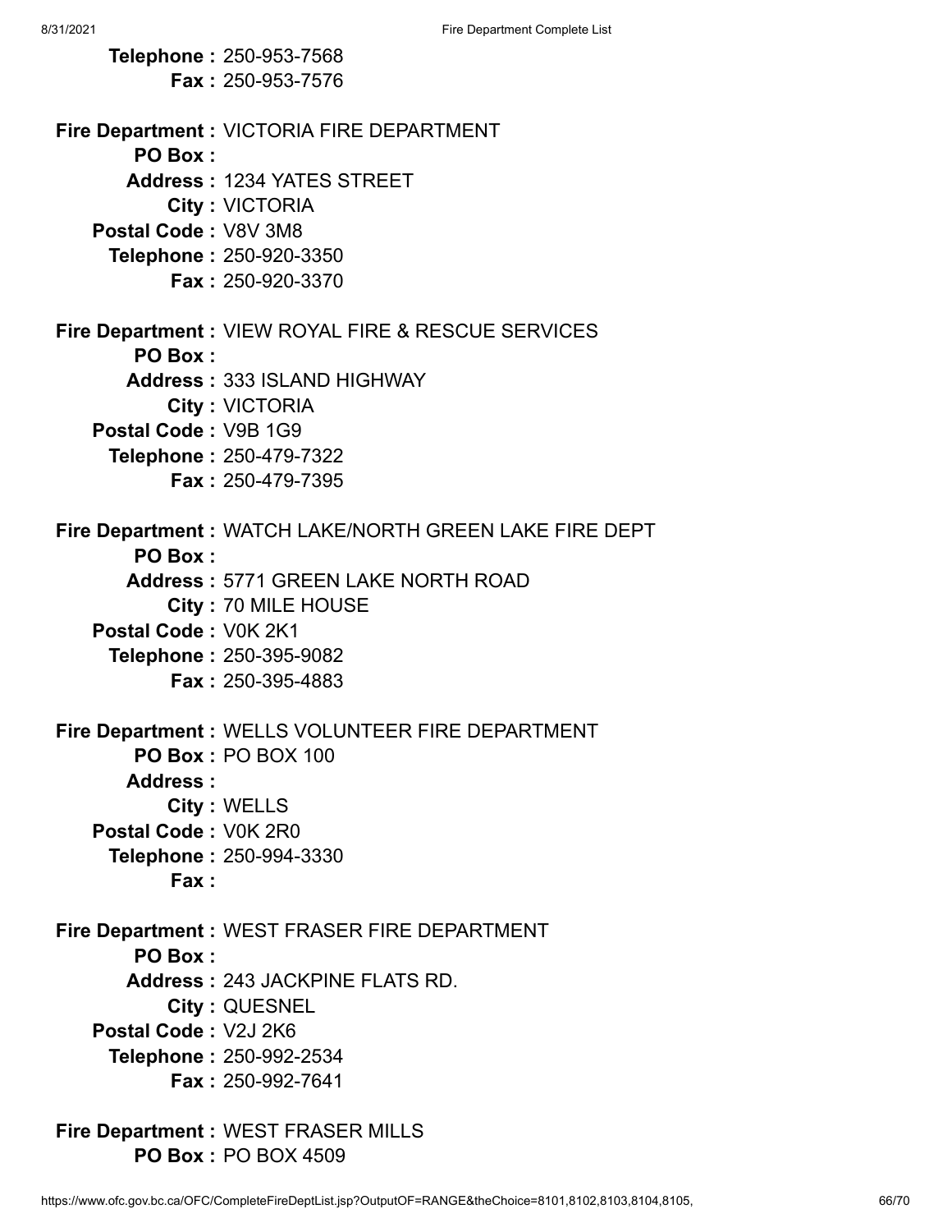**Telephone :** 250-953-7568
**Fax :** 250-953-7576

**Fire Department :** VICTORIA FIRE DEPARTMENT
**PO Box :**
**Address :** 1234 YATES STREET
**City :** VICTORIA
**Postal Code :** V8V 3M8
**Telephone :** 250-920-3350
**Fax :** 250-920-3370

**Fire Department :** VIEW ROYAL FIRE & RESCUE SERVICES
**PO Box :**
**Address :** 333 ISLAND HIGHWAY
**City :** VICTORIA
**Postal Code :** V9B 1G9
**Telephone :** 250-479-7322
**Fax :** 250-479-7395

**Fire Department :** WATCH LAKE/NORTH GREEN LAKE FIRE DEPT
**PO Box :**
**Address :** 5771 GREEN LAKE NORTH ROAD
**City :** 70 MILE HOUSE
**Postal Code :** V0K 2K1
**Telephone :** 250-395-9082
**Fax :** 250-395-4883

**Fire Department :** WELLS VOLUNTEER FIRE DEPARTMENT
**PO Box :** PO BOX 100
**Address :**
**City :** WELLS
**Postal Code :** V0K 2R0
**Telephone :** 250-994-3330
**Fax :**

**Fire Department :** WEST FRASER FIRE DEPARTMENT
**PO Box :**
**Address :** 243 JACKPINE FLATS RD.
**City :** QUESNEL
**Postal Code :** V2J 2K6
**Telephone :** 250-992-2534
**Fax :** 250-992-7641

**Fire Department :** WEST FRASER MILLS
**PO Box :** PO BOX 4509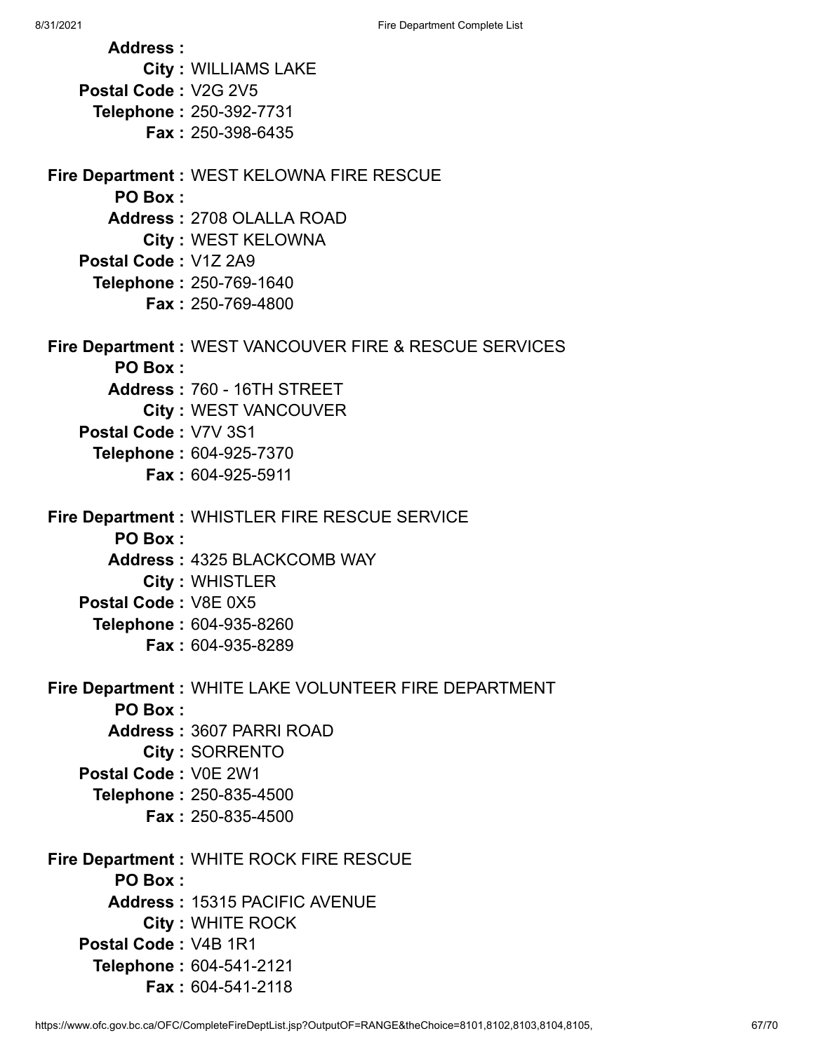**Address :**
**City :** WILLIAMS LAKE
**Postal Code :** V2G 2V5
**Telephone :** 250-392-7731
**Fax :** 250-398-6435

**Fire Department :** WEST KELOWNA FIRE RESCUE
**PO Box :**
**Address :** 2708 OLALLA ROAD
**City :** WEST KELOWNA
**Postal Code :** V1Z 2A9
**Telephone :** 250-769-1640
**Fax :** 250-769-4800

**Fire Department :** WEST VANCOUVER FIRE & RESCUE SERVICES
**PO Box :**
**Address :** 760 - 16TH STREET
**City :** WEST VANCOUVER
**Postal Code :** V7V 3S1
**Telephone :** 604-925-7370
**Fax :** 604-925-5911

**Fire Department :** WHISTLER FIRE RESCUE SERVICE
**PO Box :**
**Address :** 4325 BLACKCOMB WAY
**City :** WHISTLER
**Postal Code :** V8E 0X5
**Telephone :** 604-935-8260
**Fax :** 604-935-8289

**Fire Department :** WHITE LAKE VOLUNTEER FIRE DEPARTMENT
**PO Box :**
**Address :** 3607 PARRI ROAD
**City :** SORRENTO
**Postal Code :** V0E 2W1
**Telephone :** 250-835-4500
**Fax :** 250-835-4500

**Fire Department :** WHITE ROCK FIRE RESCUE
**PO Box :**
**Address :** 15315 PACIFIC AVENUE
**City :** WHITE ROCK
**Postal Code :** V4B 1R1
**Telephone :** 604-541-2121
**Fax :** 604-541-2118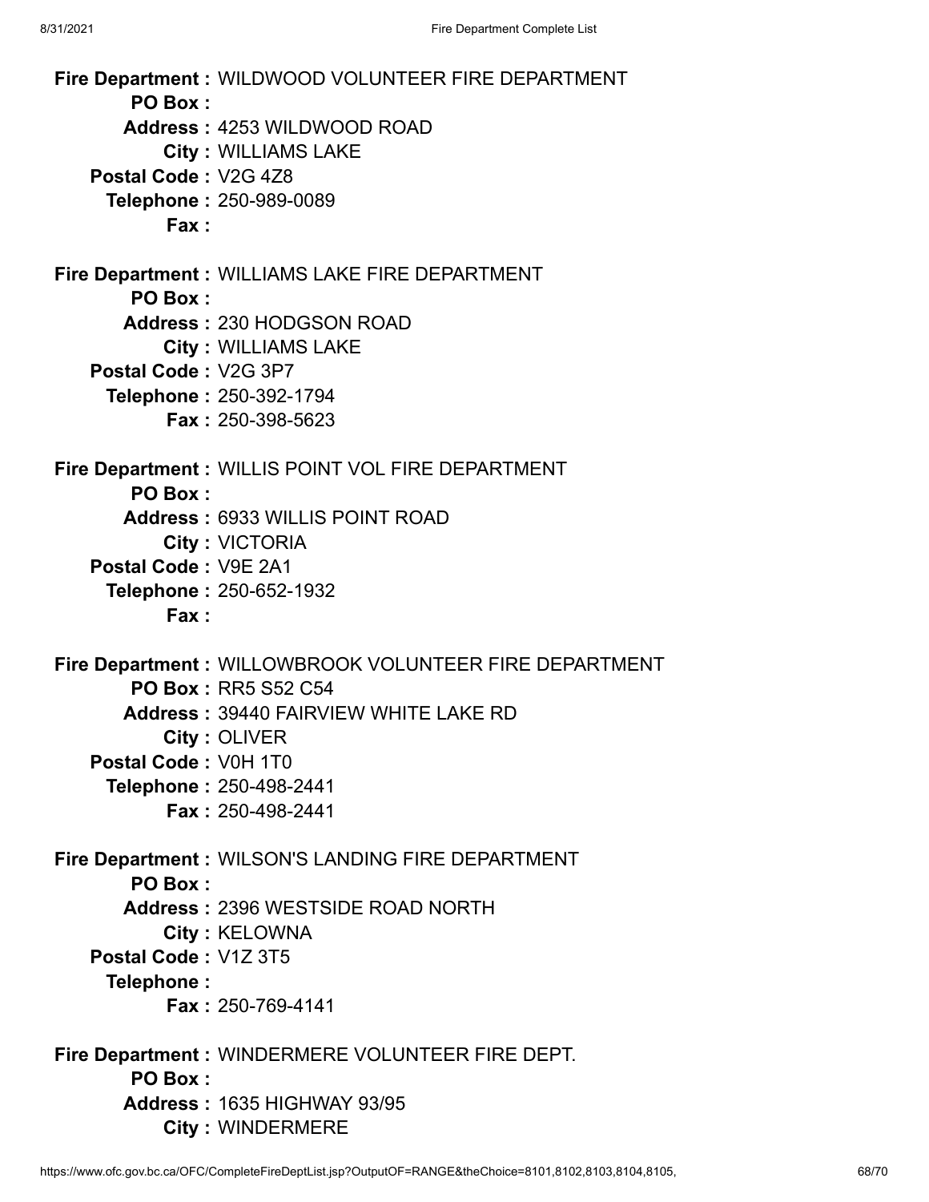**Fire Department :** WILDWOOD VOLUNTEER FIRE DEPARTMENT
**PO Box :**
**Address :** 4253 WILDWOOD ROAD
**City :** WILLIAMS LAKE
**Postal Code :** V2G 4Z8
**Telephone :** 250-989-0089
**Fax :**

**Fire Department :** WILLIAMS LAKE FIRE DEPARTMENT
**PO Box :**
**Address :** 230 HODGSON ROAD
**City :** WILLIAMS LAKE
**Postal Code :** V2G 3P7
**Telephone :** 250-392-1794
**Fax :** 250-398-5623

**Fire Department :** WILLIS POINT VOL FIRE DEPARTMENT
**PO Box :**
**Address :** 6933 WILLIS POINT ROAD
**City :** VICTORIA
**Postal Code :** V9E 2A1
**Telephone :** 250-652-1932
**Fax :**

**Fire Department :** WILLOWBROOK VOLUNTEER FIRE DEPARTMENT
**PO Box :** RR5 S52 C54
**Address :** 39440 FAIRVIEW WHITE LAKE RD
**City :** OLIVER
**Postal Code :** V0H 1T0
**Telephone :** 250-498-2441
**Fax :** 250-498-2441

**Fire Department :** WILSON'S LANDING FIRE DEPARTMENT
**PO Box :**
**Address :** 2396 WESTSIDE ROAD NORTH
**City :** KELOWNA
**Postal Code :** V1Z 3T5
**Telephone :**
**Fax :** 250-769-4141

**Fire Department :** WINDERMERE VOLUNTEER FIRE DEPT.
**PO Box :**
**Address :** 1635 HIGHWAY 93/95
**City :** WINDERMERE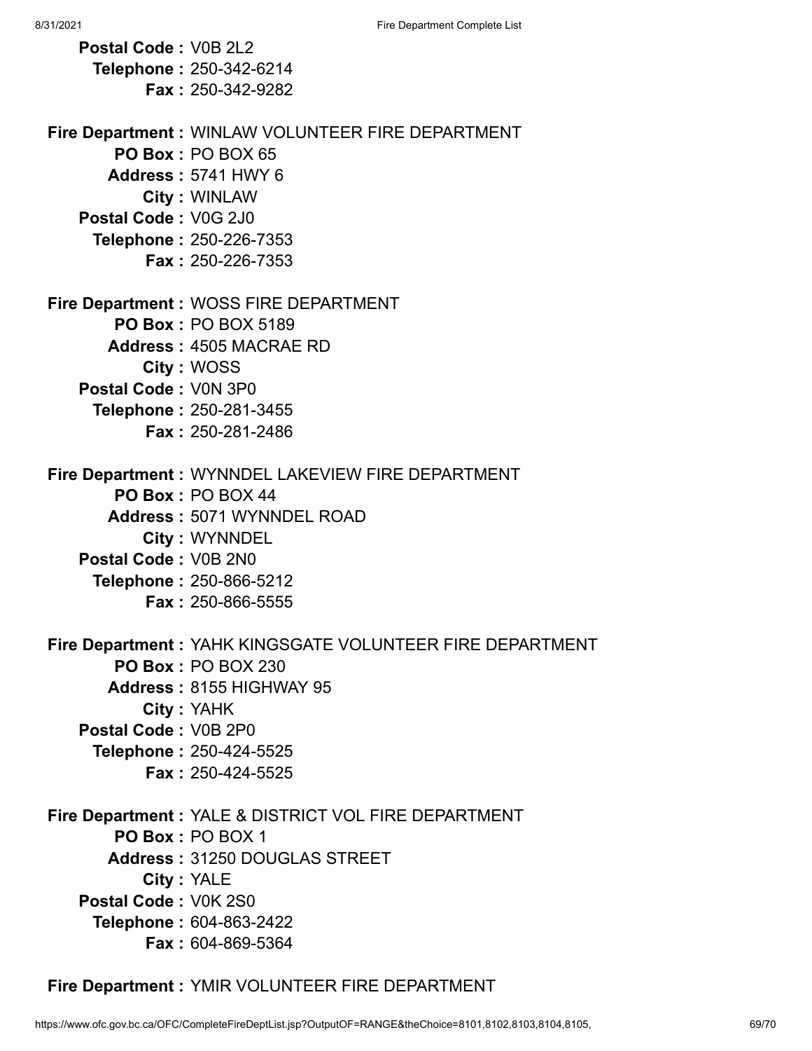**Postal Code :** V0B 2L2
**Telephone :** 250-342-6214
**Fax :** 250-342-9282

**Fire Department :** WINLAW VOLUNTEER FIRE DEPARTMENT
**PO Box :** PO BOX 65
**Address :** 5741 HWY 6
**City :** WINLAW
**Postal Code :** V0G 2J0
**Telephone :** 250-226-7353
**Fax :** 250-226-7353

**Fire Department :** WOSS FIRE DEPARTMENT
**PO Box :** PO BOX 5189
**Address :** 4505 MACRAE RD
**City :** WOSS
**Postal Code :** V0N 3P0
**Telephone :** 250-281-3455
**Fax :** 250-281-2486

**Fire Department :** WYNNDEL LAKEVIEW FIRE DEPARTMENT
**PO Box :** PO BOX 44
**Address :** 5071 WYNNDEL ROAD
**City :** WYNNDEL
**Postal Code :** V0B 2N0
**Telephone :** 250-866-5212
**Fax :** 250-866-5555

**Fire Department :** YAHK KINGSGATE VOLUNTEER FIRE DEPARTMENT
**PO Box :** PO BOX 230
**Address :** 8155 HIGHWAY 95
**City :** YAHK
**Postal Code :** V0B 2P0
**Telephone :** 250-424-5525
**Fax :** 250-424-5525

**Fire Department :** YALE & DISTRICT VOL FIRE DEPARTMENT
**PO Box :** PO BOX 1
**Address :** 31250 DOUGLAS STREET
**City :** YALE
**Postal Code :** V0K 2S0
**Telephone :** 604-863-2422
**Fax :** 604-869-5364

**Fire Department :** YMIR VOLUNTEER FIRE DEPARTMENT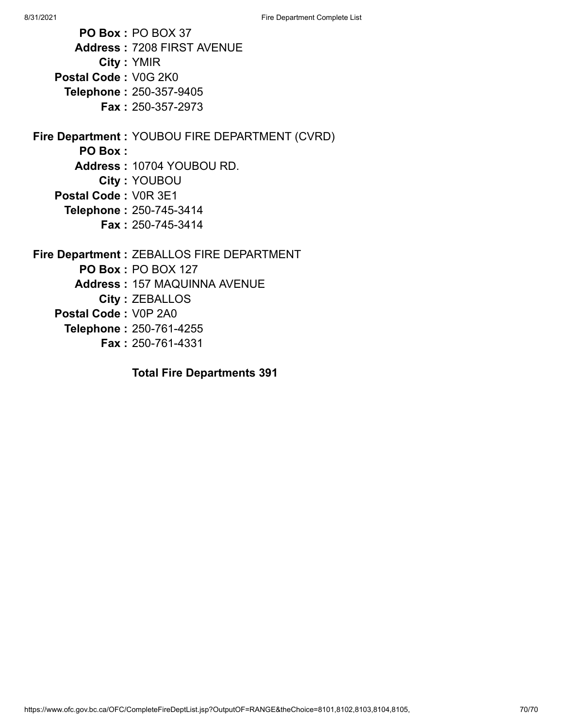**PO Box :** PO BOX 37
**Address :** 7208 FIRST AVENUE
**City :** YMIR
**Postal Code :** V0G 2K0
**Telephone :** 250-357-9405
**Fax :** 250-357-2973

**Fire Department :** YOUBOU FIRE DEPARTMENT (CVRD)
**PO Box :**
**Address :** 10704 YOUBOU RD.
**City :** YOUBOU
**Postal Code :** V0R 3E1
**Telephone :** 250-745-3414
**Fax :** 250-745-3414

**Fire Department :** ZEBALLOS FIRE DEPARTMENT
**PO Box :** PO BOX 127
**Address :** 157 MAQUINNA AVENUE
**City :** ZEBALLOS
**Postal Code :** V0P 2A0
**Telephone :** 250-761-4255
**Fax :** 250-761-4331

**Total Fire Departments 391**